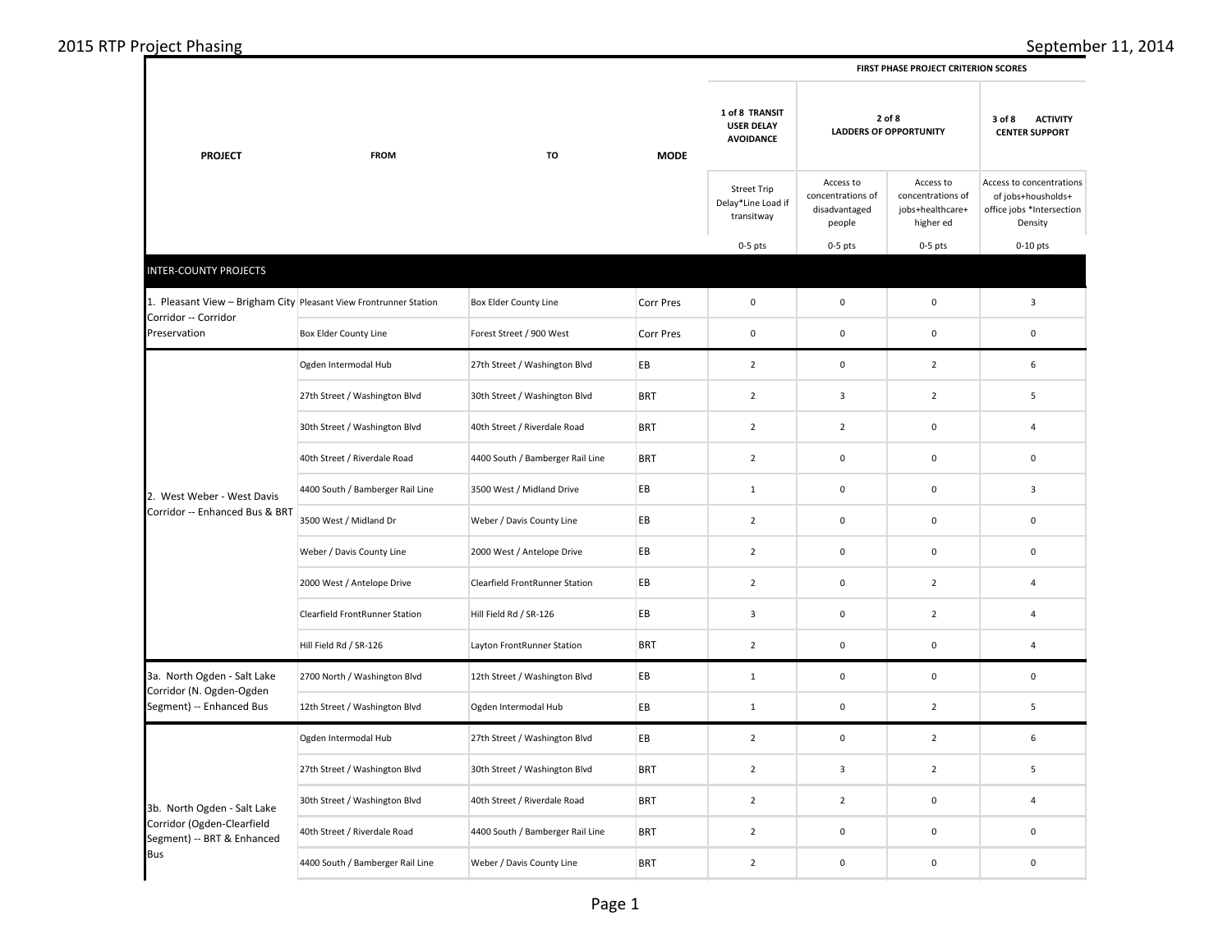# 2015 RTP Project Phasing

September 11, 2014

| PROJECT | FROM | TO | MODE | FIRST PHASE PROJECT CRITERION SCORES | | | |
|---|---|---|---|---|---|---|---|
| | | | | 1 of 8 TRANSIT USER DELAY AVOIDANCE | 2 of 8 LADDERS OF OPPORTUNITY | | 3 of 8 ACTIVITY CENTER SUPPORT |
| | | | | Street Trip Delay*Line Load if transitway | Access to concentrations of disadvantaged people | Access to concentrations of jobs+healthcare+ higher ed | Access to concentrations of jobs+housholds+ office jobs *Intersection Density |
| | | | | 0-5 pts | 0-5 pts | 0-5 pts | 0-10 pts |
| **INTER-COUNTY PROJECTS** | | | | | | | |
| 1. Pleasant View – Brigham City Corridor -- Corridor Preservation | Pleasant View Frontrunner Station | Box Elder County Line | Corr Pres | 0 | 0 | 0 | 3 |
| | Box Elder County Line | Forest Street / 900 West | Corr Pres | 0 | 0 | 0 | 0 |
| 2. West Weber - West Davis Corridor -- Enhanced Bus & BRT | Ogden Intermodal Hub | 27th Street / Washington Blvd | EB | 2 | 0 | 2 | 6 |
| | 27th Street / Washington Blvd | 30th Street / Washington Blvd | BRT | 2 | 3 | 2 | 5 |
| | 30th Street / Washington Blvd | 40th Street / Riverdale Road | BRT | 2 | 2 | 0 | 4 |
| | 40th Street / Riverdale Road | 4400 South / Bamberger Rail Line | BRT | 2 | 0 | 0 | 0 |
| | 4400 South / Bamberger Rail Line | 3500 West / Midland Drive | EB | 1 | 0 | 0 | 3 |
| | 3500 West / Midland Dr | Weber / Davis County Line | EB | 2 | 0 | 0 | 0 |
| | Weber / Davis County Line | 2000 West / Antelope Drive | EB | 2 | 0 | 0 | 0 |
| | 2000 West / Antelope Drive | Clearfield FrontRunner Station | EB | 2 | 0 | 2 | 4 |
| | Clearfield FrontRunner Station | Hill Field Rd / SR-126 | EB | 3 | 0 | 2 | 4 |
| | Hill Field Rd / SR-126 | Layton FrontRunner Station | BRT | 2 | 0 | 0 | 4 |
| 3a. North Ogden - Salt Lake Corridor (N. Ogden-Ogden Segment) -- Enhanced Bus | 2700 North / Washington Blvd | 12th Street / Washington Blvd | EB | 1 | 0 | 0 | 0 |
| | 12th Street / Washington Blvd | Ogden Intermodal Hub | EB | 1 | 0 | 2 | 5 |
| 3b. North Ogden - Salt Lake Corridor (Ogden-Clearfield Segment) -- BRT & Enhanced Bus | Ogden Intermodal Hub | 27th Street / Washington Blvd | EB | 2 | 0 | 2 | 6 |
| | 27th Street / Washington Blvd | 30th Street / Washington Blvd | BRT | 2 | 3 | 2 | 5 |
| | 30th Street / Washington Blvd | 40th Street / Riverdale Road | BRT | 2 | 2 | 0 | 4 |
| | 40th Street / Riverdale Road | 4400 South / Bamberger Rail Line | BRT | 2 | 0 | 0 | 0 |
| | 4400 South / Bamberger Rail Line | Weber / Davis County Line | BRT | 2 | 0 | 0 | 0 |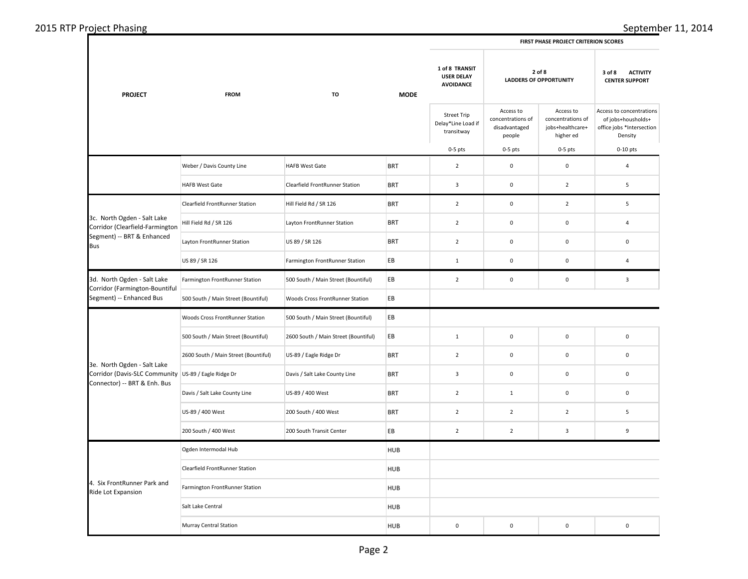| PROJECT | FROM | TO | MODE | FIRST PHASE PROJECT CRITERION SCORES | | | |
|---|---|---|---|---|---|---|---|
| | | | | 1 of 8 TRANSIT USER DELAY AVOIDANCE | 2 of 8 LADDERS OF OPPORTUNITY | | 3 of 8 ACTIVITY CENTER SUPPORT |
| | | | | Street Trip Delay*Line Load if transitway | Access to concentrations of disadvantaged people | Access to concentrations of jobs+healthcare+ higher ed | Access to concentrations of jobs+housholds+ office jobs *Intersection Density |
| | | | | 0-5 pts | 0-5 pts | 0-5 pts | 0-10 pts |
| | Weber / Davis County Line | HAFB West Gate | BRT | 2 | 0 | 0 | 4 |
| | HAFB West Gate | Clearfield FrontRunner Station | BRT | 3 | 0 | 2 | 5 |
| 3c. North Ogden - Salt Lake Corridor (Clearfield-Farmington Segment) -- BRT & Enhanced Bus | Clearfield FrontRunner Station | Hill Field Rd / SR 126 | BRT | 2 | 0 | 2 | 5 |
| | Hill Field Rd / SR 126 | Layton FrontRunner Station | BRT | 2 | 0 | 0 | 4 |
| | Layton FrontRunner Station | US 89 / SR 126 | BRT | 2 | 0 | 0 | 0 |
| | US 89 / SR 126 | Farmington FrontRunner Station | EB | 1 | 0 | 0 | 4 |
| 3d. North Ogden - Salt Lake Corridor (Farmington-Bountiful Segment) -- Enhanced Bus | Farmington FrontRunner Station | 500 South / Main Street (Bountiful) | EB | 2 | 0 | 0 | 3 |
| | 500 South / Main Street (Bountiful) | Woods Cross FrontRunner Station | EB | | | | |
| 3e. North Ogden - Salt Lake Corridor (Davis-SLC Community Connector) -- BRT & Enh. Bus | Woods Cross FrontRunner Station | 500 South / Main Street (Bountiful) | EB | | | | |
| | 500 South / Main Street (Bountiful) | 2600 South / Main Street (Bountiful) | EB | 1 | 0 | 0 | 0 |
| | 2600 South / Main Street (Bountiful) | US-89 / Eagle Ridge Dr | BRT | 2 | 0 | 0 | 0 |
| | US-89 / Eagle Ridge Dr | Davis / Salt Lake County Line | BRT | 3 | 0 | 0 | 0 |
| | Davis / Salt Lake County Line | US-89 / 400 West | BRT | 2 | 1 | 0 | 0 |
| | US-89 / 400 West | 200 South / 400 West | BRT | 2 | 2 | 2 | 5 |
| | 200 South / 400 West | 200 South Transit Center | EB | 2 | 2 | 3 | 9 |
| 4. Six FrontRunner Park and Ride Lot Expansion | Ogden Intermodal Hub | | HUB | | | | |
| | Clearfield FrontRunner Station | | HUB | | | | |
| | Farmington FrontRunner Station | | HUB | | | | |
| | Salt Lake Central | | HUB | | | | |
| | Murray Central Station | | HUB | 0 | 0 | 0 | 0 |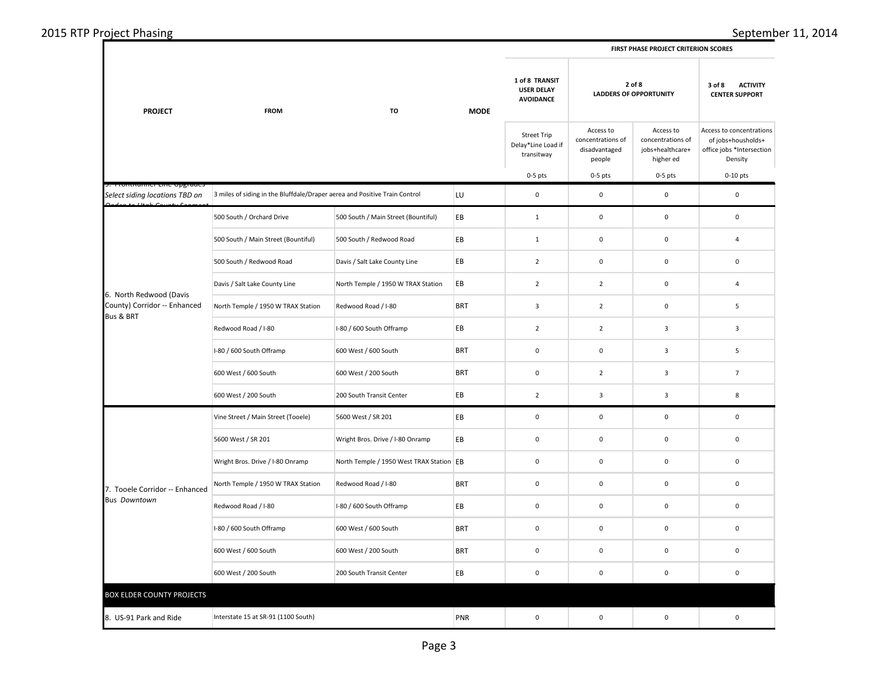| PROJECT | FROM | TO | MODE | FIRST PHASE PROJECT CRITERION SCORES | | | |
|---|---|---|---|---|---|---|---|
| | | | | 1 of 8 TRANSIT USER DELAY AVOIDANCE | 2 of 8 LADDERS OF OPPORTUNITY | | 3 of 8 ACTIVITY CENTER SUPPORT |
| | | | | Street Trip Delay*Line Load if transitway | Access to concentrations of disadvantaged people | Access to concentrations of jobs+healthcare+ higher ed | Access to concentrations of jobs+housholds+ office jobs *Intersection Density |
| | | | | 0-5 pts | 0-5 pts | 0-5 pts | 0-10 pts |
| 5. FrontRunner Line Upgrades *Select siding locations TBD on Ogden to Utah County Segment* | 3 miles of siding in the Bluffdale/Draper aerea and Positive Train Control | | LU | 0 | 0 | 0 | 0 |
| 6. North Redwood (Davis County) Corridor -- Enhanced Bus & BRT | 500 South / Orchard Drive | 500 South / Main Street (Bountiful) | EB | 1 | 0 | 0 | 0 |
| | 500 South / Main Street (Bountiful) | 500 South / Redwood Road | EB | 1 | 0 | 0 | 4 |
| | 500 South / Redwood Road | Davis / Salt Lake County Line | EB | 2 | 0 | 0 | 0 |
| | Davis / Salt Lake County Line | North Temple / 1950 W TRAX Station | EB | 2 | 2 | 0 | 4 |
| | North Temple / 1950 W TRAX Station | Redwood Road / I-80 | BRT | 3 | 2 | 0 | 5 |
| | Redwood Road / I-80 | I-80 / 600 South Offramp | EB | 2 | 2 | 3 | 3 |
| | I-80 / 600 South Offramp | 600 West / 600 South | BRT | 0 | 0 | 3 | 5 |
| | 600 West / 600 South | 600 West / 200 South | BRT | 0 | 2 | 3 | 7 |
| | 600 West / 200 South | 200 South Transit Center | EB | 2 | 3 | 3 | 8 |
| 7. Tooele Corridor -- Enhanced Bus *Downtown* | Vine Street / Main Street (Tooele) | 5600 West / SR 201 | EB | 0 | 0 | 0 | 0 |
| | 5600 West / SR 201 | Wright Bros. Drive / I-80 Onramp | EB | 0 | 0 | 0 | 0 |
| | Wright Bros. Drive / I-80 Onramp | North Temple / 1950 West TRAX Station | EB | 0 | 0 | 0 | 0 |
| | North Temple / 1950 W TRAX Station | Redwood Road / I-80 | BRT | 0 | 0 | 0 | 0 |
| | Redwood Road / I-80 | I-80 / 600 South Offramp | EB | 0 | 0 | 0 | 0 |
| | I-80 / 600 South Offramp | 600 West / 600 South | BRT | 0 | 0 | 0 | 0 |
| | 600 West / 600 South | 600 West / 200 South | BRT | 0 | 0 | 0 | 0 |
| | 600 West / 200 South | 200 South Transit Center | EB | 0 | 0 | 0 | 0 |
| BOX ELDER COUNTY PROJECTS | | | | | | | |
| 8. US-91 Park and Ride | Interstate 15 at SR-91 (1100 South) | | PNR | 0 | 0 | 0 | 0 |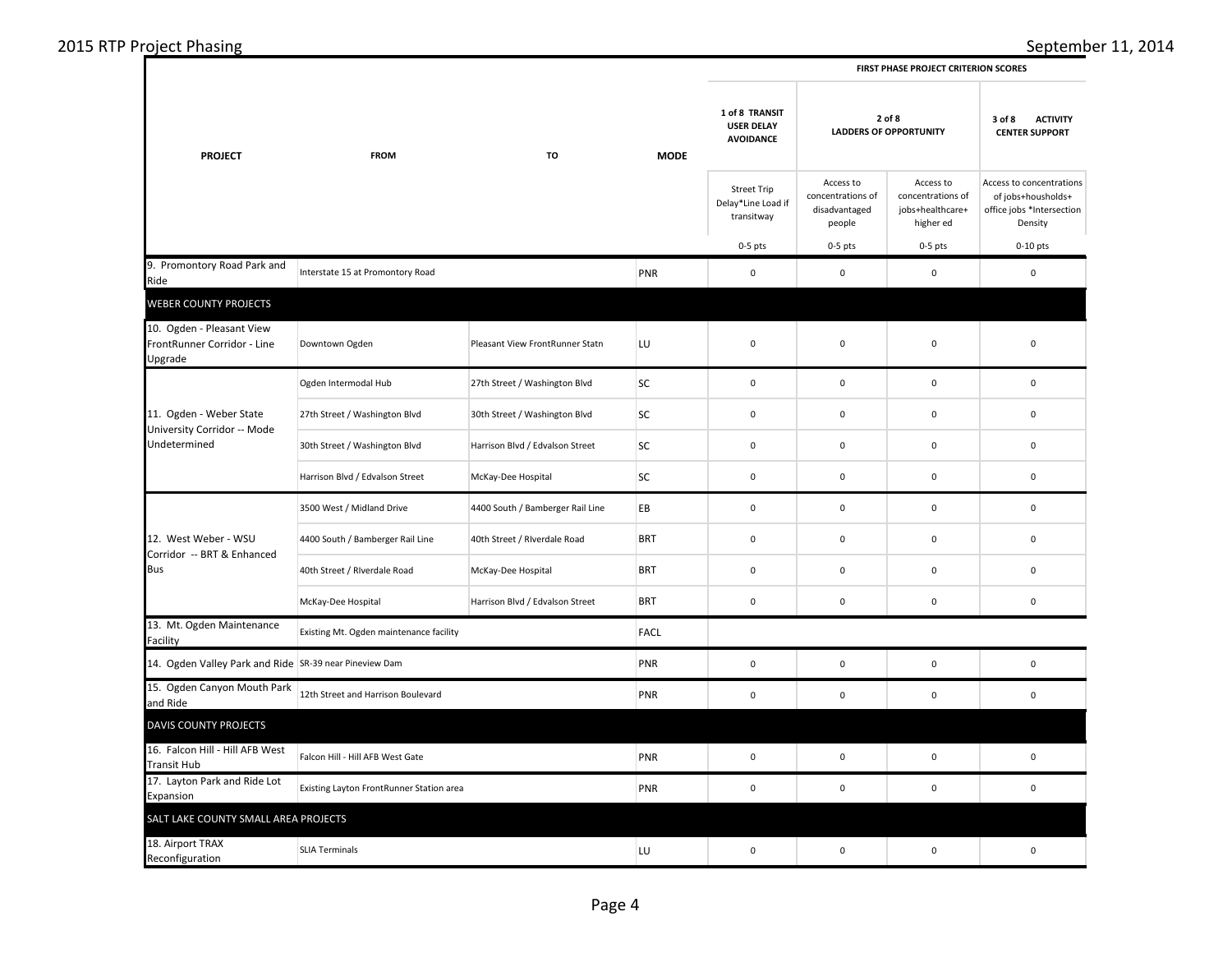| PROJECT | FROM | TO | MODE | FIRST PHASE PROJECT CRITERION SCORES | | | |
|---|---|---|---|---|---|---|---|
| | | | | 1 of 8 TRANSIT USER DELAY AVOIDANCE | 2 of 8 LADDERS OF OPPORTUNITY | | 3 of 8 ACTIVITY CENTER SUPPORT |
| | | | | Street Trip Delay*Line Load if transitway | Access to concentrations of disadvantaged people | Access to concentrations of jobs+healthcare+ higher ed | Access to concentrations of jobs+housholds+ office jobs *Intersection Density |
| | | | | 0-5 pts | 0-5 pts | 0-5 pts | 0-10 pts |
| 9. Promontory Road Park and Ride | Interstate 15 at Promontory Road | | PNR | 0 | 0 | 0 | 0 |
| WEBER COUNTY PROJECTS | | | | | | | |
| 10. Ogden - Pleasant View FrontRunner Corridor - Line Upgrade | Downtown Ogden | Pleasant View FrontRunner Statn | LU | 0 | 0 | 0 | 0 |
| 11. Ogden - Weber State University Corridor -- Mode Undetermined | Ogden Intermodal Hub | 27th Street / Washington Blvd | SC | 0 | 0 | 0 | 0 |
| | 27th Street / Washington Blvd | 30th Street / Washington Blvd | SC | 0 | 0 | 0 | 0 |
| | 30th Street / Washington Blvd | Harrison Blvd / Edvalson Street | SC | 0 | 0 | 0 | 0 |
| | Harrison Blvd / Edvalson Street | McKay-Dee Hospital | SC | 0 | 0 | 0 | 0 |
| 12. West Weber - WSU Corridor -- BRT & Enhanced Bus | 3500 West / Midland Drive | 4400 South / Bamberger Rail Line | EB | 0 | 0 | 0 | 0 |
| | 4400 South / Bamberger Rail Line | 40th Street / RIverdale Road | BRT | 0 | 0 | 0 | 0 |
| | 40th Street / RIverdale Road | McKay-Dee Hospital | BRT | 0 | 0 | 0 | 0 |
| | McKay-Dee Hospital | Harrison Blvd / Edvalson Street | BRT | 0 | 0 | 0 | 0 |
| 13. Mt. Ogden Maintenance Facility | Existing Mt. Ogden maintenance facility | | FACL | | | | |
| 14. Ogden Valley Park and Ride | SR-39 near Pineview Dam | | PNR | 0 | 0 | 0 | 0 |
| 15. Ogden Canyon Mouth Park and Ride | 12th Street and Harrison Boulevard | | PNR | 0 | 0 | 0 | 0 |
| DAVIS COUNTY PROJECTS | | | | | | | |
| 16. Falcon Hill - Hill AFB West Transit Hub | Falcon Hill - Hill AFB West Gate | | PNR | 0 | 0 | 0 | 0 |
| 17. Layton Park and Ride Lot Expansion | Existing Layton FrontRunner Station area | | PNR | 0 | 0 | 0 | 0 |
| SALT LAKE COUNTY SMALL AREA PROJECTS | | | | | | | |
| 18. Airport TRAX Reconfiguration | SLIA Terminals | | LU | 0 | 0 | 0 | 0 |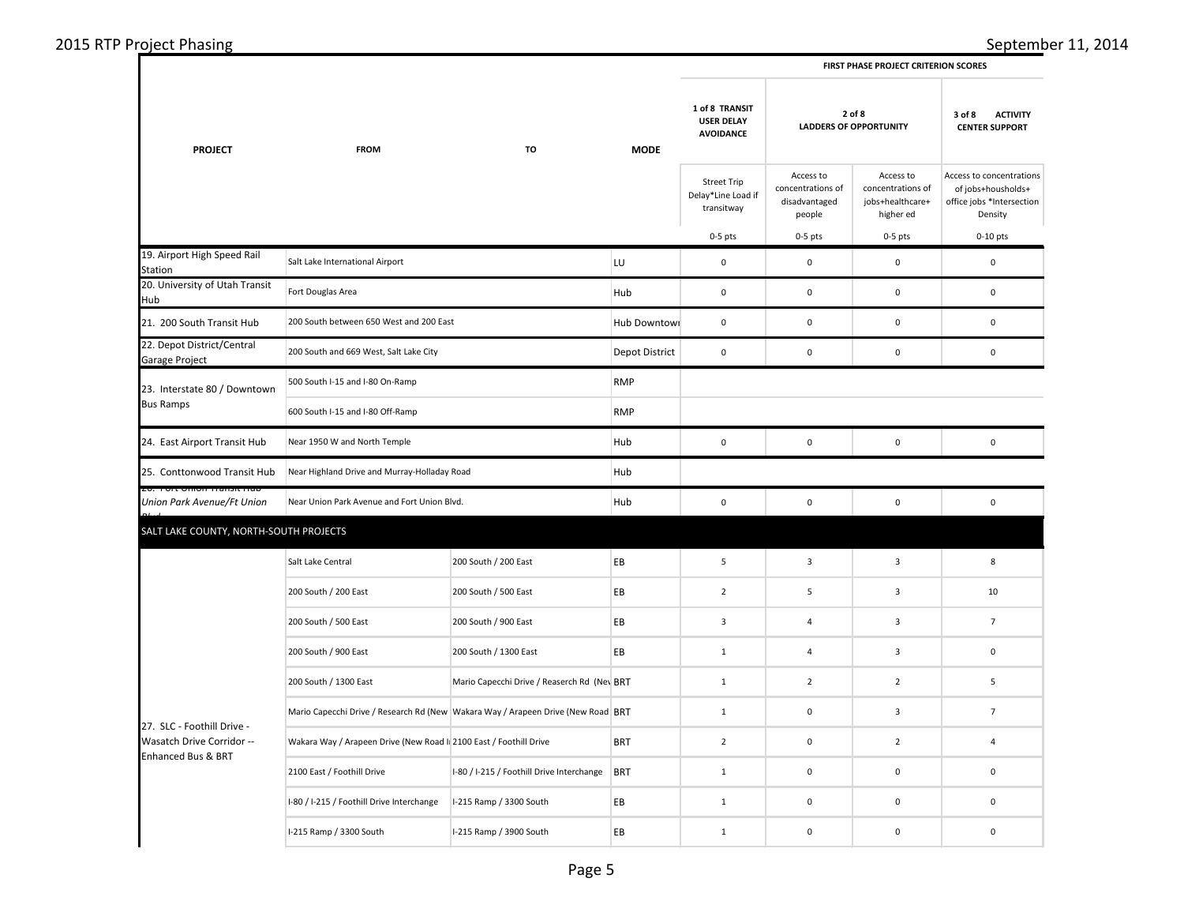| PROJECT | FROM | TO | MODE | FIRST PHASE PROJECT CRITERION SCORES | | | |
|---|---|---|---|---|---|---|---|
| | | | | 1 of 8 TRANSIT USER DELAY AVOIDANCE | 2 of 8 LADDERS OF OPPORTUNITY | | 3 of 8 ACTIVITY CENTER SUPPORT |
| | | | | Street Trip Delay*Line Load if transitway | Access to concentrations of disadvantaged people | Access to concentrations of jobs+healthcare+ higher ed | Access to concentrations of jobs+housholds+ office jobs *Intersection Density |
| | | | | 0-5 pts | 0-5 pts | 0-5 pts | 0-10 pts |
| 19. Airport High Speed Rail Station | Salt Lake International Airport | | LU | 0 | 0 | 0 | 0 |
| 20. University of Utah Transit Hub | Fort Douglas Area | | Hub | 0 | 0 | 0 | 0 |
| 21. 200 South Transit Hub | 200 South between 650 West and 200 East | | Hub Downtown | 0 | 0 | 0 | 0 |
| 22. Depot District/Central Garage Project | 200 South and 669 West, Salt Lake City | | Depot District | 0 | 0 | 0 | 0 |
| 23. Interstate 80 / Downtown Bus Ramps | 500 South I-15 and I-80 On-Ramp | | RMP | | | | |
| | 600 South I-15 and I-80 Off-Ramp | | RMP | | | | |
| 24. East Airport Transit Hub | Near 1950 W and North Temple | | Hub | 0 | 0 | 0 | 0 |
| 25. Conttonwood Transit Hub | Near Highland Drive and Murray-Holladay Road | | Hub | | | | |
| 26. Fort Union Transit Hub *Union Park Avenue/Ft Union Blvd.* | Near Union Park Avenue and Fort Union Blvd. | | Hub | 0 | 0 | 0 | 0 |
| **SALT LAKE COUNTY, NORTH-SOUTH PROJECTS** | | | | | | | |
| 27. SLC - Foothill Drive - Wasatch Drive Corridor -- Enhanced Bus & BRT | Salt Lake Central | 200 South / 200 East | EB | 5 | 3 | 3 | 8 |
| | 200 South / 200 East | 200 South / 500 East | EB | 2 | 5 | 3 | 10 |
| | 200 South / 500 East | 200 South / 900 East | EB | 3 | 4 | 3 | 7 |
| | 200 South / 900 East | 200 South / 1300 East | EB | 1 | 4 | 3 | 0 |
| | 200 South / 1300 East | Mario Capecchi Drive / Reaserch Rd (New | BRT | 1 | 2 | 2 | 5 |
| | Mario Capecchi Drive / Research Rd (New | Wakara Way / Arapeen Drive (New Road | BRT | 1 | 0 | 3 | 7 |
| | Wakara Way / Arapeen Drive (New Road I | 2100 East / Foothill Drive | BRT | 2 | 0 | 2 | 4 |
| | 2100 East / Foothill Drive | I-80 / I-215 / Foothill Drive Interchange | BRT | 1 | 0 | 0 | 0 |
| | I-80 / I-215 / Foothill Drive Interchange | I-215 Ramp / 3300 South | EB | 1 | 0 | 0 | 0 |
| | I-215 Ramp / 3300 South | I-215 Ramp / 3900 South | EB | 1 | 0 | 0 | 0 |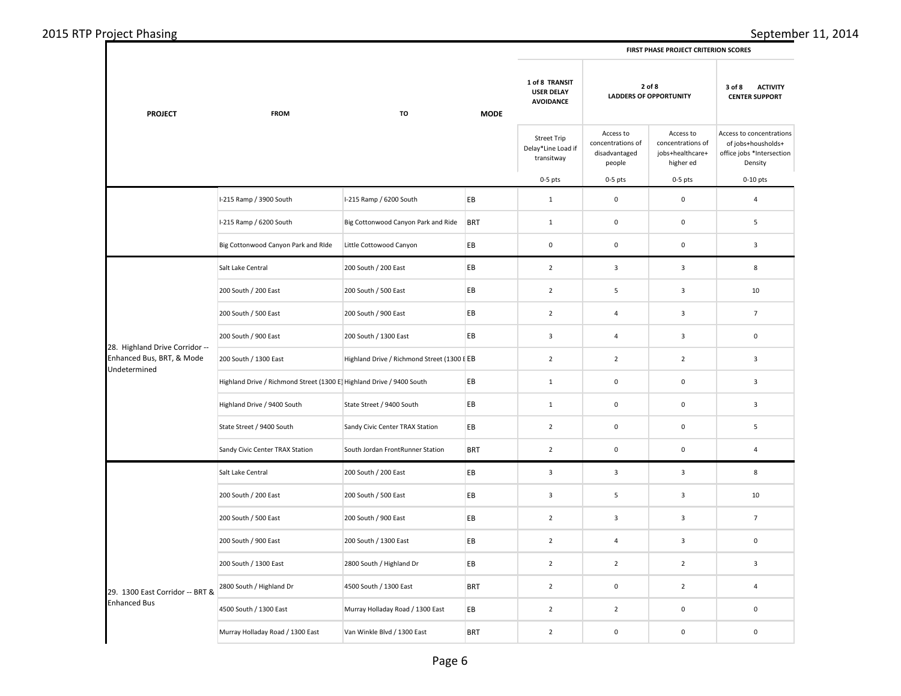| PROJECT | FROM | TO | MODE | 1 of 8 TRANSIT USER DELAY AVOIDANCE | 2 of 8 LADDERS OF OPPORTUNITY | | 3 of 8 ACTIVITY CENTER SUPPORT |
|---|---|---|---|---|---|---|---|
| | | | | FIRST PHASE PROJECT CRITERION SCORES | | | |
| | | | | Street Trip Delay*Line Load if transitway | Access to concentrations of disadvantaged people | Access to concentrations of jobs+healthcare+ higher ed | Access to concentrations of jobs+housholds+ office jobs *Intersection Density |
| | | | | 0-5 pts | 0-5 pts | 0-5 pts | 0-10 pts |
| | I-215 Ramp / 3900 South | I-215 Ramp / 6200 South | EB | 1 | 0 | 0 | 4 |
| | I-215 Ramp / 6200 South | Big Cottonwood Canyon Park and Ride | BRT | 1 | 0 | 0 | 5 |
| | Big Cottonwood Canyon Park and RIde | Little Cottowood Canyon | EB | 0 | 0 | 0 | 3 |
| 28. Highland Drive Corridor -- Enhanced Bus, BRT, & Mode Undetermined | Salt Lake Central | 200 South / 200 East | EB | 2 | 3 | 3 | 8 |
| | 200 South / 200 East | 200 South / 500 East | EB | 2 | 5 | 3 | 10 |
| | 200 South / 500 East | 200 South / 900 East | EB | 2 | 4 | 3 | 7 |
| | 200 South / 900 East | 200 South / 1300 East | EB | 3 | 4 | 3 | 0 |
| | 200 South / 1300 East | Highland Drive / Richmond Street (1300 E | EB | 2 | 2 | 2 | 3 |
| | Highland Drive / Richmond Street (1300 E) | Highland Drive / 9400 South | EB | 1 | 0 | 0 | 3 |
| | Highland Drive / 9400 South | State Street / 9400 South | EB | 1 | 0 | 0 | 3 |
| | State Street / 9400 South | Sandy Civic Center TRAX Station | EB | 2 | 0 | 0 | 5 |
| | Sandy Civic Center TRAX Station | South Jordan FrontRunner Station | BRT | 2 | 0 | 0 | 4 |
| 29. 1300 East Corridor -- BRT & Enhanced Bus | Salt Lake Central | 200 South / 200 East | EB | 3 | 3 | 3 | 8 |
| | 200 South / 200 East | 200 South / 500 East | EB | 3 | 5 | 3 | 10 |
| | 200 South / 500 East | 200 South / 900 East | EB | 2 | 3 | 3 | 7 |
| | 200 South / 900 East | 200 South / 1300 East | EB | 2 | 4 | 3 | 0 |
| | 200 South / 1300 East | 2800 South / Highland Dr | EB | 2 | 2 | 2 | 3 |
| | 2800 South / Highland Dr | 4500 South / 1300 East | BRT | 2 | 0 | 2 | 4 |
| | 4500 South / 1300 East | Murray Holladay Road / 1300 East | EB | 2 | 2 | 0 | 0 |
| | Murray Holladay Road / 1300 East | Van Winkle Blvd / 1300 East | BRT | 2 | 0 | 0 | 0 |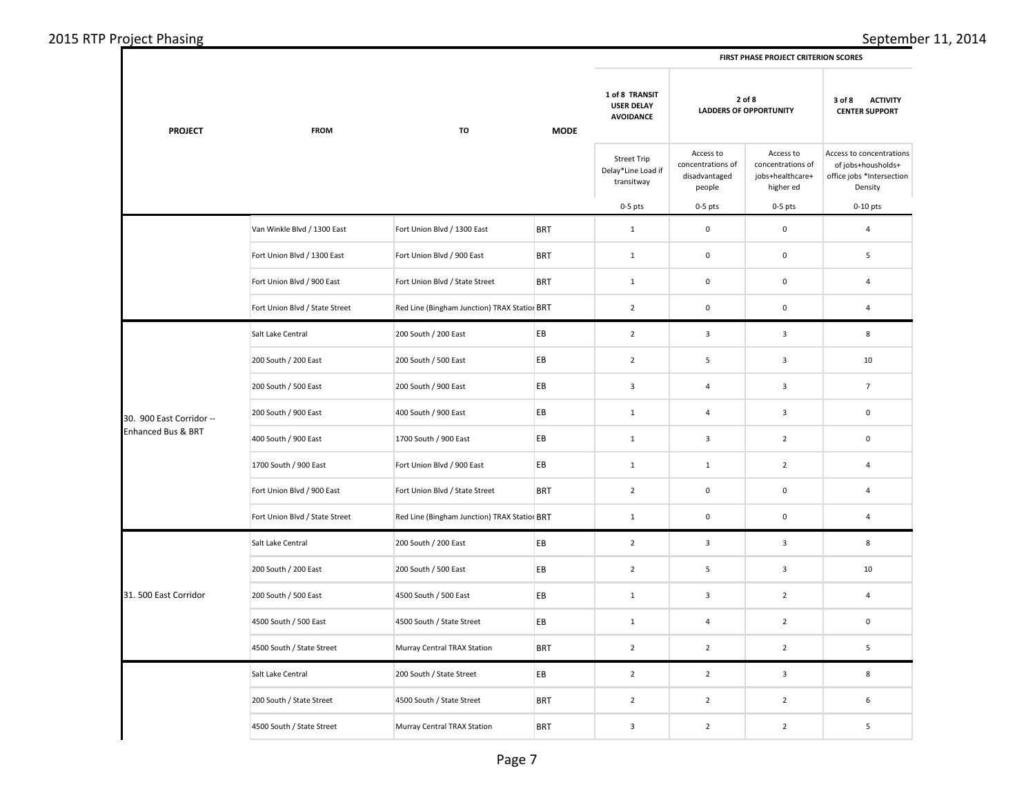| PROJECT | FROM | TO | MODE | FIRST PHASE PROJECT CRITERION SCORES | | | |
|---|---|---|---|---|---|---|---|
| | | | | 1 of 8 TRANSIT USER DELAY AVOIDANCE | 2 of 8 LADDERS OF OPPORTUNITY | | 3 of 8 ACTIVITY CENTER SUPPORT |
| | | | | Street Trip Delay*Line Load if transitway | Access to concentrations of disadvantaged people | Access to concentrations of jobs+healthcare+ higher ed | Access to concentrations of jobs+housholds+ office jobs *Intersection Density |
| | | | | 0-5 pts | 0-5 pts | 0-5 pts | 0-10 pts |
| | Van Winkle Blvd / 1300 East | Fort Union Blvd / 1300 East | BRT | 1 | 0 | 0 | 4 |
| | Fort Union Blvd / 1300 East | Fort Union Blvd / 900 East | BRT | 1 | 0 | 0 | 5 |
| | Fort Union Blvd / 900 East | Fort Union Blvd / State Street | BRT | 1 | 0 | 0 | 4 |
| | Fort Union Blvd / State Street | Red Line (Bingham Junction) TRAX Station | BRT | 2 | 0 | 0 | 4 |
| 30. 900 East Corridor -- Enhanced Bus & BRT | Salt Lake Central | 200 South / 200 East | EB | 2 | 3 | 3 | 8 |
| | 200 South / 200 East | 200 South / 500 East | EB | 2 | 5 | 3 | 10 |
| | 200 South / 500 East | 200 South / 900 East | EB | 3 | 4 | 3 | 7 |
| | 200 South / 900 East | 400 South / 900 East | EB | 1 | 4 | 3 | 0 |
| | 400 South / 900 East | 1700 South / 900 East | EB | 1 | 3 | 2 | 0 |
| | 1700 South / 900 East | Fort Union Blvd / 900 East | EB | 1 | 1 | 2 | 4 |
| | Fort Union Blvd / 900 East | Fort Union Blvd / State Street | BRT | 2 | 0 | 0 | 4 |
| | Fort Union Blvd / State Street | Red Line (Bingham Junction) TRAX Station | BRT | 1 | 0 | 0 | 4 |
| 31. 500 East Corridor | Salt Lake Central | 200 South / 200 East | EB | 2 | 3 | 3 | 8 |
| | 200 South / 200 East | 200 South / 500 East | EB | 2 | 5 | 3 | 10 |
| | 200 South / 500 East | 4500 South / 500 East | EB | 1 | 3 | 2 | 4 |
| | 4500 South / 500 East | 4500 South / State Street | EB | 1 | 4 | 2 | 0 |
| | 4500 South / State Street | Murray Central TRAX Station | BRT | 2 | 2 | 2 | 5 |
| | Salt Lake Central | 200 South / State Street | EB | 2 | 2 | 3 | 8 |
| | 200 South / State Street | 4500 South / State Street | BRT | 2 | 2 | 2 | 6 |
| | 4500 South / State Street | Murray Central TRAX Station | BRT | 3 | 2 | 2 | 5 |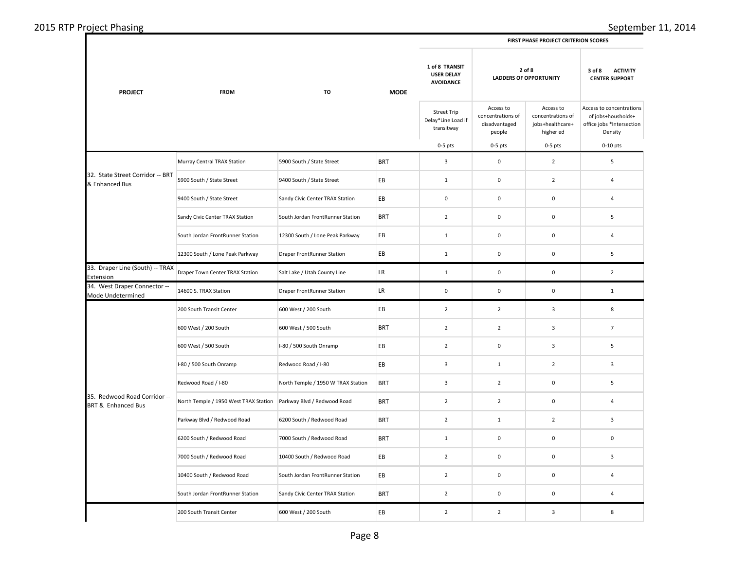| PROJECT | FROM | TO | MODE | FIRST PHASE PROJECT CRITERION SCORES | | | |
|---|---|---|---|---|---|---|---|
| | | | | 1 of 8 TRANSIT USER DELAY AVOIDANCE | 2 of 8 LADDERS OF OPPORTUNITY | | 3 of 8 ACTIVITY CENTER SUPPORT |
| | | | | Street Trip Delay*Line Load if transitway | Access to concentrations of disadvantaged people | Access to concentrations of jobs+healthcare+ higher ed | Access to concentrations of jobs+housholds+ office jobs *Intersection Density |
| | | | | 0-5 pts | 0-5 pts | 0-5 pts | 0-10 pts |
| 32. State Street Corridor -- BRT & Enhanced Bus | Murray Central TRAX Station | 5900 South / State Street | BRT | 3 | 0 | 2 | 5 |
| | 5900 South / State Street | 9400 South / State Street | EB | 1 | 0 | 2 | 4 |
| | 9400 South / State Street | Sandy Civic Center TRAX Station | EB | 0 | 0 | 0 | 4 |
| | Sandy Civic Center TRAX Station | South Jordan FrontRunner Station | BRT | 2 | 0 | 0 | 5 |
| | South Jordan FrontRunner Station | 12300 South / Lone Peak Parkway | EB | 1 | 0 | 0 | 4 |
| | 12300 South / Lone Peak Parkway | Draper FrontRunner Station | EB | 1 | 0 | 0 | 5 |
| 33. Draper Line (South) -- TRAX Extension | Draper Town Center TRAX Station | Salt Lake / Utah County Line | LR | 1 | 0 | 0 | 2 |
| 34. West Draper Connector -- Mode Undetermined | 14600 S. TRAX Station | Draper FrontRunner Station | LR | 0 | 0 | 0 | 1 |
| 35. Redwood Road Corridor -- BRT & Enhanced Bus | 200 South Transit Center | 600 West / 200 South | EB | 2 | 2 | 3 | 8 |
| | 600 West / 200 South | 600 West / 500 South | BRT | 2 | 2 | 3 | 7 |
| | 600 West / 500 South | I-80 / 500 South Onramp | EB | 2 | 0 | 3 | 5 |
| | I-80 / 500 South Onramp | Redwood Road / I-80 | EB | 3 | 1 | 2 | 3 |
| | Redwood Road / I-80 | North Temple / 1950 W TRAX Station | BRT | 3 | 2 | 0 | 5 |
| | North Temple / 1950 West TRAX Station | Parkway Blvd / Redwood Road | BRT | 2 | 2 | 0 | 4 |
| | Parkway Blvd / Redwood Road | 6200 South / Redwood Road | BRT | 2 | 1 | 2 | 3 |
| | 6200 South / Redwood Road | 7000 South / Redwood Road | BRT | 1 | 0 | 0 | 0 |
| | 7000 South / Redwood Road | 10400 South / Redwood Road | EB | 2 | 0 | 0 | 3 |
| | 10400 South / Redwood Road | South Jordan FrontRunner Station | EB | 2 | 0 | 0 | 4 |
| | South Jordan FrontRunner Station | Sandy Civic Center TRAX Station | BRT | 2 | 0 | 0 | 4 |
| | 200 South Transit Center | 600 West / 200 South | EB | 2 | 2 | 3 | 8 |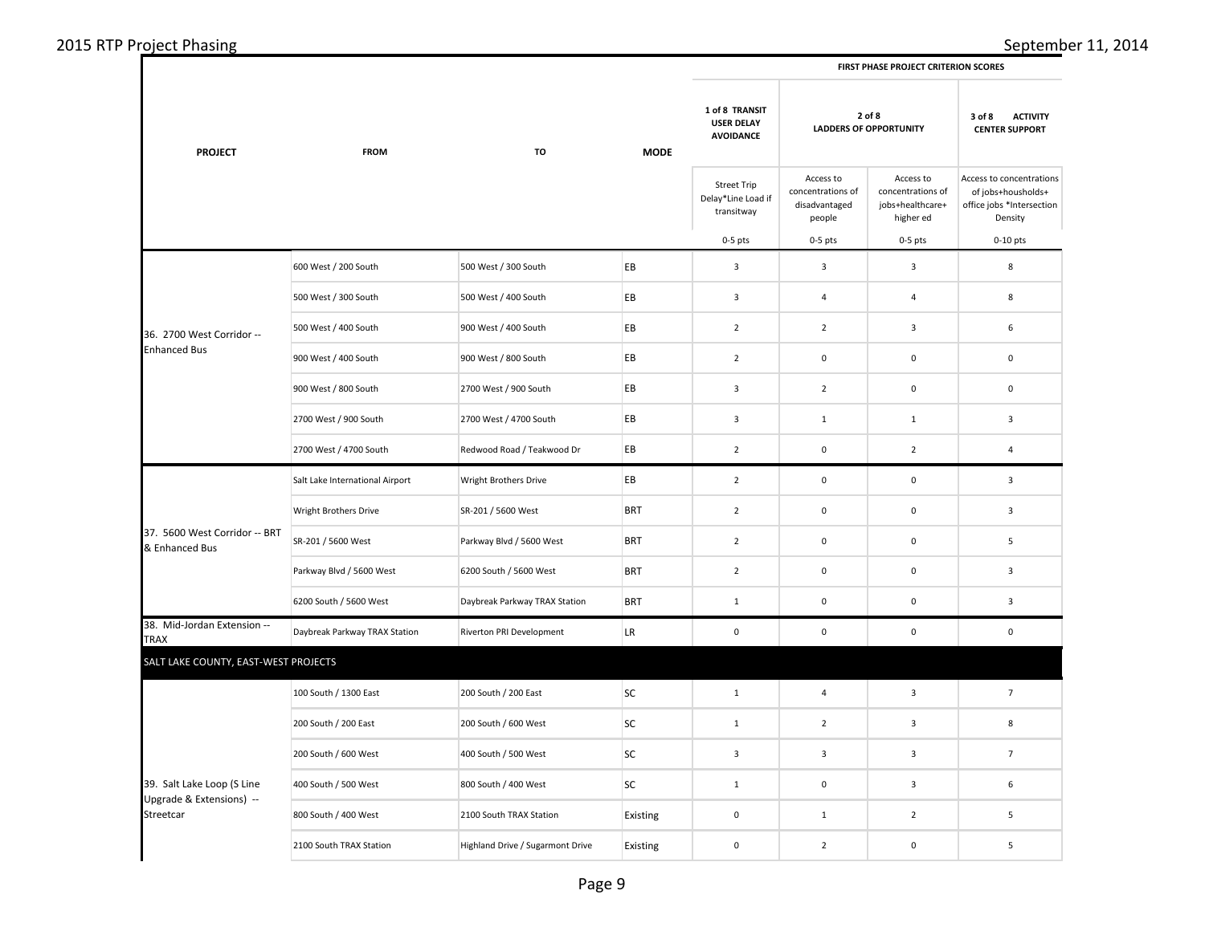| PROJECT | FROM | TO | MODE | FIRST PHASE PROJECT CRITERION SCORES | | | |
|---|---|---|---|---|---|---|---|
| | | | | 1 of 8 TRANSIT USER DELAY AVOIDANCE | 2 of 8 LADDERS OF OPPORTUNITY | | 3 of 8 ACTIVITY CENTER SUPPORT |
| | | | | Street Trip Delay*Line Load if transitway | Access to concentrations of disadvantaged people | Access to concentrations of jobs+healthcare+ higher ed | Access to concentrations of jobs+housholds+ office jobs *Intersection Density |
| | | | | 0-5 pts | 0-5 pts | 0-5 pts | 0-10 pts |
| 36. 2700 West Corridor -- Enhanced Bus | 600 West / 200 South | 500 West / 300 South | EB | 3 | 3 | 3 | 8 |
| | 500 West / 300 South | 500 West / 400 South | EB | 3 | 4 | 4 | 8 |
| | 500 West / 400 South | 900 West / 400 South | EB | 2 | 2 | 3 | 6 |
| | 900 West / 400 South | 900 West / 800 South | EB | 2 | 0 | 0 | 0 |
| | 900 West / 800 South | 2700 West / 900 South | EB | 3 | 2 | 0 | 0 |
| | 2700 West / 900 South | 2700 West / 4700 South | EB | 3 | 1 | 1 | 3 |
| | 2700 West / 4700 South | Redwood Road / Teakwood Dr | EB | 2 | 0 | 2 | 4 |
| 37. 5600 West Corridor -- BRT & Enhanced Bus | Salt Lake International Airport | Wright Brothers Drive | EB | 2 | 0 | 0 | 3 |
| | Wright Brothers Drive | SR-201 / 5600 West | BRT | 2 | 0 | 0 | 3 |
| | SR-201 / 5600 West | Parkway Blvd / 5600 West | BRT | 2 | 0 | 0 | 5 |
| | Parkway Blvd / 5600 West | 6200 South / 5600 West | BRT | 2 | 0 | 0 | 3 |
| | 6200 South / 5600 West | Daybreak Parkway TRAX Station | BRT | 1 | 0 | 0 | 3 |
| 38. Mid-Jordan Extension -- TRAX | Daybreak Parkway TRAX Station | Riverton PRI Development | LR | 0 | 0 | 0 | 0 |
| SALT LAKE COUNTY, EAST-WEST PROJECTS | | | | | | | |
| 39. Salt Lake Loop (S Line Upgrade & Extensions) -- Streetcar | 100 South / 1300 East | 200 South / 200 East | SC | 1 | 4 | 3 | 7 |
| | 200 South / 200 East | 200 South / 600 West | SC | 1 | 2 | 3 | 8 |
| | 200 South / 600 West | 400 South / 500 West | SC | 3 | 3 | 3 | 7 |
| | 400 South / 500 West | 800 South / 400 West | SC | 1 | 0 | 3 | 6 |
| | 800 South / 400 West | 2100 South TRAX Station | Existing | 0 | 1 | 2 | 5 |
| | 2100 South TRAX Station | Highland Drive / Sugarmont Drive | Existing | 0 | 2 | 0 | 5 |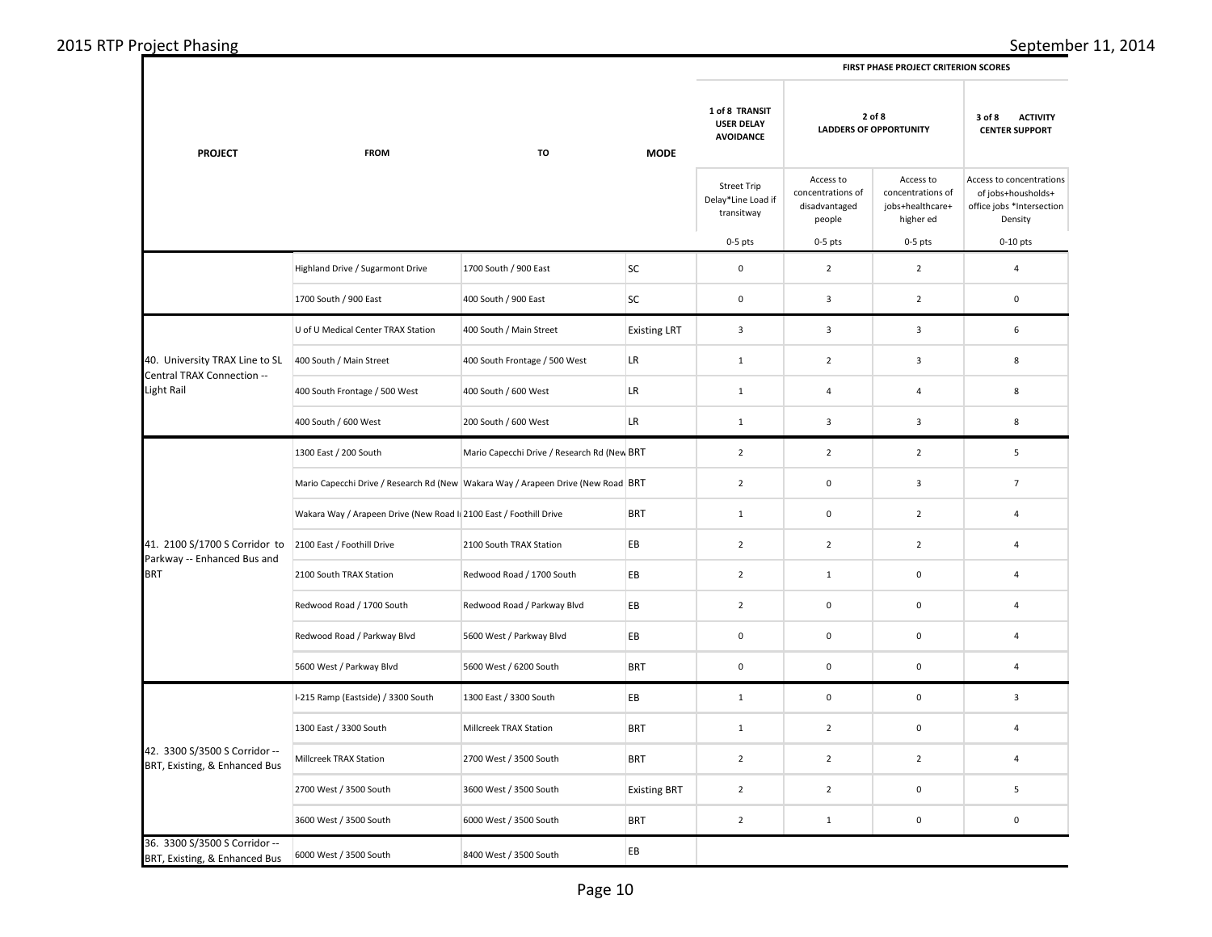| PROJECT | FROM | TO | MODE | FIRST PHASE PROJECT CRITERION SCORES | | | |
|---|---|---|---|---|---|---|---|
| | | | | 1 of 8 TRANSIT USER DELAY AVOIDANCE | 2 of 8 LADDERS OF OPPORTUNITY | | 3 of 8 ACTIVITY CENTER SUPPORT |
| | | | | Street Trip Delay*Line Load if transitway | Access to concentrations of disadvantaged people | Access to concentrations of jobs+healthcare+ higher ed | Access to concentrations of jobs+housholds+ office jobs *Intersection Density |
| | | | | 0-5 pts | 0-5 pts | 0-5 pts | 0-10 pts |
| | Highland Drive / Sugarmont Drive | 1700 South / 900 East | SC | 0 | 2 | 2 | 4 |
| | 1700 South / 900 East | 400 South / 900 East | SC | 0 | 3 | 2 | 0 |
| 40. University TRAX Line to SL Central TRAX Connection -- Light Rail | U of U Medical Center TRAX Station | 400 South / Main Street | Existing LRT | 3 | 3 | 3 | 6 |
| | 400 South / Main Street | 400 South Frontage / 500 West | LR | 1 | 2 | 3 | 8 |
| | 400 South Frontage / 500 West | 400 South / 600 West | LR | 1 | 4 | 4 | 8 |
| | 400 South / 600 West | 200 South / 600 West | LR | 1 | 3 | 3 | 8 |
| 41. 2100 S/1700 S Corridor to Parkway -- Enhanced Bus and BRT | 1300 East / 200 South | Mario Capecchi Drive / Research Rd (New | BRT | 2 | 2 | 2 | 5 |
| | Mario Capecchi Drive / Research Rd (New | Wakara Way / Arapeen Drive (New Road | BRT | 2 | 0 | 3 | 7 |
| | Wakara Way / Arapeen Drive (New Road I | 2100 East / Foothill Drive | BRT | 1 | 0 | 2 | 4 |
| | 2100 East / Foothill Drive | 2100 South TRAX Station | EB | 2 | 2 | 2 | 4 |
| | 2100 South TRAX Station | Redwood Road / 1700 South | EB | 2 | 1 | 0 | 4 |
| | Redwood Road / 1700 South | Redwood Road / Parkway Blvd | EB | 2 | 0 | 0 | 4 |
| | Redwood Road / Parkway Blvd | 5600 West / Parkway Blvd | EB | 0 | 0 | 0 | 4 |
| | 5600 West / Parkway Blvd | 5600 West / 6200 South | BRT | 0 | 0 | 0 | 4 |
| 42. 3300 S/3500 S Corridor -- BRT, Existing, & Enhanced Bus | I-215 Ramp (Eastside) / 3300 South | 1300 East / 3300 South | EB | 1 | 0 | 0 | 3 |
| | 1300 East / 3300 South | Millcreek TRAX Station | BRT | 1 | 2 | 0 | 4 |
| | Millcreek TRAX Station | 2700 West / 3500 South | BRT | 2 | 2 | 2 | 4 |
| | 2700 West / 3500 South | 3600 West / 3500 South | Existing BRT | 2 | 2 | 0 | 5 |
| | 3600 West / 3500 South | 6000 West / 3500 South | BRT | 2 | 1 | 0 | 0 |
| 36. 3300 S/3500 S Corridor -- BRT, Existing, & Enhanced Bus | 6000 West / 3500 South | 8400 West / 3500 South | EB | | | | |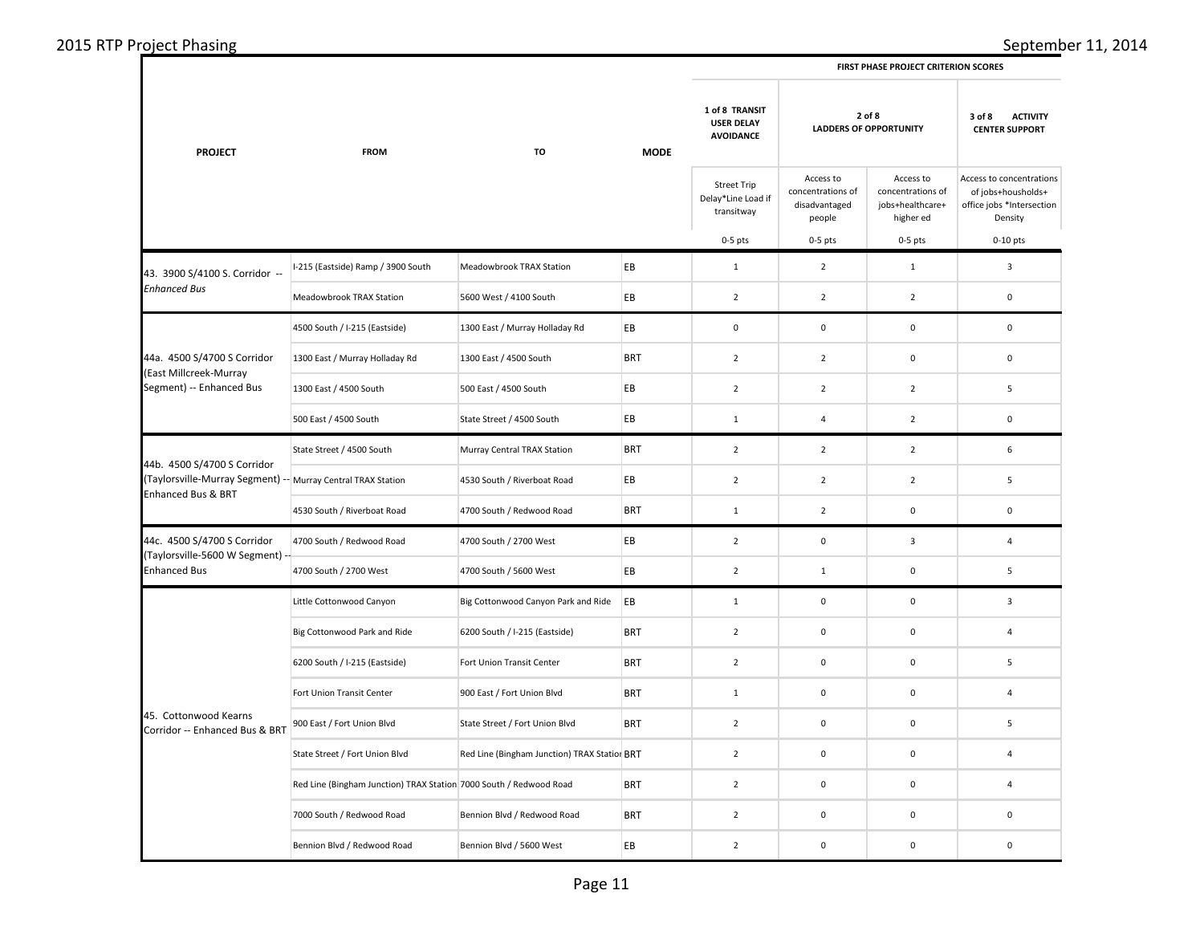| PROJECT | FROM | TO | MODE | FIRST PHASE PROJECT CRITERION SCORES | | | |
|---|---|---|---|---|---|---|---|
| | | | | 1 of 8 TRANSIT USER DELAY AVOIDANCE | 2 of 8 LADDERS OF OPPORTUNITY | | 3 of 8 ACTIVITY CENTER SUPPORT |
| | | | | Street Trip Delay*Line Load if transitway | Access to concentrations of disadvantaged people | Access to concentrations of jobs+healthcare+ higher ed | Access to concentrations of jobs+housholds+ office jobs *Intersection Density |
| | | | | 0-5 pts | 0-5 pts | 0-5 pts | 0-10 pts |
| 43. 3900 S/4100 S. Corridor -- *Enhanced Bus* | I-215 (Eastside) Ramp / 3900 South | Meadowbrook TRAX Station | EB | 1 | 2 | 1 | 3 |
| | Meadowbrook TRAX Station | 5600 West / 4100 South | EB | 2 | 2 | 2 | 0 |
| 44a. 4500 S/4700 S Corridor (East Millcreek-Murray Segment) -- Enhanced Bus | 4500 South / I-215 (Eastside) | 1300 East / Murray Holladay Rd | EB | 0 | 0 | 0 | 0 |
| | 1300 East / Murray Holladay Rd | 1300 East / 4500 South | BRT | 2 | 2 | 0 | 0 |
| | 1300 East / 4500 South | 500 East / 4500 South | EB | 2 | 2 | 2 | 5 |
| | 500 East / 4500 South | State Street / 4500 South | EB | 1 | 4 | 2 | 0 |
| 44b. 4500 S/4700 S Corridor (Taylorsville-Murray Segment) -- Enhanced Bus & BRT | State Street / 4500 South | Murray Central TRAX Station | BRT | 2 | 2 | 2 | 6 |
| | Murray Central TRAX Station | 4530 South / Riverboat Road | EB | 2 | 2 | 2 | 5 |
| | 4530 South / Riverboat Road | 4700 South / Redwood Road | BRT | 1 | 2 | 0 | 0 |
| 44c. 4500 S/4700 S Corridor (Taylorsville-5600 W Segment) -- Enhanced Bus | 4700 South / Redwood Road | 4700 South / 2700 West | EB | 2 | 0 | 3 | 4 |
| | 4700 South / 2700 West | 4700 South / 5600 West | EB | 2 | 1 | 0 | 5 |
| 45. Cottonwood Kearns Corridor -- Enhanced Bus & BRT | Little Cottonwood Canyon | Big Cottonwood Canyon Park and Ride | EB | 1 | 0 | 0 | 3 |
| | Big Cottonwood Park and Ride | 6200 South / I-215 (Eastside) | BRT | 2 | 0 | 0 | 4 |
| | 6200 South / I-215 (Eastside) | Fort Union Transit Center | BRT | 2 | 0 | 0 | 5 |
| | Fort Union Transit Center | 900 East / Fort Union Blvd | BRT | 1 | 0 | 0 | 4 |
| | 900 East / Fort Union Blvd | State Street / Fort Union Blvd | BRT | 2 | 0 | 0 | 5 |
| | State Street / Fort Union Blvd | Red Line (Bingham Junction) TRAX Station | BRT | 2 | 0 | 0 | 4 |
| | Red Line (Bingham Junction) TRAX Station | 7000 South / Redwood Road | BRT | 2 | 0 | 0 | 4 |
| | 7000 South / Redwood Road | Bennion Blvd / Redwood Road | BRT | 2 | 0 | 0 | 0 |
| | Bennion Blvd / Redwood Road | Bennion Blvd / 5600 West | EB | 2 | 0 | 0 | 0 |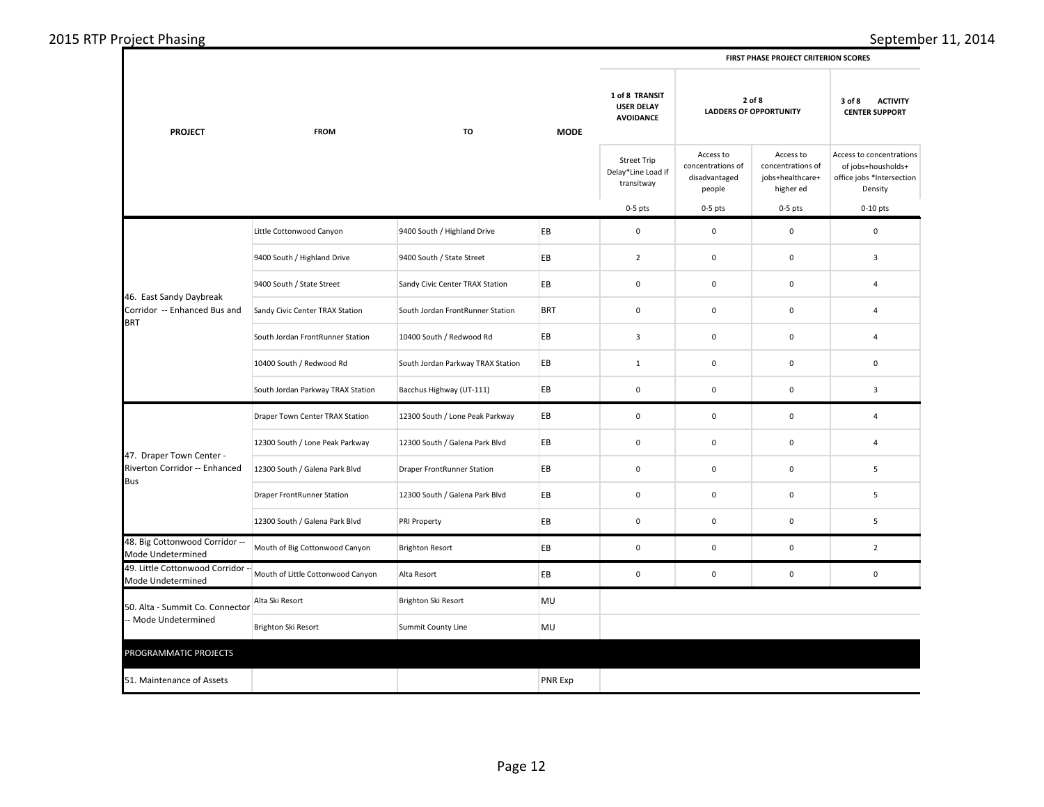| PROJECT | FROM | TO | MODE | FIRST PHASE PROJECT CRITERION SCORES | | | |
|---|---|---|---|---|---|---|---|
| | | | | 1 of 8 TRANSIT USER DELAY AVOIDANCE | 2 of 8 LADDERS OF OPPORTUNITY | | 3 of 8 ACTIVITY CENTER SUPPORT |
| | | | | Street Trip Delay*Line Load if transitway | Access to concentrations of disadvantaged people | Access to concentrations of jobs+healthcare+ higher ed | Access to concentrations of jobs+housholds+ office jobs *Intersection Density |
| | | | | 0-5 pts | 0-5 pts | 0-5 pts | 0-10 pts |
| 46. East Sandy Daybreak Corridor -- Enhanced Bus and BRT | Little Cottonwood Canyon | 9400 South / Highland Drive | EB | 0 | 0 | 0 | 0 |
| | 9400 South / Highland Drive | 9400 South / State Street | EB | 2 | 0 | 0 | 3 |
| | 9400 South / State Street | Sandy Civic Center TRAX Station | EB | 0 | 0 | 0 | 4 |
| | Sandy Civic Center TRAX Station | South Jordan FrontRunner Station | BRT | 0 | 0 | 0 | 4 |
| | South Jordan FrontRunner Station | 10400 South / Redwood Rd | EB | 3 | 0 | 0 | 4 |
| | 10400 South / Redwood Rd | South Jordan Parkway TRAX Station | EB | 1 | 0 | 0 | 0 |
| | South Jordan Parkway TRAX Station | Bacchus Highway (UT-111) | EB | 0 | 0 | 0 | 3 |
| 47. Draper Town Center - Riverton Corridor -- Enhanced Bus | Draper Town Center TRAX Station | 12300 South / Lone Peak Parkway | EB | 0 | 0 | 0 | 4 |
| | 12300 South / Lone Peak Parkway | 12300 South / Galena Park Blvd | EB | 0 | 0 | 0 | 4 |
| | 12300 South / Galena Park Blvd | Draper FrontRunner Station | EB | 0 | 0 | 0 | 5 |
| | Draper FrontRunner Station | 12300 South / Galena Park Blvd | EB | 0 | 0 | 0 | 5 |
| | 12300 South / Galena Park Blvd | PRI Property | EB | 0 | 0 | 0 | 5 |
| 48. Big Cottonwood Corridor -- Mode Undetermined | Mouth of Big Cottonwood Canyon | Brighton Resort | EB | 0 | 0 | 0 | 2 |
| 49. Little Cottonwood Corridor -- Mode Undetermined | Mouth of Little Cottonwood Canyon | Alta Resort | EB | 0 | 0 | 0 | 0 |
| 50. Alta - Summit Co. Connector -- Mode Undetermined | Alta Ski Resort | Brighton Ski Resort | MU | | | | |
| | Brighton Ski Resort | Summit County Line | MU | | | | |
| PROGRAMMATIC PROJECTS | | | | | | | |
| 51. Maintenance of Assets | | | PNR Exp | | | | |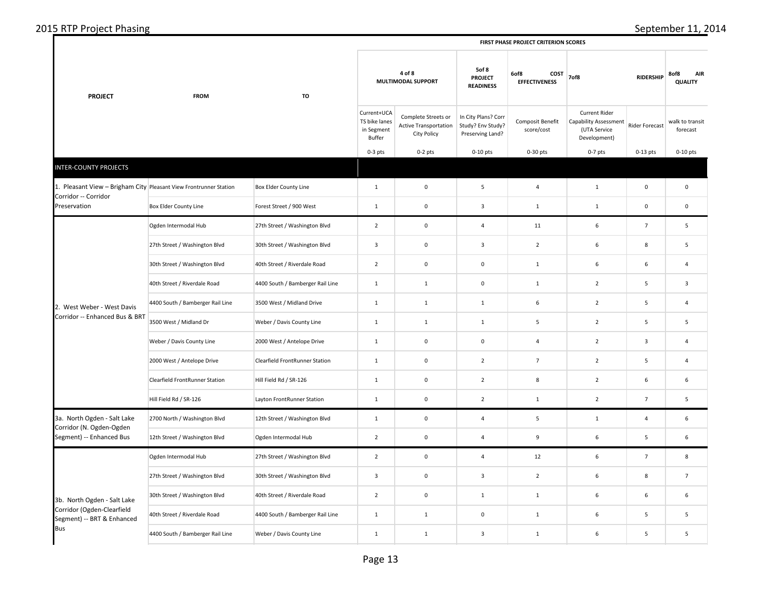| PROJECT | FROM | TO | FIRST PHASE PROJECT CRITERION SCORES | | | | | | |
|---|---|---|---|---|---|---|---|---|---|
| | | | 4 of 8 MULTIMODAL SUPPORT | | 5of 8 PROJECT READINESS | 6of8 COST EFFECTIVENESS | 7of8 RIDERSHIP | | 8of8 AIR QUALITY |
| | | | Current+UCATS bike lanes in Segment Buffer | Complete Streets or Active Transportation City Policy | In City Plans? Corr Study? Env Study? Preserving Land? | Composit Benefit score/cost | Current Rider Capability Assessment (UTA Service Development) | Rider Forecast | walk to transit forecast |
| | | | 0-3 pts | 0-2 pts | 0-10 pts | 0-30 pts | 0-7 pts | 0-13 pts | 0-10 pts |
| **INTER-COUNTY PROJECTS** | | | | | | | | | |
| 1. Pleasant View – Brigham City Corridor -- Corridor Preservation | Pleasant View Frontrunner Station | Box Elder County Line | 1 | 0 | 5 | 4 | 1 | 0 | 0 |
| | Box Elder County Line | Forest Street / 900 West | 1 | 0 | 3 | 1 | 1 | 0 | 0 |
| 2. West Weber - West Davis Corridor -- Enhanced Bus & BRT | Ogden Intermodal Hub | 27th Street / Washington Blvd | 2 | 0 | 4 | 11 | 6 | 7 | 5 |
| | 27th Street / Washington Blvd | 30th Street / Washington Blvd | 3 | 0 | 3 | 2 | 6 | 8 | 5 |
| | 30th Street / Washington Blvd | 40th Street / Riverdale Road | 2 | 0 | 0 | 1 | 6 | 6 | 4 |
| | 40th Street / Riverdale Road | 4400 South / Bamberger Rail Line | 1 | 1 | 0 | 1 | 2 | 5 | 3 |
| | 4400 South / Bamberger Rail Line | 3500 West / Midland Drive | 1 | 1 | 1 | 6 | 2 | 5 | 4 |
| | 3500 West / Midland Dr | Weber / Davis County Line | 1 | 1 | 1 | 5 | 2 | 5 | 5 |
| | Weber / Davis County Line | 2000 West / Antelope Drive | 1 | 0 | 0 | 4 | 2 | 3 | 4 |
| | 2000 West / Antelope Drive | Clearfield FrontRunner Station | 1 | 0 | 2 | 7 | 2 | 5 | 4 |
| | Clearfield FrontRunner Station | Hill Field Rd / SR-126 | 1 | 0 | 2 | 8 | 2 | 6 | 6 |
| | Hill Field Rd / SR-126 | Layton FrontRunner Station | 1 | 0 | 2 | 1 | 2 | 7 | 5 |
| 3a. North Ogden - Salt Lake Corridor (N. Ogden-Ogden Segment) -- Enhanced Bus | 2700 North / Washington Blvd | 12th Street / Washington Blvd | 1 | 0 | 4 | 5 | 1 | 4 | 6 |
| | 12th Street / Washington Blvd | Ogden Intermodal Hub | 2 | 0 | 4 | 9 | 6 | 5 | 6 |
| 3b. North Ogden - Salt Lake Corridor (Ogden-Clearfield Segment) -- BRT & Enhanced Bus | Ogden Intermodal Hub | 27th Street / Washington Blvd | 2 | 0 | 4 | 12 | 6 | 7 | 8 |
| | 27th Street / Washington Blvd | 30th Street / Washington Blvd | 3 | 0 | 3 | 2 | 6 | 8 | 7 |
| | 30th Street / Washington Blvd | 40th Street / Riverdale Road | 2 | 0 | 1 | 1 | 6 | 6 | 6 |
| | 40th Street / Riverdale Road | 4400 South / Bamberger Rail Line | 1 | 1 | 0 | 1 | 6 | 5 | 5 |
| | 4400 South / Bamberger Rail Line | Weber / Davis County Line | 1 | 1 | 3 | 1 | 6 | 5 | 5 |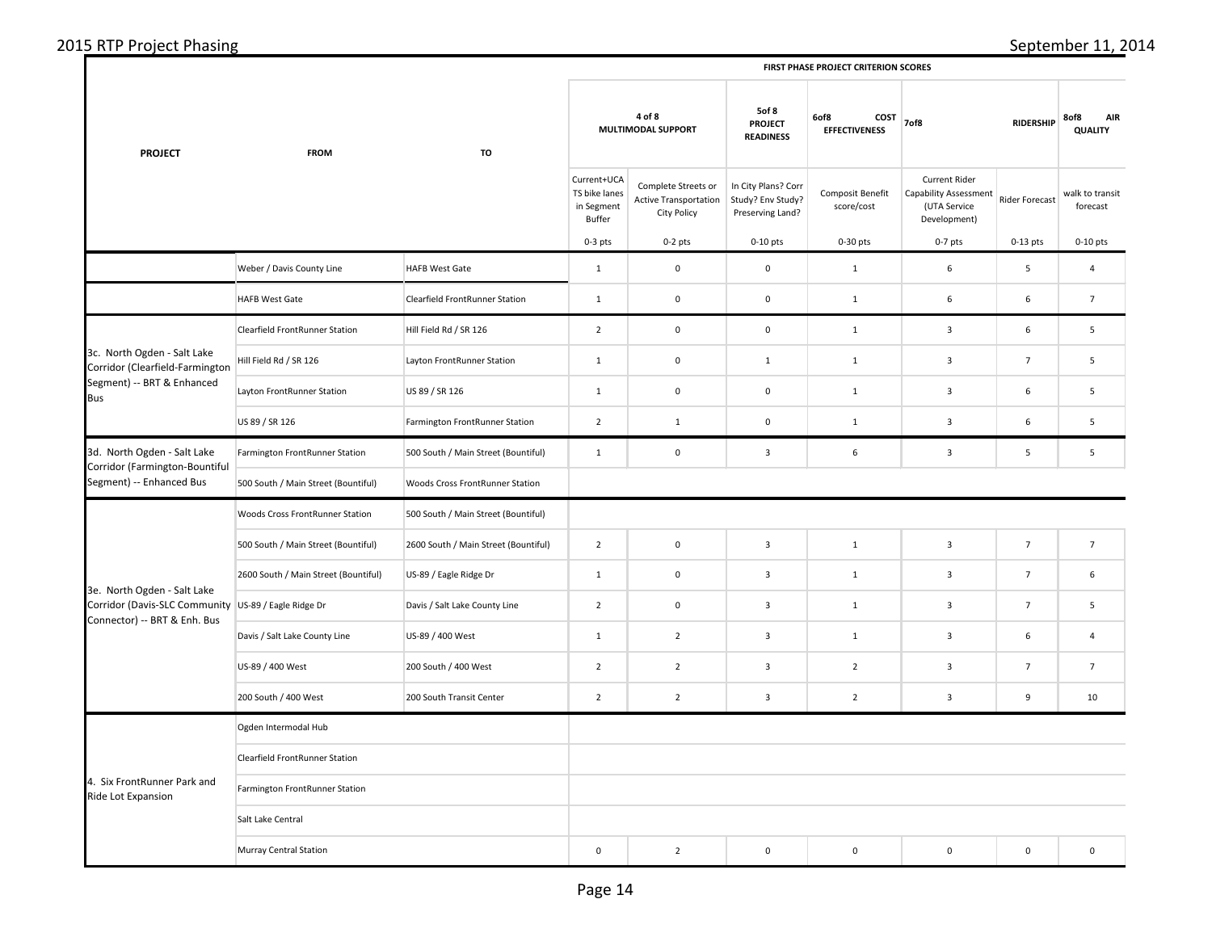| PROJECT | FROM | TO | FIRST PHASE PROJECT CRITERION SCORES | | | | | | |
|---|---|---|---|---|---|---|---|---|---|
| | | | 4 of 8 MULTIMODAL SUPPORT | | 5of 8 PROJECT READINESS | 6of8 COST EFFECTIVENESS | 7of8 RIDERSHIP | | 8of8 AIR QUALITY |
| | | | Current+UCATS bike lanes in Segment Buffer | Complete Streets or Active Transportation City Policy | In City Plans? Corr Study? Env Study? Preserving Land? | Composit Benefit score/cost | Current Rider Capability Assessment (UTA Service Development) | Rider Forecast | walk to transit forecast |
| | | | 0-3 pts | 0-2 pts | 0-10 pts | 0-30 pts | 0-7 pts | 0-13 pts | 0-10 pts |
| | Weber / Davis County Line | HAFB West Gate | 1 | 0 | 0 | 1 | 6 | 5 | 4 |
| | HAFB West Gate | Clearfield FrontRunner Station | 1 | 0 | 0 | 1 | 6 | 6 | 7 |
| 3c. North Ogden - Salt Lake Corridor (Clearfield-Farmington Segment) -- BRT & Enhanced Bus | Clearfield FrontRunner Station | Hill Field Rd / SR 126 | 2 | 0 | 0 | 1 | 3 | 6 | 5 |
| | Hill Field Rd / SR 126 | Layton FrontRunner Station | 1 | 0 | 1 | 1 | 3 | 7 | 5 |
| | Layton FrontRunner Station | US 89 / SR 126 | 1 | 0 | 0 | 1 | 3 | 6 | 5 |
| | US 89 / SR 126 | Farmington FrontRunner Station | 2 | 1 | 0 | 1 | 3 | 6 | 5 |
| 3d. North Ogden - Salt Lake Corridor (Farmington-Bountiful Segment) -- Enhanced Bus | Farmington FrontRunner Station | 500 South / Main Street (Bountiful) | 1 | 0 | 3 | 6 | 3 | 5 | 5 |
| | 500 South / Main Street (Bountiful) | Woods Cross FrontRunner Station | | | | | | | |
| 3e. North Ogden - Salt Lake Corridor (Davis-SLC Community Connector) -- BRT & Enh. Bus | Woods Cross FrontRunner Station | 500 South / Main Street (Bountiful) | | | | | | | |
| | 500 South / Main Street (Bountiful) | 2600 South / Main Street (Bountiful) | 2 | 0 | 3 | 1 | 3 | 7 | 7 |
| | 2600 South / Main Street (Bountiful) | US-89 / Eagle Ridge Dr | 1 | 0 | 3 | 1 | 3 | 7 | 6 |
| | US-89 / Eagle Ridge Dr | Davis / Salt Lake County Line | 2 | 0 | 3 | 1 | 3 | 7 | 5 |
| | Davis / Salt Lake County Line | US-89 / 400 West | 1 | 2 | 3 | 1 | 3 | 6 | 4 |
| | US-89 / 400 West | 200 South / 400 West | 2 | 2 | 3 | 2 | 3 | 7 | 7 |
| | 200 South / 400 West | 200 South Transit Center | 2 | 2 | 3 | 2 | 3 | 9 | 10 |
| 4. Six FrontRunner Park and Ride Lot Expansion | Ogden Intermodal Hub | | | | | | | | |
| | Clearfield FrontRunner Station | | | | | | | | |
| | Farmington FrontRunner Station | | | | | | | | |
| | Salt Lake Central | | | | | | | | |
| | Murray Central Station | | 0 | 2 | 0 | 0 | 0 | 0 | 0 |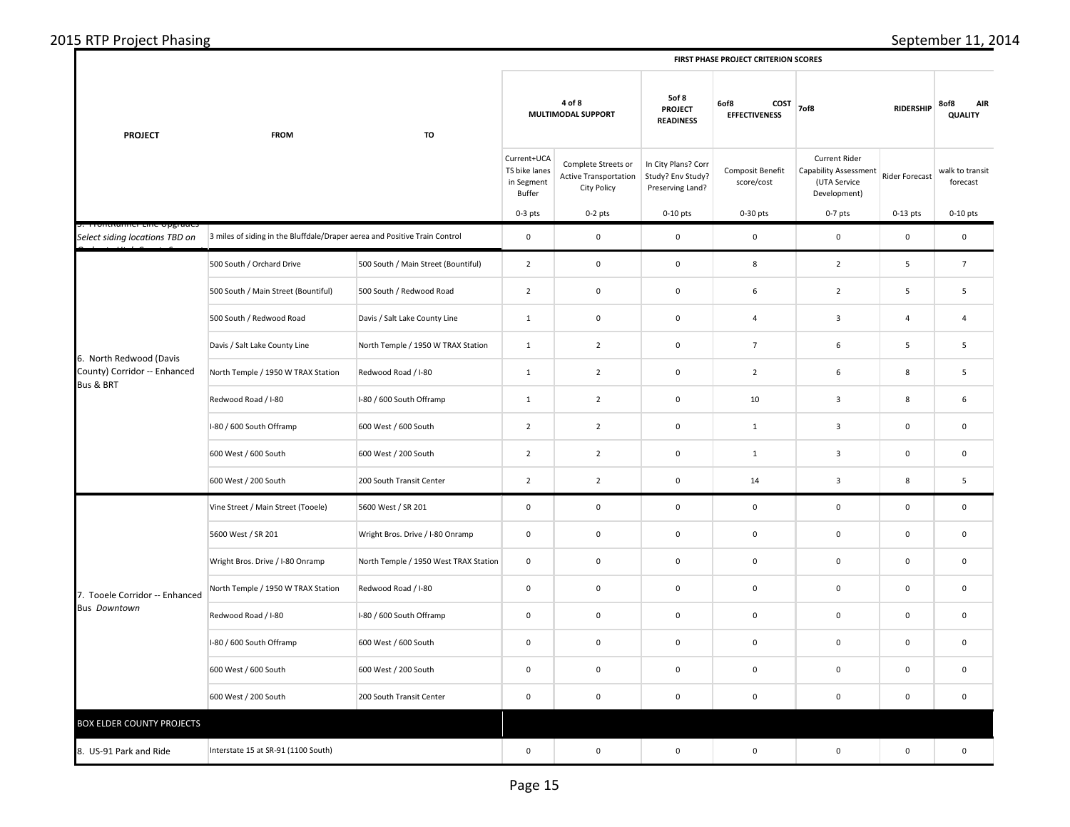| PROJECT | FROM | TO | FIRST PHASE PROJECT CRITERION SCORES | | | | | | |
|---|---|---|---|---|---|---|---|---|---|
| | | | 4 of 8 MULTIMODAL SUPPORT | | 5of 8 PROJECT READINESS | 6of8 COST EFFECTIVENESS | 7of8 RIDERSHIP | | 8of8 AIR QUALITY |
| | | | Current+UCATS bike lanes in Segment Buffer | Complete Streets or Active Transportation City Policy | In City Plans? Corr Study? Env Study? Preserving Land? | Composit Benefit score/cost | Current Rider Capability Assessment (UTA Service Development) | Rider Forecast | walk to transit forecast |
| | | | 0-3 pts | 0-2 pts | 0-10 pts | 0-30 pts | 0-7 pts | 0-13 pts | 0-10 pts |
| 5. FrontRunner Line Upgrades *Select siding locations TBD on Orchard ... Utah County* | 3 miles of siding in the Bluffdale/Draper aerea and Positive Train Control | | 0 | 0 | 0 | 0 | 0 | 0 | 0 |
| 6. North Redwood (Davis County) Corridor -- Enhanced Bus & BRT | 500 South / Orchard Drive | 500 South / Main Street (Bountiful) | 2 | 0 | 0 | 8 | 2 | 5 | 7 |
| | 500 South / Main Street (Bountiful) | 500 South / Redwood Road | 2 | 0 | 0 | 6 | 2 | 5 | 5 |
| | 500 South / Redwood Road | Davis / Salt Lake County Line | 1 | 0 | 0 | 4 | 3 | 4 | 4 |
| | Davis / Salt Lake County Line | North Temple / 1950 W TRAX Station | 1 | 2 | 0 | 7 | 6 | 5 | 5 |
| | North Temple / 1950 W TRAX Station | Redwood Road / I-80 | 1 | 2 | 0 | 2 | 6 | 8 | 5 |
| | Redwood Road / I-80 | I-80 / 600 South Offramp | 1 | 2 | 0 | 10 | 3 | 8 | 6 |
| | I-80 / 600 South Offramp | 600 West / 600 South | 2 | 2 | 0 | 1 | 3 | 0 | 0 |
| | 600 West / 600 South | 600 West / 200 South | 2 | 2 | 0 | 1 | 3 | 0 | 0 |
| | 600 West / 200 South | 200 South Transit Center | 2 | 2 | 0 | 14 | 3 | 8 | 5 |
| 7. Tooele Corridor -- Enhanced Bus *Downtown* | Vine Street / Main Street (Tooele) | 5600 West / SR 201 | 0 | 0 | 0 | 0 | 0 | 0 | 0 |
| | 5600 West / SR 201 | Wright Bros. Drive / I-80 Onramp | 0 | 0 | 0 | 0 | 0 | 0 | 0 |
| | Wright Bros. Drive / I-80 Onramp | North Temple / 1950 West TRAX Station | 0 | 0 | 0 | 0 | 0 | 0 | 0 |
| | North Temple / 1950 W TRAX Station | Redwood Road / I-80 | 0 | 0 | 0 | 0 | 0 | 0 | 0 |
| | Redwood Road / I-80 | I-80 / 600 South Offramp | 0 | 0 | 0 | 0 | 0 | 0 | 0 |
| | I-80 / 600 South Offramp | 600 West / 600 South | 0 | 0 | 0 | 0 | 0 | 0 | 0 |
| | 600 West / 600 South | 600 West / 200 South | 0 | 0 | 0 | 0 | 0 | 0 | 0 |
| | 600 West / 200 South | 200 South Transit Center | 0 | 0 | 0 | 0 | 0 | 0 | 0 |
| BOX ELDER COUNTY PROJECTS | | | | | | | | | |
| 8. US-91 Park and Ride | Interstate 15 at SR-91 (1100 South) | | 0 | 0 | 0 | 0 | 0 | 0 | 0 |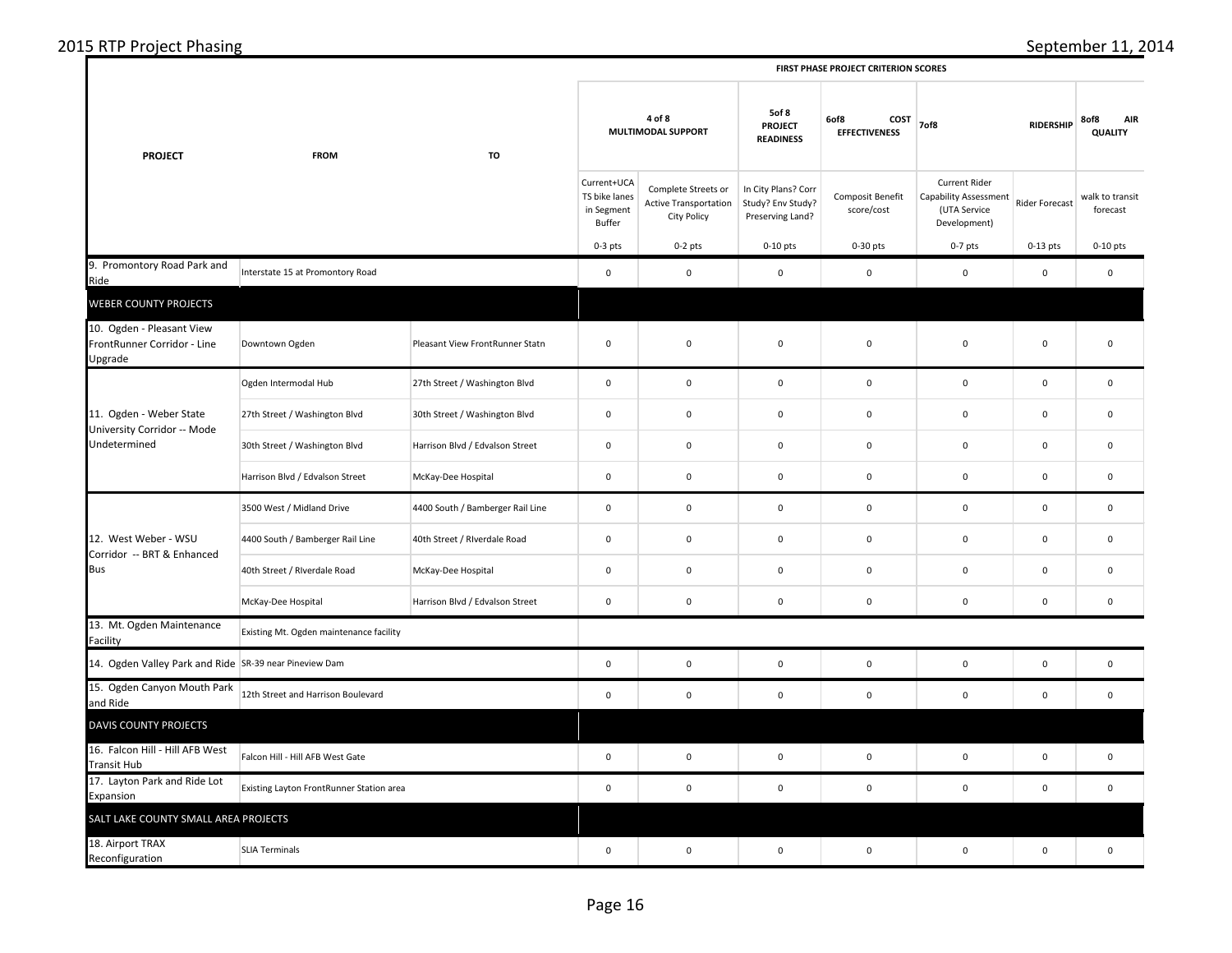| PROJECT | FROM | TO | FIRST PHASE PROJECT CRITERION SCORES | | | | | | |
|---|---|---|---|---|---|---|---|---|---|
| | | | 4 of 8 MULTIMODAL SUPPORT | | 5of 8 PROJECT READINESS | 6of8 COST EFFECTIVENESS | 7of8 RIDERSHIP | | 8of8 AIR QUALITY |
| | | | Current+UCATS bike lanes in Segment Buffer | Complete Streets or Active Transportation City Policy | In City Plans? Corr Study? Env Study? Preserving Land? | Composit Benefit score/cost | Current Rider Capability Assessment (UTA Service Development) | Rider Forecast | walk to transit forecast |
| | | | 0-3 pts | 0-2 pts | 0-10 pts | 0-30 pts | 0-7 pts | 0-13 pts | 0-10 pts |
| 9. Promontory Road Park and Ride | Interstate 15 at Promontory Road | | 0 | 0 | 0 | 0 | 0 | 0 | 0 |
| WEBER COUNTY PROJECTS | | | | | | | | | |
| 10. Ogden - Pleasant View FrontRunner Corridor - Line Upgrade | Downtown Ogden | Pleasant View FrontRunner Statn | 0 | 0 | 0 | 0 | 0 | 0 | 0 |
| 11. Ogden - Weber State University Corridor -- Mode Undetermined | Ogden Intermodal Hub | 27th Street / Washington Blvd | 0 | 0 | 0 | 0 | 0 | 0 | 0 |
| | 27th Street / Washington Blvd | 30th Street / Washington Blvd | 0 | 0 | 0 | 0 | 0 | 0 | 0 |
| | 30th Street / Washington Blvd | Harrison Blvd / Edvalson Street | 0 | 0 | 0 | 0 | 0 | 0 | 0 |
| | Harrison Blvd / Edvalson Street | McKay-Dee Hospital | 0 | 0 | 0 | 0 | 0 | 0 | 0 |
| 12. West Weber - WSU Corridor -- BRT & Enhanced Bus | 3500 West / Midland Drive | 4400 South / Bamberger Rail Line | 0 | 0 | 0 | 0 | 0 | 0 | 0 |
| | 4400 South / Bamberger Rail Line | 40th Street / RIverdale Road | 0 | 0 | 0 | 0 | 0 | 0 | 0 |
| | 40th Street / RIverdale Road | McKay-Dee Hospital | 0 | 0 | 0 | 0 | 0 | 0 | 0 |
| | McKay-Dee Hospital | Harrison Blvd / Edvalson Street | 0 | 0 | 0 | 0 | 0 | 0 | 0 |
| 13. Mt. Ogden Maintenance Facility | Existing Mt. Ogden maintenance facility | | | | | | | | |
| 14. Ogden Valley Park and Ride | SR-39 near Pineview Dam | | 0 | 0 | 0 | 0 | 0 | 0 | 0 |
| 15. Ogden Canyon Mouth Park and Ride | 12th Street and Harrison Boulevard | | 0 | 0 | 0 | 0 | 0 | 0 | 0 |
| DAVIS COUNTY PROJECTS | | | | | | | | | |
| 16. Falcon Hill - Hill AFB West Transit Hub | Falcon Hill - Hill AFB West Gate | | 0 | 0 | 0 | 0 | 0 | 0 | 0 |
| 17. Layton Park and Ride Lot Expansion | Existing Layton FrontRunner Station area | | 0 | 0 | 0 | 0 | 0 | 0 | 0 |
| SALT LAKE COUNTY SMALL AREA PROJECTS | | | | | | | | | |
| 18. Airport TRAX Reconfiguration | SLIA Terminals | | 0 | 0 | 0 | 0 | 0 | 0 | 0 |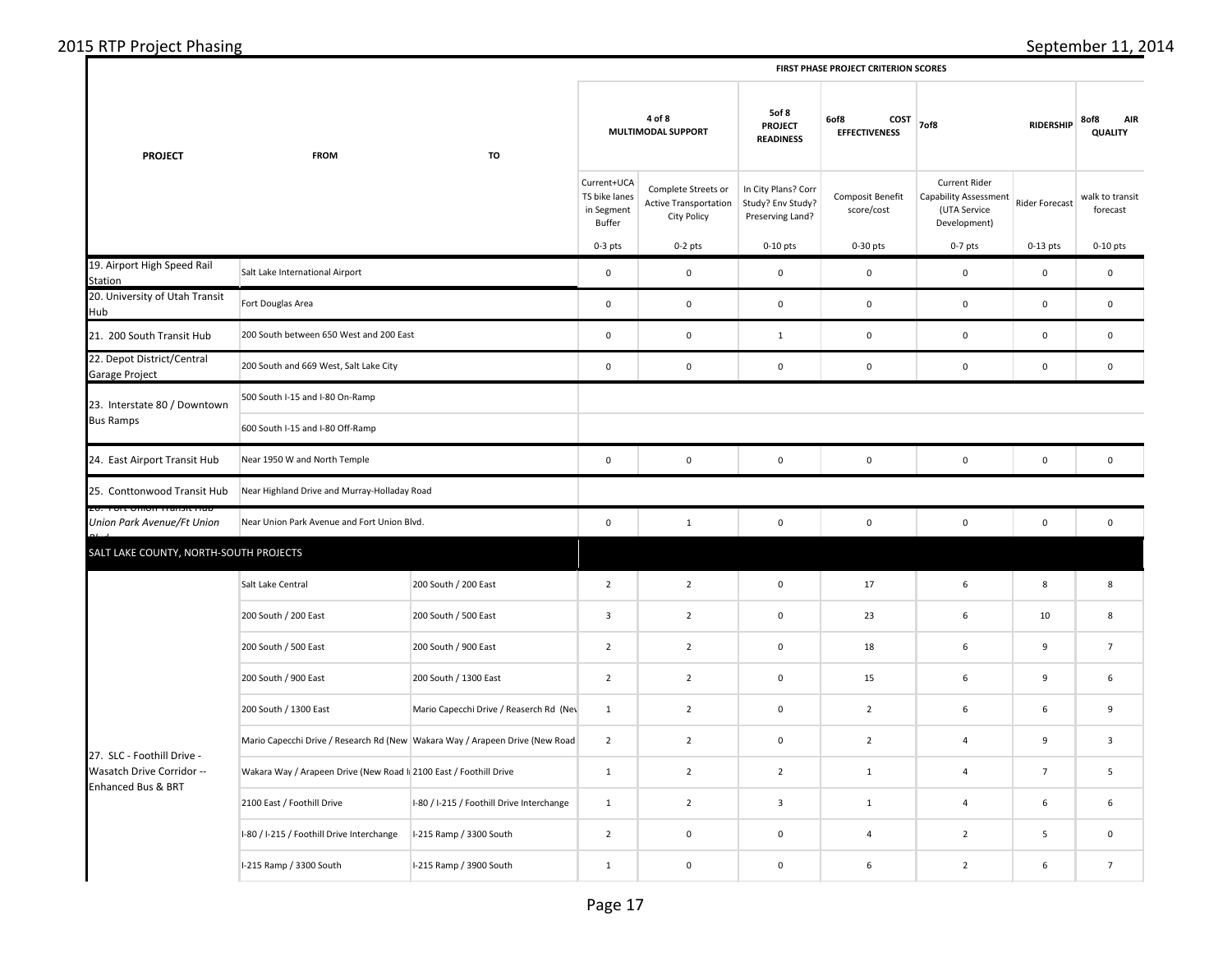| PROJECT | FROM | TO | FIRST PHASE PROJECT CRITERION SCORES | | | | | | |
|---|---|---|---|---|---|---|---|---|---|
| | | | 4 of 8 MULTIMODAL SUPPORT | | 5of 8 PROJECT READINESS | 6of8 COST EFFECTIVENESS | 7of8 RIDERSHIP | | 8of8 AIR QUALITY |
| | | | Current+UCA TS bike lanes in Segment Buffer | Complete Streets or Active Transportation City Policy | In City Plans? Corr Study? Env Study? Preserving Land? | Composit Benefit score/cost | Current Rider Capability Assessment (UTA Service Development) | Rider Forecast | walk to transit forecast |
| | | | 0-3 pts | 0-2 pts | 0-10 pts | 0-30 pts | 0-7 pts | 0-13 pts | 0-10 pts |
| 19. Airport High Speed Rail Station | Salt Lake International Airport | | 0 | 0 | 0 | 0 | 0 | 0 | 0 |
| 20. University of Utah Transit Hub | Fort Douglas Area | | 0 | 0 | 0 | 0 | 0 | 0 | 0 |
| 21. 200 South Transit Hub | 200 South between 650 West and 200 East | | 0 | 0 | 1 | 0 | 0 | 0 | 0 |
| 22. Depot District/Central Garage Project | 200 South and 669 West, Salt Lake City | | 0 | 0 | 0 | 0 | 0 | 0 | 0 |
| 23. Interstate 80 / Downtown Bus Ramps | 500 South I-15 and I-80 On-Ramp | | | | | | | | |
| | 600 South I-15 and I-80 Off-Ramp | | | | | | | | |
| 24. East Airport Transit Hub | Near 1950 W and North Temple | | 0 | 0 | 0 | 0 | 0 | 0 | 0 |
| 25. Conttonwood Transit Hub | Near Highland Drive and Murray-Holladay Road | | | | | | | | |
| 26. Fort Union Transit Hub *Union Park Avenue/Ft Union Blvd* | Near Union Park Avenue and Fort Union Blvd. | | 0 | 1 | 0 | 0 | 0 | 0 | 0 |
| SALT LAKE COUNTY, NORTH-SOUTH PROJECTS | | | | | | | | | |
| 27. SLC - Foothill Drive - Wasatch Drive Corridor -- Enhanced Bus & BRT | Salt Lake Central | 200 South / 200 East | 2 | 2 | 0 | 17 | 6 | 8 | 8 |
| | 200 South / 200 East | 200 South / 500 East | 3 | 2 | 0 | 23 | 6 | 10 | 8 |
| | 200 South / 500 East | 200 South / 900 East | 2 | 2 | 0 | 18 | 6 | 9 | 7 |
| | 200 South / 900 East | 200 South / 1300 East | 2 | 2 | 0 | 15 | 6 | 9 | 6 |
| | 200 South / 1300 East | Mario Capecchi Drive / Reaserch Rd (Nev | 1 | 2 | 0 | 2 | 6 | 6 | 9 |
| | Mario Capecchi Drive / Research Rd (New | Wakara Way / Arapeen Drive (New Road | 2 | 2 | 0 | 2 | 4 | 9 | 3 |
| | Wakara Way / Arapeen Drive (New Road I | 2100 East / Foothill Drive | 1 | 2 | 2 | 1 | 4 | 7 | 5 |
| | 2100 East / Foothill Drive | I-80 / I-215 / Foothill Drive Interchange | 1 | 2 | 3 | 1 | 4 | 6 | 6 |
| | I-80 / I-215 / Foothill Drive Interchange | I-215 Ramp / 3300 South | 2 | 0 | 0 | 4 | 2 | 5 | 0 |
| | I-215 Ramp / 3300 South | I-215 Ramp / 3900 South | 1 | 0 | 0 | 6 | 2 | 6 | 7 |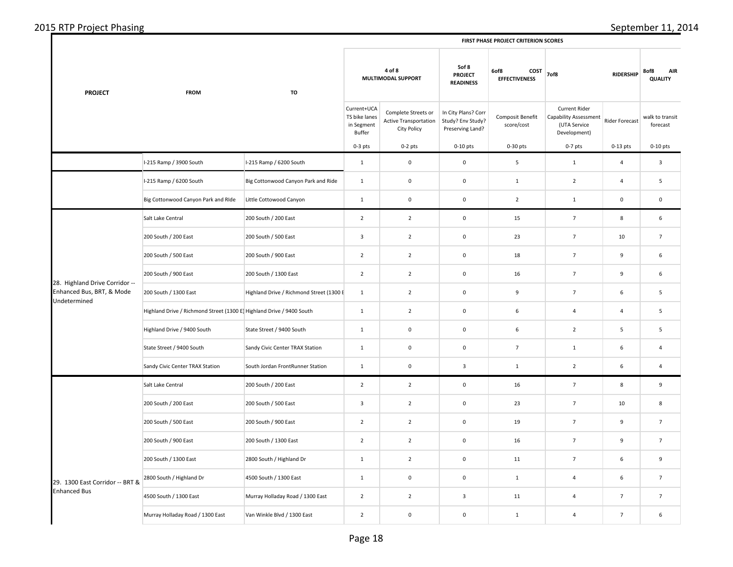| PROJECT | FROM | TO | FIRST PHASE PROJECT CRITERION SCORES | | | | | | |
|---|---|---|---|---|---|---|---|---|---|
| | | | 4 of 8 MULTIMODAL SUPPORT | | 5of 8 PROJECT READINESS | 6of8 COST EFFECTIVENESS | 7of8 | RIDERSHIP | 8of8 AIR QUALITY |
| | | | Current+UCATS bike lanes in Segment Buffer | Complete Streets or Active Transportation City Policy | In City Plans? Corr Study? Env Study? Preserving Land? | Composit Benefit score/cost | Current Rider Capability Assessment (UTA Service Development) | Rider Forecast | walk to transit forecast |
| | | | 0-3 pts | 0-2 pts | 0-10 pts | 0-30 pts | 0-7 pts | 0-13 pts | 0-10 pts |
| | I-215 Ramp / 3900 South | I-215 Ramp / 6200 South | 1 | 0 | 0 | 5 | 1 | 4 | 3 |
| | I-215 Ramp / 6200 South | Big Cottonwood Canyon Park and Ride | 1 | 0 | 0 | 1 | 2 | 4 | 5 |
| | Big Cottonwood Canyon Park and RIde | Little Cottowood Canyon | 1 | 0 | 0 | 2 | 1 | 0 | 0 |
| 28. Highland Drive Corridor -- Enhanced Bus, BRT, & Mode Undetermined | Salt Lake Central | 200 South / 200 East | 2 | 2 | 0 | 15 | 7 | 8 | 6 |
| | 200 South / 200 East | 200 South / 500 East | 3 | 2 | 0 | 23 | 7 | 10 | 7 |
| | 200 South / 500 East | 200 South / 900 East | 2 | 2 | 0 | 18 | 7 | 9 | 6 |
| | 200 South / 900 East | 200 South / 1300 East | 2 | 2 | 0 | 16 | 7 | 9 | 6 |
| | 200 South / 1300 East | Highland Drive / Richmond Street (1300 E | 1 | 2 | 0 | 9 | 7 | 6 | 5 |
| | Highland Drive / Richmond Street (1300 E) | Highland Drive / 9400 South | 1 | 2 | 0 | 6 | 4 | 4 | 5 |
| | Highland Drive / 9400 South | State Street / 9400 South | 1 | 0 | 0 | 6 | 2 | 5 | 5 |
| | State Street / 9400 South | Sandy Civic Center TRAX Station | 1 | 0 | 0 | 7 | 1 | 6 | 4 |
| | Sandy Civic Center TRAX Station | South Jordan FrontRunner Station | 1 | 0 | 3 | 1 | 2 | 6 | 4 |
| 29. 1300 East Corridor -- BRT & Enhanced Bus | Salt Lake Central | 200 South / 200 East | 2 | 2 | 0 | 16 | 7 | 8 | 9 |
| | 200 South / 200 East | 200 South / 500 East | 3 | 2 | 0 | 23 | 7 | 10 | 8 |
| | 200 South / 500 East | 200 South / 900 East | 2 | 2 | 0 | 19 | 7 | 9 | 7 |
| | 200 South / 900 East | 200 South / 1300 East | 2 | 2 | 0 | 16 | 7 | 9 | 7 |
| | 200 South / 1300 East | 2800 South / Highland Dr | 1 | 2 | 0 | 11 | 7 | 6 | 9 |
| | 2800 South / Highland Dr | 4500 South / 1300 East | 1 | 0 | 0 | 1 | 4 | 6 | 7 |
| | 4500 South / 1300 East | Murray Holladay Road / 1300 East | 2 | 2 | 3 | 11 | 4 | 7 | 7 |
| | Murray Holladay Road / 1300 East | Van Winkle Blvd / 1300 East | 2 | 0 | 0 | 1 | 4 | 7 | 6 |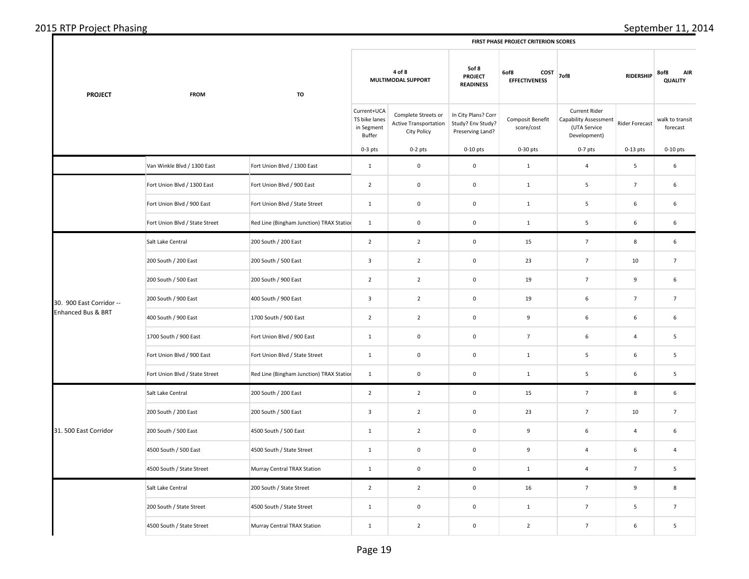| PROJECT | FROM | TO | FIRST PHASE PROJECT CRITERION SCORES | | | | | | |
|---|---|---|---|---|---|---|---|---|---|
| | | | 4 of 8 MULTIMODAL SUPPORT | | 5of 8 PROJECT READINESS | 6of8 COST EFFECTIVENESS | 7of8 | RIDERSHIP | 8of8 AIR QUALITY |
| | | | Current+UCATS bike lanes in Segment Buffer | Complete Streets or Active Transportation City Policy | In City Plans? Corr Study? Env Study? Preserving Land? | Composit Benefit score/cost | Current Rider Capability Assessment (UTA Service Development) | Rider Forecast | walk to transit forecast |
| | | | 0-3 pts | 0-2 pts | 0-10 pts | 0-30 pts | 0-7 pts | 0-13 pts | 0-10 pts |
| | Van Winkle Blvd / 1300 East | Fort Union Blvd / 1300 East | 1 | 0 | 0 | 1 | 4 | 5 | 6 |
| | Fort Union Blvd / 1300 East | Fort Union Blvd / 900 East | 2 | 0 | 0 | 1 | 5 | 7 | 6 |
| | Fort Union Blvd / 900 East | Fort Union Blvd / State Street | 1 | 0 | 0 | 1 | 5 | 6 | 6 |
| | Fort Union Blvd / State Street | Red Line (Bingham Junction) TRAX Station | 1 | 0 | 0 | 1 | 5 | 6 | 6 |
| 30. 900 East Corridor -- Enhanced Bus & BRT | Salt Lake Central | 200 South / 200 East | 2 | 2 | 0 | 15 | 7 | 8 | 6 |
| | 200 South / 200 East | 200 South / 500 East | 3 | 2 | 0 | 23 | 7 | 10 | 7 |
| | 200 South / 500 East | 200 South / 900 East | 2 | 2 | 0 | 19 | 7 | 9 | 6 |
| | 200 South / 900 East | 400 South / 900 East | 3 | 2 | 0 | 19 | 6 | 7 | 7 |
| | 400 South / 900 East | 1700 South / 900 East | 2 | 2 | 0 | 9 | 6 | 6 | 6 |
| | 1700 South / 900 East | Fort Union Blvd / 900 East | 1 | 0 | 0 | 7 | 6 | 4 | 5 |
| | Fort Union Blvd / 900 East | Fort Union Blvd / State Street | 1 | 0 | 0 | 1 | 5 | 6 | 5 |
| | Fort Union Blvd / State Street | Red Line (Bingham Junction) TRAX Station | 1 | 0 | 0 | 1 | 5 | 6 | 5 |
| 31. 500 East Corridor | Salt Lake Central | 200 South / 200 East | 2 | 2 | 0 | 15 | 7 | 8 | 6 |
| | 200 South / 200 East | 200 South / 500 East | 3 | 2 | 0 | 23 | 7 | 10 | 7 |
| | 200 South / 500 East | 4500 South / 500 East | 1 | 2 | 0 | 9 | 6 | 4 | 6 |
| | 4500 South / 500 East | 4500 South / State Street | 1 | 0 | 0 | 9 | 4 | 6 | 4 |
| | 4500 South / State Street | Murray Central TRAX Station | 1 | 0 | 0 | 1 | 4 | 7 | 5 |
| | Salt Lake Central | 200 South / State Street | 2 | 2 | 0 | 16 | 7 | 9 | 8 |
| | 200 South / State Street | 4500 South / State Street | 1 | 0 | 0 | 1 | 7 | 5 | 7 |
| | 4500 South / State Street | Murray Central TRAX Station | 1 | 2 | 0 | 2 | 7 | 6 | 5 |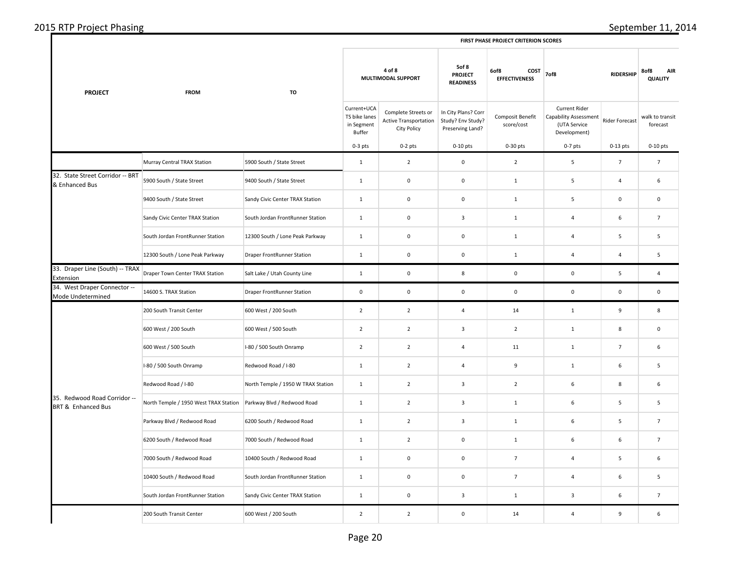| PROJECT | FROM | TO | FIRST PHASE PROJECT CRITERION SCORES | | | | | | |
|---|---|---|---|---|---|---|---|---|---|
| | | | 4 of 8 MULTIMODAL SUPPORT | | 5of 8 PROJECT READINESS | 6of8 COST EFFECTIVENESS | 7of8 | RIDERSHIP | 8of8 AIR QUALITY |
| | | | Current+UCA TS bike lanes in Segment Buffer | Complete Streets or Active Transportation City Policy | In City Plans? Corr Study? Env Study? Preserving Land? | Composit Benefit score/cost | Current Rider Capability Assessment (UTA Service Development) | Rider Forecast | walk to transit forecast |
| | | | 0-3 pts | 0-2 pts | 0-10 pts | 0-30 pts | 0-7 pts | 0-13 pts | 0-10 pts |
| | Murray Central TRAX Station | 5900 South / State Street | 1 | 2 | 0 | 2 | 5 | 7 | 7 |
| 32. State Street Corridor -- BRT & Enhanced Bus | 5900 South / State Street | 9400 South / State Street | 1 | 0 | 0 | 1 | 5 | 4 | 6 |
| | 9400 South / State Street | Sandy Civic Center TRAX Station | 1 | 0 | 0 | 1 | 5 | 0 | 0 |
| | Sandy Civic Center TRAX Station | South Jordan FrontRunner Station | 1 | 0 | 3 | 1 | 4 | 6 | 7 |
| | South Jordan FrontRunner Station | 12300 South / Lone Peak Parkway | 1 | 0 | 0 | 1 | 4 | 5 | 5 |
| | 12300 South / Lone Peak Parkway | Draper FrontRunner Station | 1 | 0 | 0 | 1 | 4 | 4 | 5 |
| 33. Draper Line (South) -- TRAX Extension | Draper Town Center TRAX Station | Salt Lake / Utah County Line | 1 | 0 | 8 | 0 | 0 | 5 | 4 |
| 34. West Draper Connector -- Mode Undetermined | 14600 S. TRAX Station | Draper FrontRunner Station | 0 | 0 | 0 | 0 | 0 | 0 | 0 |
| | 200 South Transit Center | 600 West / 200 South | 2 | 2 | 4 | 14 | 1 | 9 | 8 |
| | 600 West / 200 South | 600 West / 500 South | 2 | 2 | 3 | 2 | 1 | 8 | 0 |
| | 600 West / 500 South | I-80 / 500 South Onramp | 2 | 2 | 4 | 11 | 1 | 7 | 6 |
| | I-80 / 500 South Onramp | Redwood Road / I-80 | 1 | 2 | 4 | 9 | 1 | 6 | 5 |
| | Redwood Road / I-80 | North Temple / 1950 W TRAX Station | 1 | 2 | 3 | 2 | 6 | 8 | 6 |
| 35. Redwood Road Corridor -- BRT & Enhanced Bus | North Temple / 1950 West TRAX Station | Parkway Blvd / Redwood Road | 1 | 2 | 3 | 1 | 6 | 5 | 5 |
| | Parkway Blvd / Redwood Road | 6200 South / Redwood Road | 1 | 2 | 3 | 1 | 6 | 5 | 7 |
| | 6200 South / Redwood Road | 7000 South / Redwood Road | 1 | 2 | 0 | 1 | 6 | 6 | 7 |
| | 7000 South / Redwood Road | 10400 South / Redwood Road | 1 | 0 | 0 | 7 | 4 | 5 | 6 |
| | 10400 South / Redwood Road | South Jordan FrontRunner Station | 1 | 0 | 0 | 7 | 4 | 6 | 5 |
| | South Jordan FrontRunner Station | Sandy Civic Center TRAX Station | 1 | 0 | 3 | 1 | 3 | 6 | 7 |
| | 200 South Transit Center | 600 West / 200 South | 2 | 2 | 0 | 14 | 4 | 9 | 6 |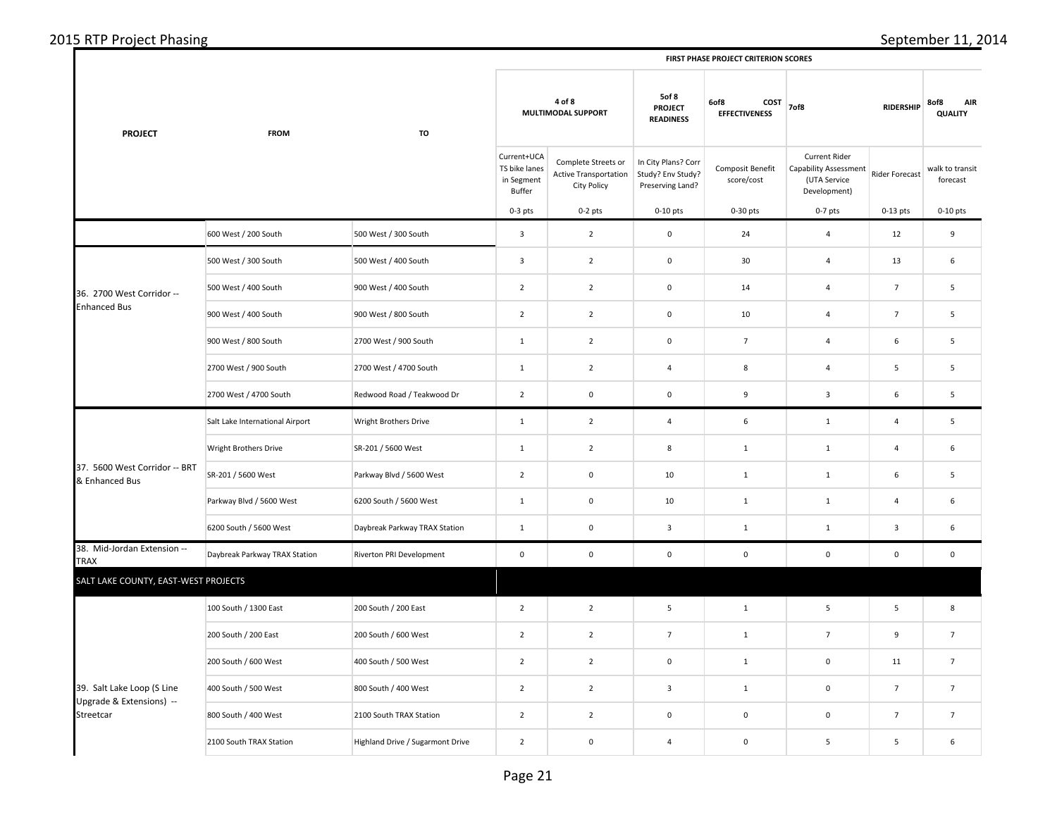| PROJECT | FROM | TO | FIRST PHASE PROJECT CRITERION SCORES | | | | | | |
|---|---|---|---|---|---|---|---|---|---|
| | | | 4 of 8 MULTIMODAL SUPPORT | | 5of 8 PROJECT READINESS | 6of8 COST EFFECTIVENESS | 7of8 RIDERSHIP | | 8of8 AIR QUALITY |
| | | | Current+UCA TS bike lanes in Segment Buffer | Complete Streets or Active Transportation City Policy | In City Plans? Corr Study? Env Study? Preserving Land? | Composit Benefit score/cost | Current Rider Capability Assessment (UTA Service Development) | Rider Forecast | walk to transit forecast |
| | | | 0-3 pts | 0-2 pts | 0-10 pts | 0-30 pts | 0-7 pts | 0-13 pts | 0-10 pts |
| | 600 West / 200 South | 500 West / 300 South | 3 | 2 | 0 | 24 | 4 | 12 | 9 |
| 36. 2700 West Corridor -- Enhanced Bus | 500 West / 300 South | 500 West / 400 South | 3 | 2 | 0 | 30 | 4 | 13 | 6 |
| | 500 West / 400 South | 900 West / 400 South | 2 | 2 | 0 | 14 | 4 | 7 | 5 |
| | 900 West / 400 South | 900 West / 800 South | 2 | 2 | 0 | 10 | 4 | 7 | 5 |
| | 900 West / 800 South | 2700 West / 900 South | 1 | 2 | 0 | 7 | 4 | 6 | 5 |
| | 2700 West / 900 South | 2700 West / 4700 South | 1 | 2 | 4 | 8 | 4 | 5 | 5 |
| | 2700 West / 4700 South | Redwood Road / Teakwood Dr | 2 | 0 | 0 | 9 | 3 | 6 | 5 |
| 37. 5600 West Corridor -- BRT & Enhanced Bus | Salt Lake International Airport | Wright Brothers Drive | 1 | 2 | 4 | 6 | 1 | 4 | 5 |
| | Wright Brothers Drive | SR-201 / 5600 West | 1 | 2 | 8 | 1 | 1 | 4 | 6 |
| | SR-201 / 5600 West | Parkway Blvd / 5600 West | 2 | 0 | 10 | 1 | 1 | 6 | 5 |
| | Parkway Blvd / 5600 West | 6200 South / 5600 West | 1 | 0 | 10 | 1 | 1 | 4 | 6 |
| | 6200 South / 5600 West | Daybreak Parkway TRAX Station | 1 | 0 | 3 | 1 | 1 | 3 | 6 |
| 38. Mid-Jordan Extension -- TRAX | Daybreak Parkway TRAX Station | Riverton PRI Development | 0 | 0 | 0 | 0 | 0 | 0 | 0 |
| **SALT LAKE COUNTY, EAST-WEST PROJECTS** | | | | | | | | | |
| 39. Salt Lake Loop (S Line Upgrade & Extensions) -- Streetcar | 100 South / 1300 East | 200 South / 200 East | 2 | 2 | 5 | 1 | 5 | 5 | 8 |
| | 200 South / 200 East | 200 South / 600 West | 2 | 2 | 7 | 1 | 7 | 9 | 7 |
| | 200 South / 600 West | 400 South / 500 West | 2 | 2 | 0 | 1 | 0 | 11 | 7 |
| | 400 South / 500 West | 800 South / 400 West | 2 | 2 | 3 | 1 | 0 | 7 | 7 |
| | 800 South / 400 West | 2100 South TRAX Station | 2 | 2 | 0 | 0 | 0 | 7 | 7 |
| | 2100 South TRAX Station | Highland Drive / Sugarmont Drive | 2 | 0 | 4 | 0 | 5 | 5 | 6 |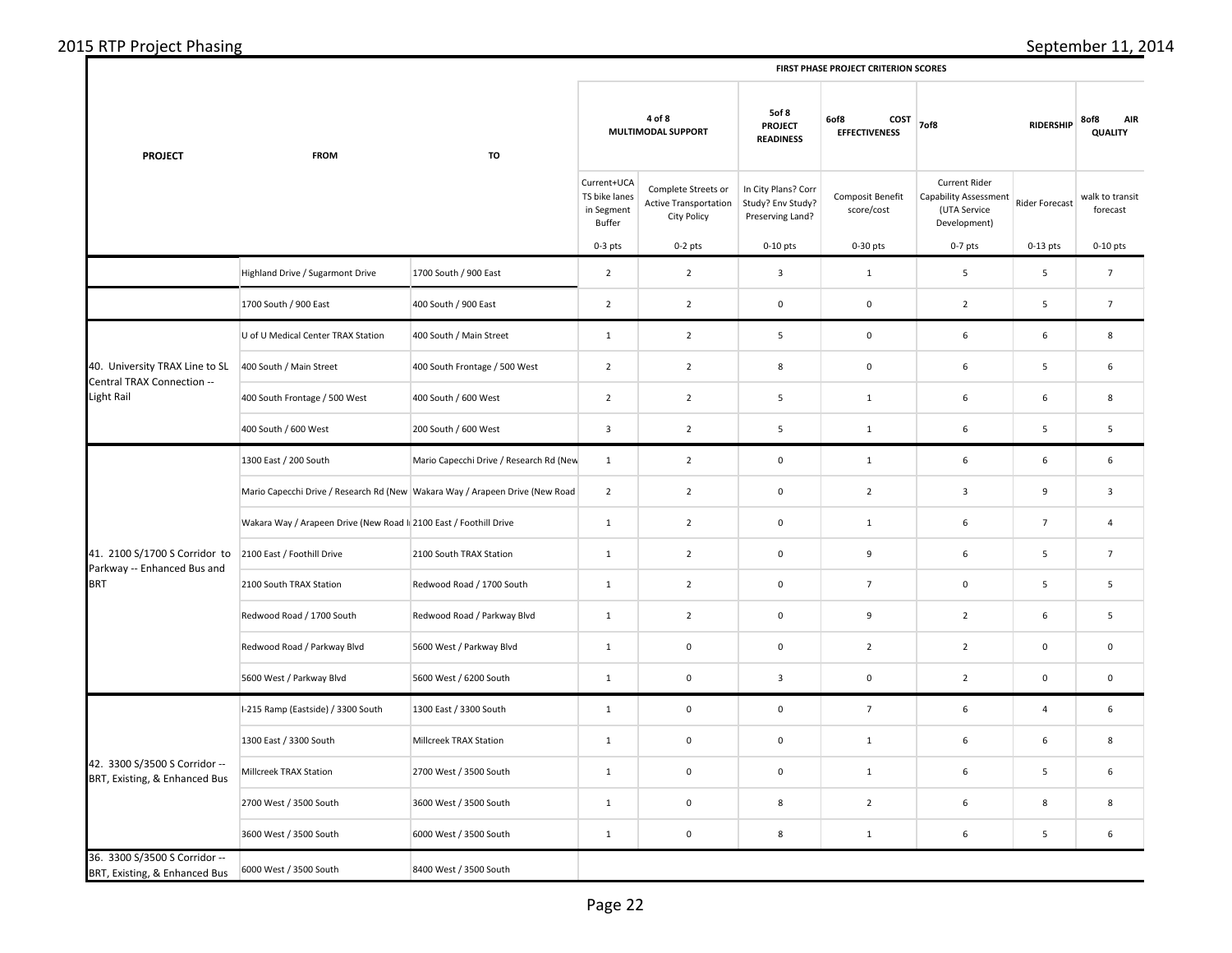| PROJECT | FROM | TO | FIRST PHASE PROJECT CRITERION SCORES | | | | | | |
|---|---|---|---|---|---|---|---|---|---|
| | | | 4 of 8 MULTIMODAL SUPPORT | | 5of 8 PROJECT READINESS | 6of8 COST EFFECTIVENESS | 7of8 | RIDERSHIP | 8of8 AIR QUALITY |
| | | | Current+UCA TS bike lanes in Segment Buffer | Complete Streets or Active Transportation City Policy | In City Plans? Corr Study? Env Study? Preserving Land? | Composit Benefit score/cost | Current Rider Capability Assessment (UTA Service Development) | Rider Forecast | walk to transit forecast |
| | | | 0-3 pts | 0-2 pts | 0-10 pts | 0-30 pts | 0-7 pts | 0-13 pts | 0-10 pts |
| | Highland Drive / Sugarmont Drive | 1700 South / 900 East | 2 | 2 | 3 | 1 | 5 | 5 | 7 |
| | 1700 South / 900 East | 400 South / 900 East | 2 | 2 | 0 | 0 | 2 | 5 | 7 |
| 40. University TRAX Line to SL Central TRAX Connection -- Light Rail | U of U Medical Center TRAX Station | 400 South / Main Street | 1 | 2 | 5 | 0 | 6 | 6 | 8 |
| | 400 South / Main Street | 400 South Frontage / 500 West | 2 | 2 | 8 | 0 | 6 | 5 | 6 |
| | 400 South Frontage / 500 West | 400 South / 600 West | 2 | 2 | 5 | 1 | 6 | 6 | 8 |
| | 400 South / 600 West | 200 South / 600 West | 3 | 2 | 5 | 1 | 6 | 5 | 5 |
| 41. 2100 S/1700 S Corridor to Parkway -- Enhanced Bus and BRT | 1300 East / 200 South | Mario Capecchi Drive / Research Rd (New | 1 | 2 | 0 | 1 | 6 | 6 | 6 |
| | Mario Capecchi Drive / Research Rd (New | Wakara Way / Arapeen Drive (New Road | 2 | 2 | 0 | 2 | 3 | 9 | 3 |
| | Wakara Way / Arapeen Drive (New Road I | 2100 East / Foothill Drive | 1 | 2 | 0 | 1 | 6 | 7 | 4 |
| | 2100 East / Foothill Drive | 2100 South TRAX Station | 1 | 2 | 0 | 9 | 6 | 5 | 7 |
| | 2100 South TRAX Station | Redwood Road / 1700 South | 1 | 2 | 0 | 7 | 0 | 5 | 5 |
| | Redwood Road / 1700 South | Redwood Road / Parkway Blvd | 1 | 2 | 0 | 9 | 2 | 6 | 5 |
| | Redwood Road / Parkway Blvd | 5600 West / Parkway Blvd | 1 | 0 | 0 | 2 | 2 | 0 | 0 |
| | 5600 West / Parkway Blvd | 5600 West / 6200 South | 1 | 0 | 3 | 0 | 2 | 0 | 0 |
| 42. 3300 S/3500 S Corridor -- BRT, Existing, & Enhanced Bus | I-215 Ramp (Eastside) / 3300 South | 1300 East / 3300 South | 1 | 0 | 0 | 7 | 6 | 4 | 6 |
| | 1300 East / 3300 South | Millcreek TRAX Station | 1 | 0 | 0 | 1 | 6 | 6 | 8 |
| | Millcreek TRAX Station | 2700 West / 3500 South | 1 | 0 | 0 | 1 | 6 | 5 | 6 |
| | 2700 West / 3500 South | 3600 West / 3500 South | 1 | 0 | 8 | 2 | 6 | 8 | 8 |
| | 3600 West / 3500 South | 6000 West / 3500 South | 1 | 0 | 8 | 1 | 6 | 5 | 6 |
| 36. 3300 S/3500 S Corridor -- BRT, Existing, & Enhanced Bus | 6000 West / 3500 South | 8400 West / 3500 South | | | | | | | |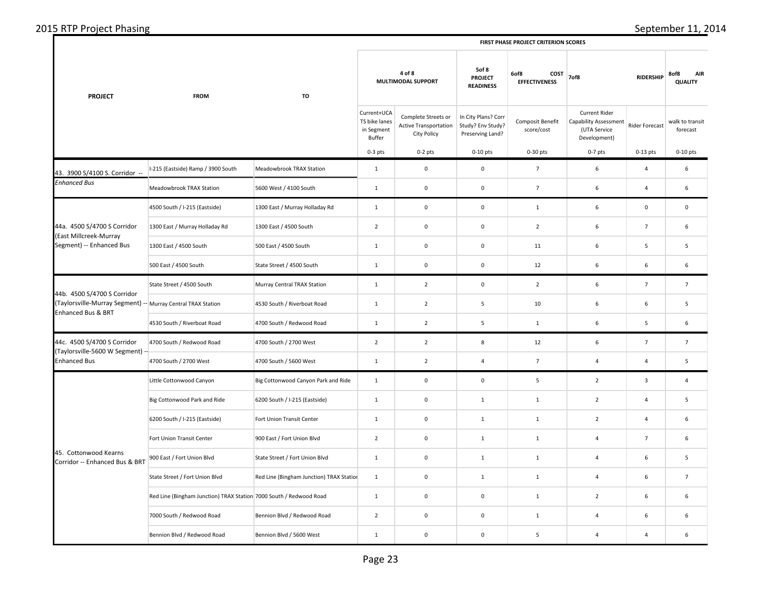| PROJECT | FROM | TO | FIRST PHASE PROJECT CRITERION SCORES | | | | | | |
|---|---|---|---|---|---|---|---|---|---|
| | | | 4 of 8 MULTIMODAL SUPPORT | | 5of 8 PROJECT READINESS | 6of8 COST EFFECTIVENESS | 7of8 RIDERSHIP | | 8of8 AIR QUALITY |
| | | | Current+UCATS bike lanes in Segment Buffer | Complete Streets or Active Transportation City Policy | In City Plans? Corr Study? Env Study? Preserving Land? | Composit Benefit score/cost | Current Rider Capability Assessment (UTA Service Development) | Rider Forecast | walk to transit forecast |
| | | | 0-3 pts | 0-2 pts | 0-10 pts | 0-30 pts | 0-7 pts | 0-13 pts | 0-10 pts |
| 43. 3900 S/4100 S. Corridor -- *Enhanced Bus* | I-215 (Eastside) Ramp / 3900 South | Meadowbrook TRAX Station | 1 | 0 | 0 | 7 | 6 | 4 | 6 |
| | Meadowbrook TRAX Station | 5600 West / 4100 South | 1 | 0 | 0 | 7 | 6 | 4 | 6 |
| 44a. 4500 S/4700 S Corridor (East Millcreek-Murray Segment) -- Enhanced Bus | 4500 South / I-215 (Eastside) | 1300 East / Murray Holladay Rd | 1 | 0 | 0 | 1 | 6 | 0 | 0 |
| | 1300 East / Murray Holladay Rd | 1300 East / 4500 South | 2 | 0 | 0 | 2 | 6 | 7 | 6 |
| | 1300 East / 4500 South | 500 East / 4500 South | 1 | 0 | 0 | 11 | 6 | 5 | 5 |
| | 500 East / 4500 South | State Street / 4500 South | 1 | 0 | 0 | 12 | 6 | 6 | 6 |
| 44b. 4500 S/4700 S Corridor (Taylorsville-Murray Segment) -- Enhanced Bus & BRT | State Street / 4500 South | Murray Central TRAX Station | 1 | 2 | 0 | 2 | 6 | 7 | 7 |
| | Murray Central TRAX Station | 4530 South / Riverboat Road | 1 | 2 | 5 | 10 | 6 | 6 | 5 |
| | 4530 South / Riverboat Road | 4700 South / Redwood Road | 1 | 2 | 5 | 1 | 6 | 5 | 6 |
| 44c. 4500 S/4700 S Corridor (Taylorsville-5600 W Segment) -- Enhanced Bus | 4700 South / Redwood Road | 4700 South / 2700 West | 2 | 2 | 8 | 12 | 6 | 7 | 7 |
| | 4700 South / 2700 West | 4700 South / 5600 West | 1 | 2 | 4 | 7 | 4 | 4 | 5 |
| 45. Cottonwood Kearns Corridor -- Enhanced Bus & BRT | Little Cottonwood Canyon | Big Cottonwood Canyon Park and Ride | 1 | 0 | 0 | 5 | 2 | 3 | 4 |
| | Big Cottonwood Park and Ride | 6200 South / I-215 (Eastside) | 1 | 0 | 1 | 1 | 2 | 4 | 5 |
| | 6200 South / I-215 (Eastside) | Fort Union Transit Center | 1 | 0 | 1 | 1 | 2 | 4 | 6 |
| | Fort Union Transit Center | 900 East / Fort Union Blvd | 2 | 0 | 1 | 1 | 4 | 7 | 6 |
| | 900 East / Fort Union Blvd | State Street / Fort Union Blvd | 1 | 0 | 1 | 1 | 4 | 6 | 5 |
| | State Street / Fort Union Blvd | Red Line (Bingham Junction) TRAX Station | 1 | 0 | 1 | 1 | 4 | 6 | 7 |
| | Red Line (Bingham Junction) TRAX Station | 7000 South / Redwood Road | 1 | 0 | 0 | 1 | 2 | 6 | 6 |
| | 7000 South / Redwood Road | Bennion Blvd / Redwood Road | 2 | 0 | 0 | 1 | 4 | 6 | 6 |
| | Bennion Blvd / Redwood Road | Bennion Blvd / 5600 West | 1 | 0 | 0 | 5 | 4 | 4 | 6 |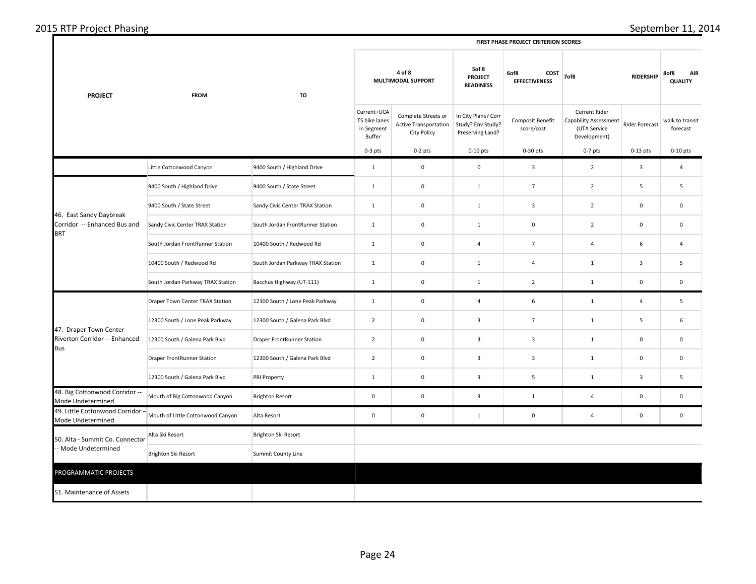| PROJECT | FROM | TO | FIRST PHASE PROJECT CRITERION SCORES | | | | | | |
|---|---|---|---|---|---|---|---|---|---|
| | | | 4 of 8 MULTIMODAL SUPPORT | | 5of 8 PROJECT READINESS | 6of8 COST EFFECTIVENESS | 7of8 RIDERSHIP | | 8of8 AIR QUALITY |
| | | | Current+UCA TS bike lanes in Segment Buffer | Complete Streets or Active Transportation City Policy | In City Plans? Corr Study? Env Study? Preserving Land? | Composit Benefit score/cost | Current Rider Capability Assessment (UTA Service Development) | Rider Forecast | walk to transit forecast |
| | | | 0-3 pts | 0-2 pts | 0-10 pts | 0-30 pts | 0-7 pts | 0-13 pts | 0-10 pts |
| | Little Cottonwood Canyon | 9400 South / Highland Drive | 1 | 0 | 0 | 3 | 2 | 3 | 4 |
| 46. East Sandy Daybreak Corridor -- Enhanced Bus and BRT | 9400 South / Highland Drive | 9400 South / State Street | 1 | 0 | 1 | 7 | 2 | 5 | 5 |
| | 9400 South / State Street | Sandy Civic Center TRAX Station | 1 | 0 | 1 | 3 | 2 | 0 | 0 |
| | Sandy Civic Center TRAX Station | South Jordan FrontRunner Station | 1 | 0 | 1 | 0 | 2 | 0 | 0 |
| | South Jordan FrontRunner Station | 10400 South / Redwood Rd | 1 | 0 | 4 | 7 | 4 | 6 | 4 |
| | 10400 South / Redwood Rd | South Jordan Parkway TRAX Station | 1 | 0 | 1 | 4 | 1 | 3 | 5 |
| | South Jordan Parkway TRAX Station | Bacchus Highway (UT-111) | 1 | 0 | 1 | 2 | 1 | 0 | 0 |
| 47. Draper Town Center - Riverton Corridor -- Enhanced Bus | Draper Town Center TRAX Station | 12300 South / Lone Peak Parkway | 1 | 0 | 4 | 6 | 1 | 4 | 5 |
| | 12300 South / Lone Peak Parkway | 12300 South / Galena Park Blvd | 2 | 0 | 3 | 7 | 1 | 5 | 6 |
| | 12300 South / Galena Park Blvd | Draper FrontRunner Station | 2 | 0 | 3 | 3 | 1 | 0 | 0 |
| | Draper FrontRunner Station | 12300 South / Galena Park Blvd | 2 | 0 | 3 | 3 | 1 | 0 | 0 |
| | 12300 South / Galena Park Blvd | PRI Property | 1 | 0 | 3 | 5 | 1 | 3 | 5 |
| 48. Big Cottonwood Corridor -- Mode Undetermined | Mouth of Big Cottonwood Canyon | Brighton Resort | 0 | 0 | 3 | 1 | 4 | 0 | 0 |
| 49. Little Cottonwood Corridor -- Mode Undetermined | Mouth of Little Cottonwood Canyon | Alta Resort | 0 | 0 | 1 | 0 | 4 | 0 | 0 |
| 50. Alta - Summit Co. Connector -- Mode Undetermined | Alta Ski Resort | Brighton Ski Resort | | | | | | | |
| | Brighton Ski Resort | Summit County Line | | | | | | | |
| PROGRAMMATIC PROJECTS | | | | | | | | | |
| 51. Maintenance of Assets | | | | | | | | | |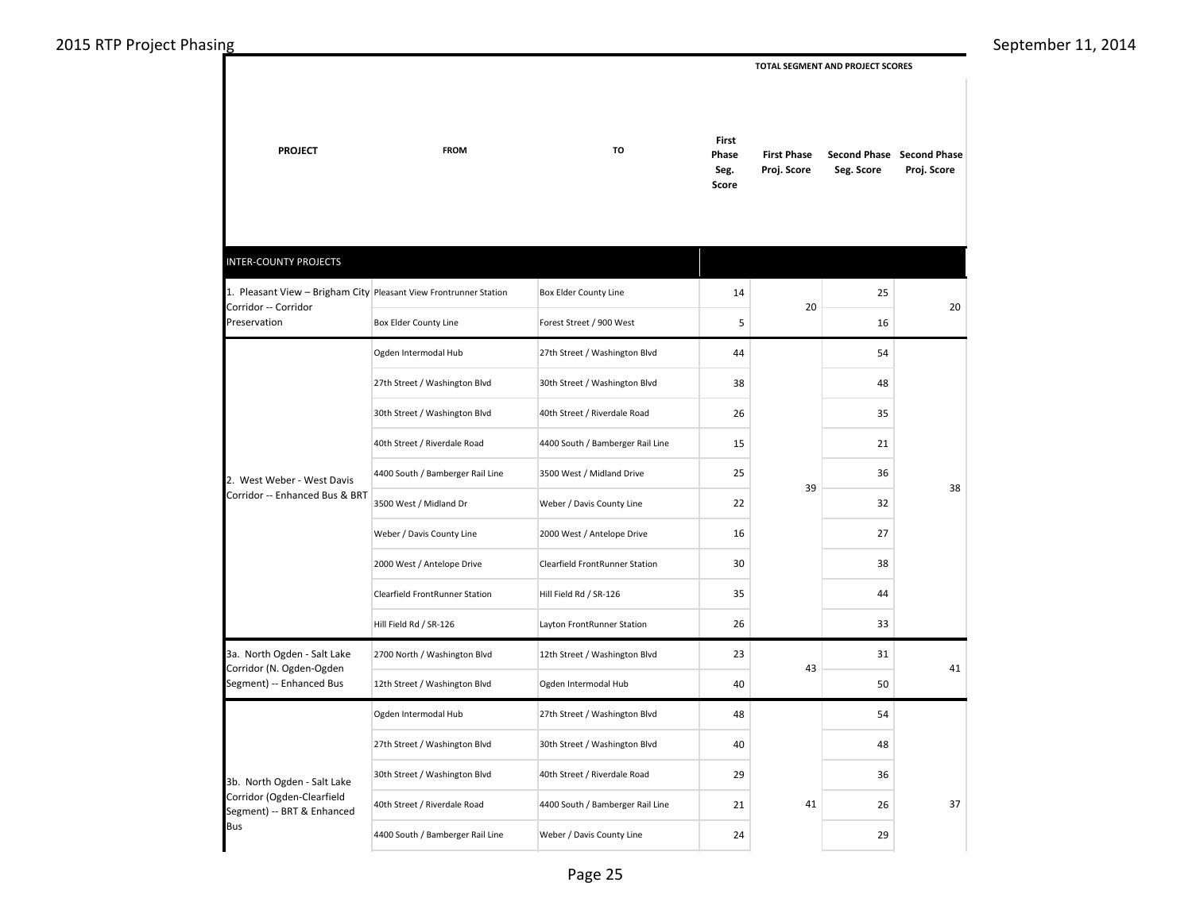| PROJECT | FROM | TO | First Phase Seg. Score | First Phase Proj. Score | Second Phase Seg. Score | Second Phase Proj. Score |
|---|---|---|---|---|---|---|
| | | | TOTAL SEGMENT AND PROJECT SCORES | | | |
| INTER-COUNTY PROJECTS | | | | | | |
| 1. Pleasant View – Brigham City Corridor -- Corridor Preservation | Pleasant View Frontrunner Station | Box Elder County Line | 14 | 20 | 25 | 20 |
| | Box Elder County Line | Forest Street / 900 West | 5 | | 16 | |
| 2. West Weber - West Davis Corridor -- Enhanced Bus & BRT | Ogden Intermodal Hub | 27th Street / Washington Blvd | 44 | 39 | 54 | 38 |
| | 27th Street / Washington Blvd | 30th Street / Washington Blvd | 38 | | 48 | |
| | 30th Street / Washington Blvd | 40th Street / Riverdale Road | 26 | | 35 | |
| | 40th Street / Riverdale Road | 4400 South / Bamberger Rail Line | 15 | | 21 | |
| | 4400 South / Bamberger Rail Line | 3500 West / Midland Drive | 25 | | 36 | |
| | 3500 West / Midland Dr | Weber / Davis County Line | 22 | | 32 | |
| | Weber / Davis County Line | 2000 West / Antelope Drive | 16 | | 27 | |
| | 2000 West / Antelope Drive | Clearfield FrontRunner Station | 30 | | 38 | |
| | Clearfield FrontRunner Station | Hill Field Rd / SR-126 | 35 | | 44 | |
| | Hill Field Rd / SR-126 | Layton FrontRunner Station | 26 | | 33 | |
| 3a. North Ogden - Salt Lake Corridor (N. Ogden-Ogden Segment) -- Enhanced Bus | 2700 North / Washington Blvd | 12th Street / Washington Blvd | 23 | 43 | 31 | 41 |
| | 12th Street / Washington Blvd | Ogden Intermodal Hub | 40 | | 50 | |
| 3b. North Ogden - Salt Lake Corridor (Ogden-Clearfield Segment) -- BRT & Enhanced Bus | Ogden Intermodal Hub | 27th Street / Washington Blvd | 48 | 41 | 54 | 37 |
| | 27th Street / Washington Blvd | 30th Street / Washington Blvd | 40 | | 48 | |
| | 30th Street / Washington Blvd | 40th Street / Riverdale Road | 29 | | 36 | |
| | 40th Street / Riverdale Road | 4400 South / Bamberger Rail Line | 21 | | 26 | |
| | 4400 South / Bamberger Rail Line | Weber / Davis County Line | 24 | | 29 | |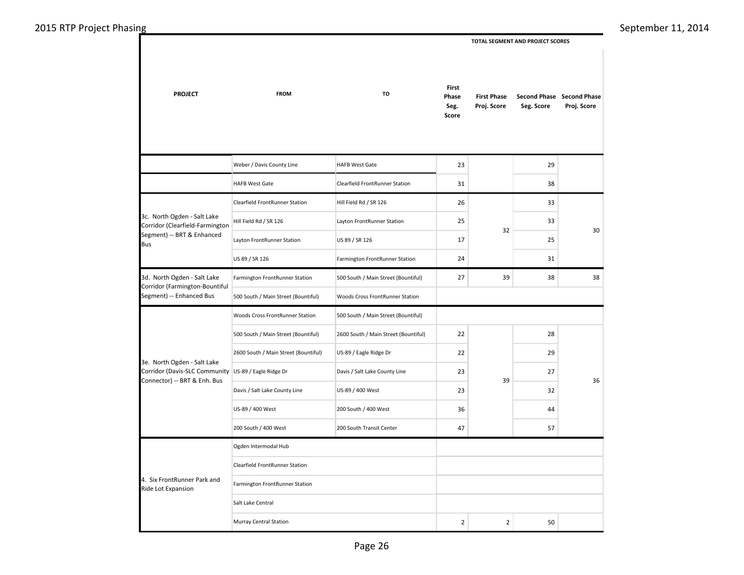| PROJECT | FROM | TO | First Phase Seg. Score | First Phase Proj. Score | Second Phase Seg. Score | Second Phase Proj. Score |
|---|---|---|---|---|---|---|
| | | | TOTAL SEGMENT AND PROJECT SCORES | | | |
| | Weber / Davis County Line | HAFB West Gate | 23 | | 29 | |
| | HAFB West Gate | Clearfield FrontRunner Station | 31 | | 38 | |
| 3c. North Ogden - Salt Lake Corridor (Clearfield-Farmington Segment) -- BRT & Enhanced Bus | Clearfield FrontRunner Station | Hill Field Rd / SR 126 | 26 | 32 | 33 | 30 |
| | Hill Field Rd / SR 126 | Layton FrontRunner Station | 25 | | 33 | |
| | Layton FrontRunner Station | US 89 / SR 126 | 17 | | 25 | |
| | US 89 / SR 126 | Farmington FrontRunner Station | 24 | | 31 | |
| 3d. North Ogden - Salt Lake Corridor (Farmington-Bountiful Segment) -- Enhanced Bus | Farmington FrontRunner Station | 500 South / Main Street (Bountiful) | 27 | 39 | 38 | 38 |
| | 500 South / Main Street (Bountiful) | Woods Cross FrontRunner Station | | | | |
| 3e. North Ogden - Salt Lake Corridor (Davis-SLC Community Connector) -- BRT & Enh. Bus | Woods Cross FrontRunner Station | 500 South / Main Street (Bountiful) | | | | |
| | 500 South / Main Street (Bountiful) | 2600 South / Main Street (Bountiful) | 22 | 39 | 28 | 36 |
| | 2600 South / Main Street (Bountiful) | US-89 / Eagle Ridge Dr | 22 | | 29 | |
| | US-89 / Eagle Ridge Dr | Davis / Salt Lake County Line | 23 | | 27 | |
| | Davis / Salt Lake County Line | US-89 / 400 West | 23 | | 32 | |
| | US-89 / 400 West | 200 South / 400 West | 36 | | 44 | |
| | 200 South / 400 West | 200 South Transit Center | 47 | | 57 | |
| 4. Six FrontRunner Park and Ride Lot Expansion | Ogden Intermodal Hub | | | | | |
| | Clearfield FrontRunner Station | | | | | |
| | Farmington FrontRunner Station | | | | | |
| | Salt Lake Central | | | | | |
| | Murray Central Station | | 2 | 2 | 50 | |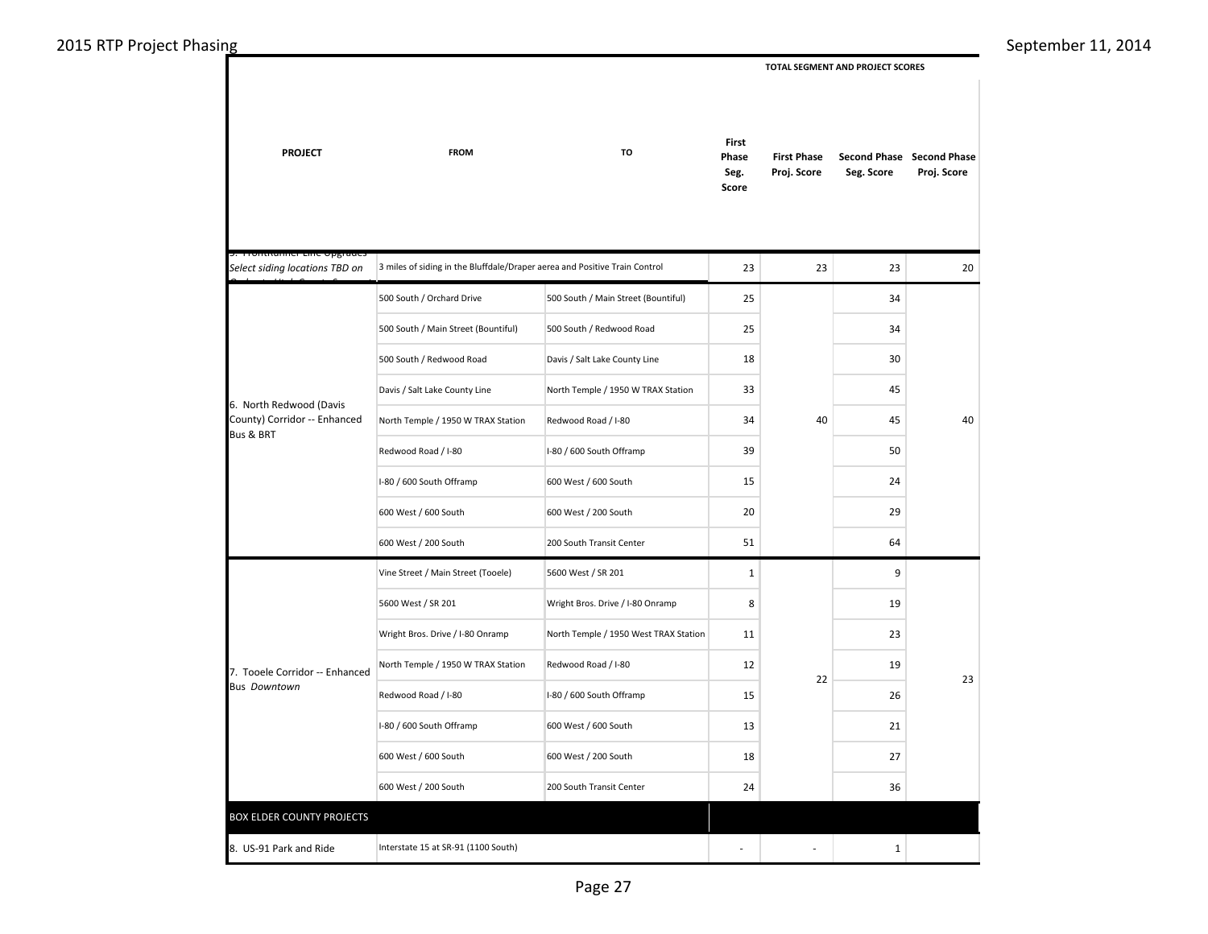| PROJECT | FROM | TO | First Phase Seg. Score | First Phase Proj. Score | Second Phase Seg. Score | Second Phase Proj. Score |
|---|---|---|---|---|---|---|
| 5. FrontRunner Line Upgrades *Select siding locations TBD on Salt Lake/Utah County Segment* | 3 miles of siding in the Bluffdale/Draper aerea and Positive Train Control | | 23 | 23 | 23 | 20 |
| 6. North Redwood (Davis County) Corridor -- Enhanced Bus & BRT | 500 South / Orchard Drive | 500 South / Main Street (Bountiful) | 25 | 40 | 34 | 40 |
| | 500 South / Main Street (Bountiful) | 500 South / Redwood Road | 25 | | 34 | |
| | 500 South / Redwood Road | Davis / Salt Lake County Line | 18 | | 30 | |
| | Davis / Salt Lake County Line | North Temple / 1950 W TRAX Station | 33 | | 45 | |
| | North Temple / 1950 W TRAX Station | Redwood Road / I-80 | 34 | | 45 | |
| | Redwood Road / I-80 | I-80 / 600 South Offramp | 39 | | 50 | |
| | I-80 / 600 South Offramp | 600 West / 600 South | 15 | | 24 | |
| | 600 West / 600 South | 600 West / 200 South | 20 | | 29 | |
| | 600 West / 200 South | 200 South Transit Center | 51 | | 64 | |
| 7. Tooele Corridor -- Enhanced Bus *Downtown* | Vine Street / Main Street (Tooele) | 5600 West / SR 201 | 1 | 22 | 9 | 23 |
| | 5600 West / SR 201 | Wright Bros. Drive / I-80 Onramp | 8 | | 19 | |
| | Wright Bros. Drive / I-80 Onramp | North Temple / 1950 West TRAX Station | 11 | | 23 | |
| | North Temple / 1950 W TRAX Station | Redwood Road / I-80 | 12 | | 19 | |
| | Redwood Road / I-80 | I-80 / 600 South Offramp | 15 | | 26 | |
| | I-80 / 600 South Offramp | 600 West / 600 South | 13 | | 21 | |
| | 600 West / 600 South | 600 West / 200 South | 18 | | 27 | |
| | 600 West / 200 South | 200 South Transit Center | 24 | | 36 | |
| **BOX ELDER COUNTY PROJECTS** | | | | | | |
| 8. US-91 Park and Ride | Interstate 15 at SR-91 (1100 South) | | - | - | 1 | |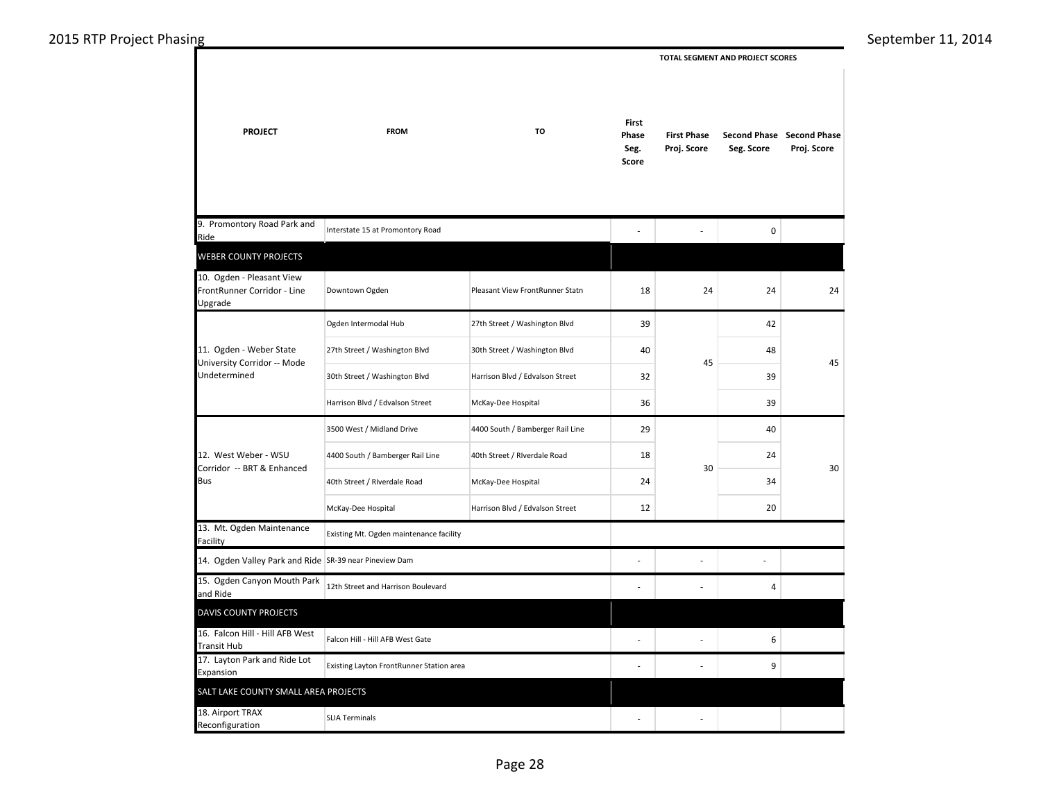| PROJECT | FROM | TO | First Phase Seg. Score | First Phase Proj. Score | Second Phase Seg. Score | Second Phase Proj. Score |
|---|---|---|---|---|---|---|
| | | | TOTAL SEGMENT AND PROJECT SCORES | | | |
| 9. Promontory Road Park and Ride | Interstate 15 at Promontory Road | | - | - | 0 | |
| WEBER COUNTY PROJECTS | | | | | | |
| 10. Ogden - Pleasant View FrontRunner Corridor - Line Upgrade | Downtown Ogden | Pleasant View FrontRunner Statn | 18 | 24 | 24 | 24 |
| 11. Ogden - Weber State University Corridor -- Mode Undetermined | Ogden Intermodal Hub | 27th Street / Washington Blvd | 39 | 45 | 42 | 45 |
| | 27th Street / Washington Blvd | 30th Street / Washington Blvd | 40 | | 48 | |
| | 30th Street / Washington Blvd | Harrison Blvd / Edvalson Street | 32 | | 39 | |
| | Harrison Blvd / Edvalson Street | McKay-Dee Hospital | 36 | | 39 | |
| 12. West Weber - WSU Corridor -- BRT & Enhanced Bus | 3500 West / Midland Drive | 4400 South / Bamberger Rail Line | 29 | 30 | 40 | 30 |
| | 4400 South / Bamberger Rail Line | 40th Street / RIverdale Road | 18 | | 24 | |
| | 40th Street / RIverdale Road | McKay-Dee Hospital | 24 | | 34 | |
| | McKay-Dee Hospital | Harrison Blvd / Edvalson Street | 12 | | 20 | |
| 13. Mt. Ogden Maintenance Facility | Existing Mt. Ogden maintenance facility | | | | | |
| 14. Ogden Valley Park and Ride | SR-39 near Pineview Dam | | - | - | - | |
| 15. Ogden Canyon Mouth Park and Ride | 12th Street and Harrison Boulevard | | - | - | 4 | |
| DAVIS COUNTY PROJECTS | | | | | | |
| 16. Falcon Hill - Hill AFB West Transit Hub | Falcon Hill - Hill AFB West Gate | | - | - | 6 | |
| 17. Layton Park and Ride Lot Expansion | Existing Layton FrontRunner Station area | | - | - | 9 | |
| SALT LAKE COUNTY SMALL AREA PROJECTS | | | | | | |
| 18. Airport TRAX Reconfiguration | SLIA Terminals | | - | - | | |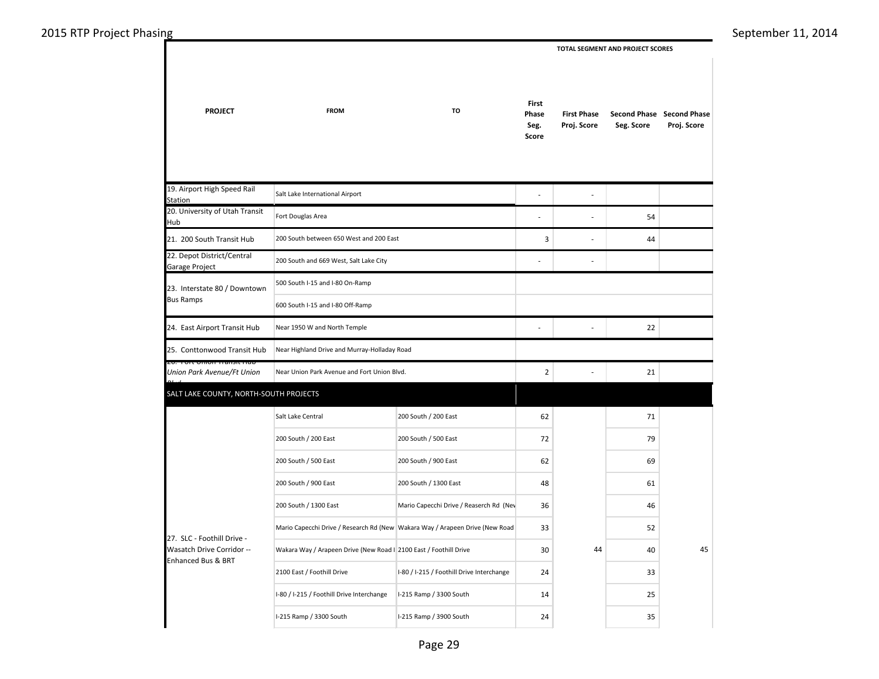| PROJECT | FROM | TO | First Phase Seg. Score | First Phase Proj. Score | Second Phase Seg. Score | Second Phase Proj. Score |
|---|---|---|---|---|---|---|
| | | | TOTAL SEGMENT AND PROJECT SCORES | | | |
| 19. Airport High Speed Rail Station | Salt Lake International Airport | | - | - | | |
| 20. University of Utah Transit Hub | Fort Douglas Area | | - | - | 54 | |
| 21. 200 South Transit Hub | 200 South between 650 West and 200 East | | 3 | - | 44 | |
| 22. Depot District/Central Garage Project | 200 South and 669 West, Salt Lake City | | - | - | | |
| 23. Interstate 80 / Downtown Bus Ramps | 500 South I-15 and I-80 On-Ramp | | | | | |
| | 600 South I-15 and I-80 Off-Ramp | | | | | |
| 24. East Airport Transit Hub | Near 1950 W and North Temple | | - | - | 22 | |
| 25. Conttonwood Transit Hub | Near Highland Drive and Murray-Holladay Road | | | | | |
| 26. Fort Union Transit Hub *Union Park Avenue/Ft Union Blvd* | Near Union Park Avenue and Fort Union Blvd. | | 2 | - | 21 | |
| **SALT LAKE COUNTY, NORTH-SOUTH PROJECTS** | | | | | | |
| 27. SLC - Foothill Drive - Wasatch Drive Corridor -- Enhanced Bus & BRT | Salt Lake Central | 200 South / 200 East | 62 | 44 | 71 | 45 |
| | 200 South / 200 East | 200 South / 500 East | 72 | | 79 | |
| | 200 South / 500 East | 200 South / 900 East | 62 | | 69 | |
| | 200 South / 900 East | 200 South / 1300 East | 48 | | 61 | |
| | 200 South / 1300 East | Mario Capecchi Drive / Reaserch Rd (Nev | 36 | | 46 | |
| | Mario Capecchi Drive / Research Rd (New | Wakara Way / Arapeen Drive (New Road | 33 | | 52 | |
| | Wakara Way / Arapeen Drive (New Road I | 2100 East / Foothill Drive | 30 | | 40 | |
| | 2100 East / Foothill Drive | I-80 / I-215 / Foothill Drive Interchange | 24 | | 33 | |
| | I-80 / I-215 / Foothill Drive Interchange | I-215 Ramp / 3300 South | 14 | | 25 | |
| | I-215 Ramp / 3300 South | I-215 Ramp / 3900 South | 24 | | 35 | |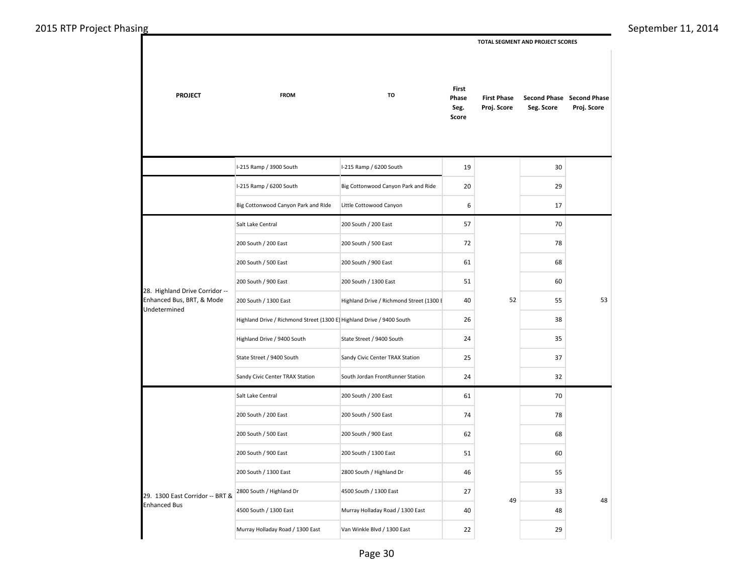| PROJECT | FROM | TO | First Phase Seg. Score | First Phase Proj. Score | Second Phase Seg. Score | Second Phase Proj. Score |
|---|---|---|---|---|---|---|
| | | | TOTAL SEGMENT AND PROJECT SCORES | | | |
| | I-215 Ramp / 3900 South | I-215 Ramp / 6200 South | 19 | | 30 | |
| | I-215 Ramp / 6200 South | Big Cottonwood Canyon Park and Ride | 20 | | 29 | |
| | Big Cottonwood Canyon Park and RIde | Little Cottowood Canyon | 6 | | 17 | |
| 28. Highland Drive Corridor -- Enhanced Bus, BRT, & Mode Undetermined | Salt Lake Central | 200 South / 200 East | 57 | 52 | 70 | 53 |
| | 200 South / 200 East | 200 South / 500 East | 72 | | 78 | |
| | 200 South / 500 East | 200 South / 900 East | 61 | | 68 | |
| | 200 South / 900 East | 200 South / 1300 East | 51 | | 60 | |
| | 200 South / 1300 East | Highland Drive / Richmond Street (1300 E | 40 | | 55 | |
| | Highland Drive / Richmond Street (1300 E) | Highland Drive / 9400 South | 26 | | 38 | |
| | Highland Drive / 9400 South | State Street / 9400 South | 24 | | 35 | |
| | State Street / 9400 South | Sandy Civic Center TRAX Station | 25 | | 37 | |
| | Sandy Civic Center TRAX Station | South Jordan FrontRunner Station | 24 | | 32 | |
| 29. 1300 East Corridor -- BRT & Enhanced Bus | Salt Lake Central | 200 South / 200 East | 61 | 49 | 70 | 48 |
| | 200 South / 200 East | 200 South / 500 East | 74 | | 78 | |
| | 200 South / 500 East | 200 South / 900 East | 62 | | 68 | |
| | 200 South / 900 East | 200 South / 1300 East | 51 | | 60 | |
| | 200 South / 1300 East | 2800 South / Highland Dr | 46 | | 55 | |
| | 2800 South / Highland Dr | 4500 South / 1300 East | 27 | | 33 | |
| | 4500 South / 1300 East | Murray Holladay Road / 1300 East | 40 | | 48 | |
| | Murray Holladay Road / 1300 East | Van Winkle Blvd / 1300 East | 22 | | 29 | |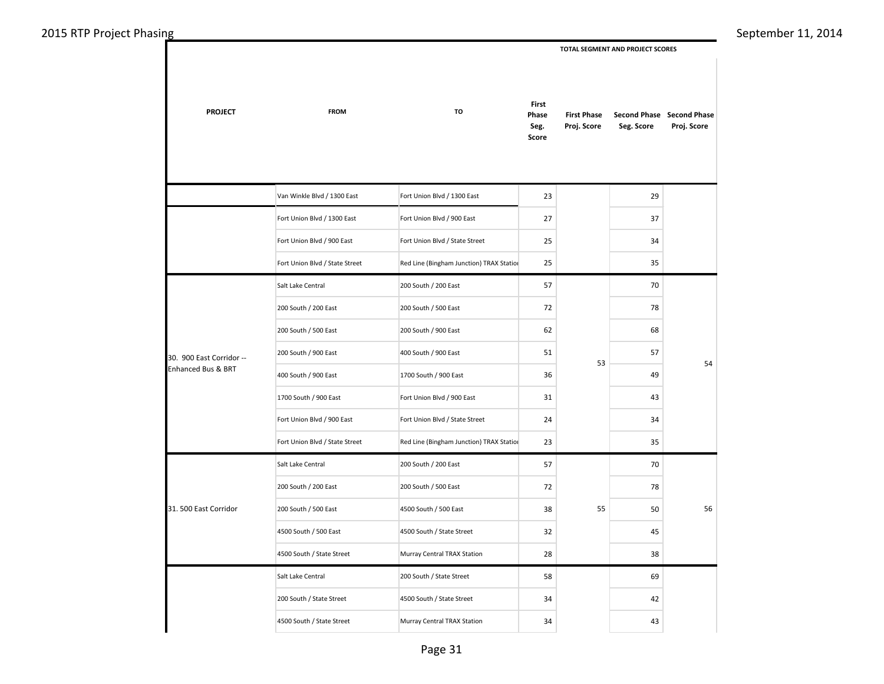| PROJECT | FROM | TO | First Phase Seg. Score | First Phase Proj. Score | Second Phase Seg. Score | Second Phase Proj. Score |
|---|---|---|---|---|---|---|
| | | | | TOTAL SEGMENT AND PROJECT SCORES | | |
| | Van Winkle Blvd / 1300 East | Fort Union Blvd / 1300 East | 23 | | 29 | |
| | Fort Union Blvd / 1300 East | Fort Union Blvd / 900 East | 27 | | 37 | |
| | Fort Union Blvd / 900 East | Fort Union Blvd / State Street | 25 | | 34 | |
| | Fort Union Blvd / State Street | Red Line (Bingham Junction) TRAX Statior | 25 | | 35 | |
| 30. 900 East Corridor -- Enhanced Bus & BRT | Salt Lake Central | 200 South / 200 East | 57 | 53 | 70 | 54 |
| | 200 South / 200 East | 200 South / 500 East | 72 | | 78 | |
| | 200 South / 500 East | 200 South / 900 East | 62 | | 68 | |
| | 200 South / 900 East | 400 South / 900 East | 51 | | 57 | |
| | 400 South / 900 East | 1700 South / 900 East | 36 | | 49 | |
| | 1700 South / 900 East | Fort Union Blvd / 900 East | 31 | | 43 | |
| | Fort Union Blvd / 900 East | Fort Union Blvd / State Street | 24 | | 34 | |
| | Fort Union Blvd / State Street | Red Line (Bingham Junction) TRAX Statior | 23 | | 35 | |
| 31. 500 East Corridor | Salt Lake Central | 200 South / 200 East | 57 | 55 | 70 | 56 |
| | 200 South / 200 East | 200 South / 500 East | 72 | | 78 | |
| | 200 South / 500 East | 4500 South / 500 East | 38 | | 50 | |
| | 4500 South / 500 East | 4500 South / State Street | 32 | | 45 | |
| | 4500 South / State Street | Murray Central TRAX Station | 28 | | 38 | |
| | Salt Lake Central | 200 South / State Street | 58 | | 69 | |
| | 200 South / State Street | 4500 South / State Street | 34 | | 42 | |
| | 4500 South / State Street | Murray Central TRAX Station | 34 | | 43 | |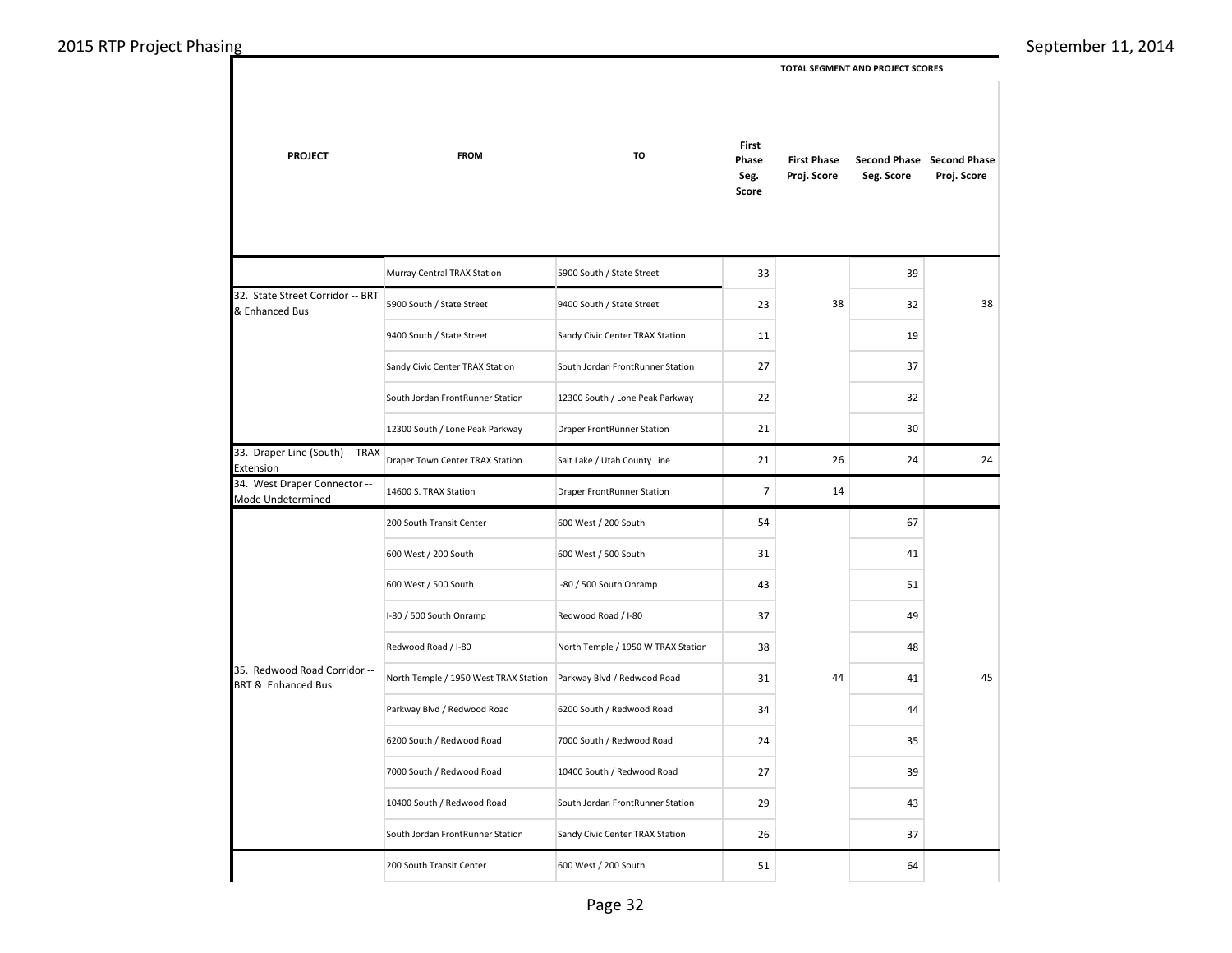| PROJECT | FROM | TO | First Phase Seg. Score | First Phase Proj. Score | Second Phase Seg. Score | Second Phase Proj. Score |
|---|---|---|---|---|---|---|
| | | | TOTAL SEGMENT AND PROJECT SCORES | | | |
| | Murray Central TRAX Station | 5900 South / State Street | 33 | | 39 | |
| 32. State Street Corridor -- BRT & Enhanced Bus | 5900 South / State Street | 9400 South / State Street | 23 | 38 | 32 | 38 |
| | 9400 South / State Street | Sandy Civic Center TRAX Station | 11 | | 19 | |
| | Sandy Civic Center TRAX Station | South Jordan FrontRunner Station | 27 | | 37 | |
| | South Jordan FrontRunner Station | 12300 South / Lone Peak Parkway | 22 | | 32 | |
| | 12300 South / Lone Peak Parkway | Draper FrontRunner Station | 21 | | 30 | |
| 33. Draper Line (South) -- TRAX Extension | Draper Town Center TRAX Station | Salt Lake / Utah County Line | 21 | 26 | 24 | 24 |
| 34. West Draper Connector -- Mode Undetermined | 14600 S. TRAX Station | Draper FrontRunner Station | 7 | 14 | | |
| | 200 South Transit Center | 600 West / 200 South | 54 | | 67 | |
| | 600 West / 200 South | 600 West / 500 South | 31 | | 41 | |
| | 600 West / 500 South | I-80 / 500 South Onramp | 43 | | 51 | |
| | I-80 / 500 South Onramp | Redwood Road / I-80 | 37 | | 49 | |
| | Redwood Road / I-80 | North Temple / 1950 W TRAX Station | 38 | | 48 | |
| 35. Redwood Road Corridor -- BRT & Enhanced Bus | North Temple / 1950 West TRAX Station | Parkway Blvd / Redwood Road | 31 | 44 | 41 | 45 |
| | Parkway Blvd / Redwood Road | 6200 South / Redwood Road | 34 | | 44 | |
| | 6200 South / Redwood Road | 7000 South / Redwood Road | 24 | | 35 | |
| | 7000 South / Redwood Road | 10400 South / Redwood Road | 27 | | 39 | |
| | 10400 South / Redwood Road | South Jordan FrontRunner Station | 29 | | 43 | |
| | South Jordan FrontRunner Station | Sandy Civic Center TRAX Station | 26 | | 37 | |
| | 200 South Transit Center | 600 West / 200 South | 51 | | 64 | |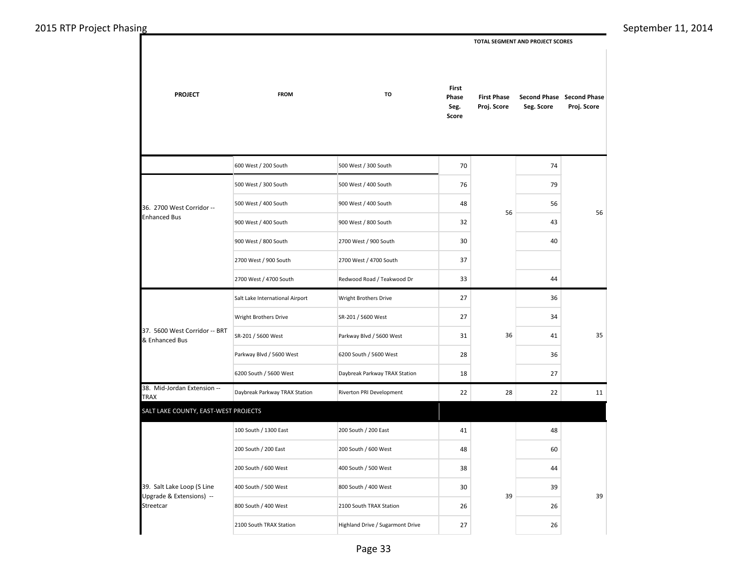| PROJECT | FROM | TO | First Phase Seg. Score | First Phase Proj. Score | Second Phase Seg. Score | Second Phase Proj. Score |
|---|---|---|---|---|---|---|
| | | | TOTAL SEGMENT AND PROJECT SCORES | | | |
| | 600 West / 200 South | 500 West / 300 South | 70 | | 74 | |
| 36. 2700 West Corridor -- Enhanced Bus | 500 West / 300 South | 500 West / 400 South | 76 | 56 | 79 | 56 |
| | 500 West / 400 South | 900 West / 400 South | 48 | | 56 | |
| | 900 West / 400 South | 900 West / 800 South | 32 | | 43 | |
| | 900 West / 800 South | 2700 West / 900 South | 30 | | 40 | |
| | 2700 West / 900 South | 2700 West / 4700 South | 37 | | | |
| | 2700 West / 4700 South | Redwood Road / Teakwood Dr | 33 | | 44 | |
| 37. 5600 West Corridor -- BRT & Enhanced Bus | Salt Lake International Airport | Wright Brothers Drive | 27 | 36 | 36 | 35 |
| | Wright Brothers Drive | SR-201 / 5600 West | 27 | | 34 | |
| | SR-201 / 5600 West | Parkway Blvd / 5600 West | 31 | | 41 | |
| | Parkway Blvd / 5600 West | 6200 South / 5600 West | 28 | | 36 | |
| | 6200 South / 5600 West | Daybreak Parkway TRAX Station | 18 | | 27 | |
| 38. Mid-Jordan Extension -- TRAX | Daybreak Parkway TRAX Station | Riverton PRI Development | 22 | 28 | 22 | 11 |
| **SALT LAKE COUNTY, EAST-WEST PROJECTS** | | | | | | |
| 39. Salt Lake Loop (S Line Upgrade & Extensions) -- Streetcar | 100 South / 1300 East | 200 South / 200 East | 41 | 39 | 48 | 39 |
| | 200 South / 200 East | 200 South / 600 West | 48 | | 60 | |
| | 200 South / 600 West | 400 South / 500 West | 38 | | 44 | |
| | 400 South / 500 West | 800 South / 400 West | 30 | | 39 | |
| | 800 South / 400 West | 2100 South TRAX Station | 26 | | 26 | |
| | 2100 South TRAX Station | Highland Drive / Sugarmont Drive | 27 | | 26 | |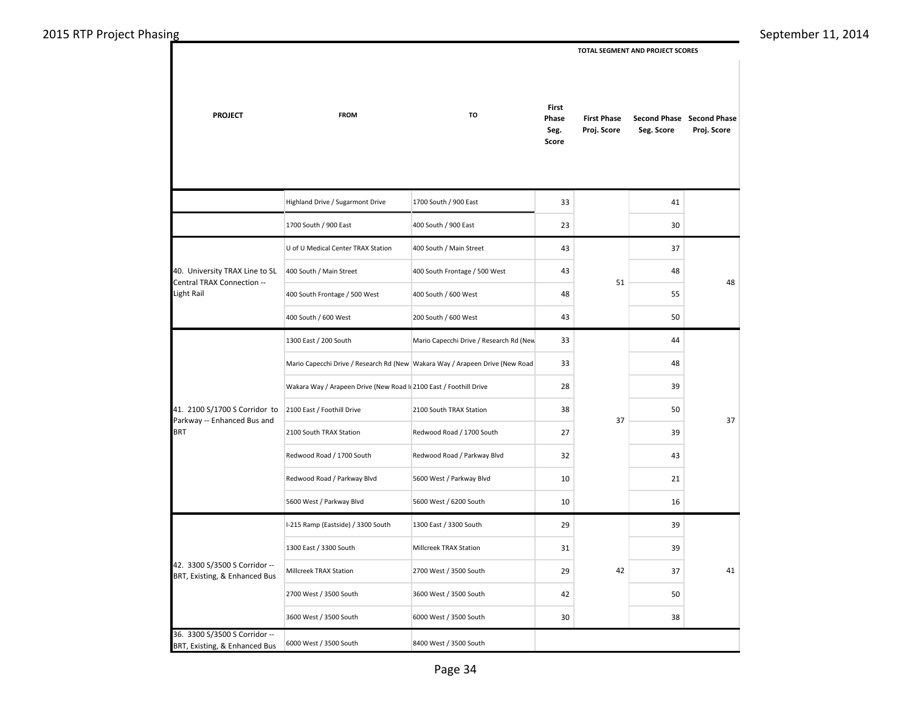| PROJECT | FROM | TO | TOTAL SEGMENT AND PROJECT SCORES | | | |
|---|---|---|---|---|---|---|
| | | | First Phase Seg. Score | First Phase Proj. Score | Second Phase Seg. Score | Second Phase Proj. Score |
| | Highland Drive / Sugarmont Drive | 1700 South / 900 East | 33 | | 41 | |
| | 1700 South / 900 East | 400 South / 900 East | 23 | | 30 | |
| 40. University TRAX Line to SL Central TRAX Connection -- Light Rail | U of U Medical Center TRAX Station | 400 South / Main Street | 43 | 51 | 37 | 48 |
| | 400 South / Main Street | 400 South Frontage / 500 West | 43 | | 48 | |
| | 400 South Frontage / 500 West | 400 South / 600 West | 48 | | 55 | |
| | 400 South / 600 West | 200 South / 600 West | 43 | | 50 | |
| 41. 2100 S/1700 S Corridor to Parkway -- Enhanced Bus and BRT | 1300 East / 200 South | Mario Capecchi Drive / Research Rd (New | 33 | 37 | 44 | 37 |
| | Mario Capecchi Drive / Research Rd (New | Wakara Way / Arapeen Drive (New Road | 33 | | 48 | |
| | Wakara Way / Arapeen Drive (New Road I | 2100 East / Foothill Drive | 28 | | 39 | |
| | 2100 East / Foothill Drive | 2100 South TRAX Station | 38 | | 50 | |
| | 2100 South TRAX Station | Redwood Road / 1700 South | 27 | | 39 | |
| | Redwood Road / 1700 South | Redwood Road / Parkway Blvd | 32 | | 43 | |
| | Redwood Road / Parkway Blvd | 5600 West / Parkway Blvd | 10 | | 21 | |
| | 5600 West / Parkway Blvd | 5600 West / 6200 South | 10 | | 16 | |
| 42. 3300 S/3500 S Corridor -- BRT, Existing, & Enhanced Bus | I-215 Ramp (Eastside) / 3300 South | 1300 East / 3300 South | 29 | 42 | 39 | 41 |
| | 1300 East / 3300 South | Millcreek TRAX Station | 31 | | 39 | |
| | Millcreek TRAX Station | 2700 West / 3500 South | 29 | | 37 | |
| | 2700 West / 3500 South | 3600 West / 3500 South | 42 | | 50 | |
| | 3600 West / 3500 South | 6000 West / 3500 South | 30 | | 38 | |
| 36. 3300 S/3500 S Corridor -- BRT, Existing, & Enhanced Bus | 6000 West / 3500 South | 8400 West / 3500 South | | | | |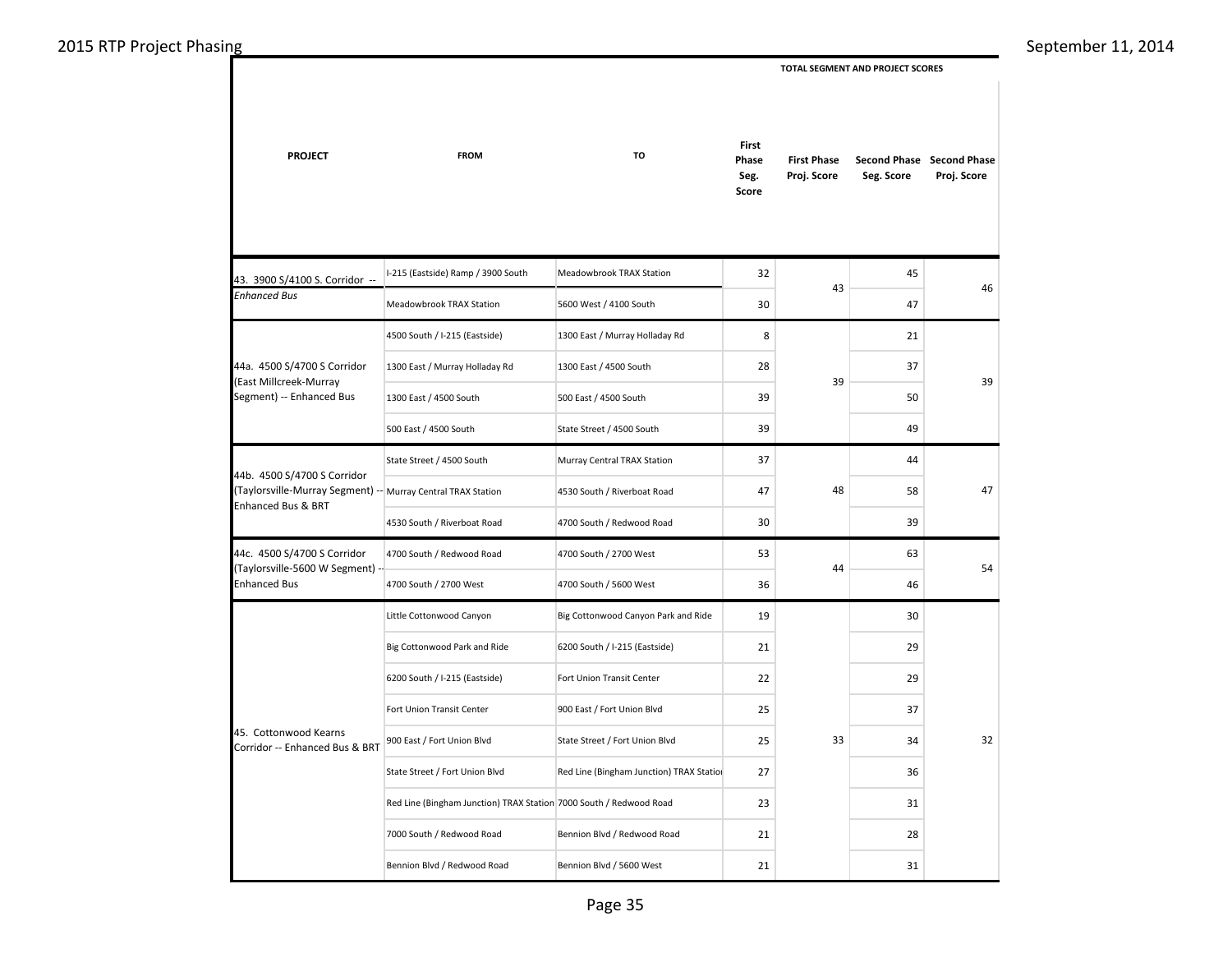| PROJECT | FROM | TO | First Phase Seg. Score | First Phase Proj. Score | Second Phase Seg. Score | Second Phase Proj. Score |
|---|---|---|---|---|---|---|
| | | | TOTAL SEGMENT AND PROJECT SCORES | | | |
| 43. 3900 S/4100 S. Corridor -- *Enhanced Bus* | I-215 (Eastside) Ramp / 3900 South | Meadowbrook TRAX Station | 32 | 43 | 45 | 46 |
| | Meadowbrook TRAX Station | 5600 West / 4100 South | 30 | | 47 | |
| 44a. 4500 S/4700 S Corridor (East Millcreek-Murray Segment) -- Enhanced Bus | 4500 South / I-215 (Eastside) | 1300 East / Murray Holladay Rd | 8 | 39 | 21 | 39 |
| | 1300 East / Murray Holladay Rd | 1300 East / 4500 South | 28 | | 37 | |
| | 1300 East / 4500 South | 500 East / 4500 South | 39 | | 50 | |
| | 500 East / 4500 South | State Street / 4500 South | 39 | | 49 | |
| 44b. 4500 S/4700 S Corridor (Taylorsville-Murray Segment) -- Enhanced Bus & BRT | State Street / 4500 South | Murray Central TRAX Station | 37 | 48 | 44 | 47 |
| | Murray Central TRAX Station | 4530 South / Riverboat Road | 47 | | 58 | |
| | 4530 South / Riverboat Road | 4700 South / Redwood Road | 30 | | 39 | |
| 44c. 4500 S/4700 S Corridor (Taylorsville-5600 W Segment) -- Enhanced Bus | 4700 South / Redwood Road | 4700 South / 2700 West | 53 | 44 | 63 | 54 |
| | 4700 South / 2700 West | 4700 South / 5600 West | 36 | | 46 | |
| 45. Cottonwood Kearns Corridor -- Enhanced Bus & BRT | Little Cottonwood Canyon | Big Cottonwood Canyon Park and Ride | 19 | 33 | 30 | 32 |
| | Big Cottonwood Park and Ride | 6200 South / I-215 (Eastside) | 21 | | 29 | |
| | 6200 South / I-215 (Eastside) | Fort Union Transit Center | 22 | | 29 | |
| | Fort Union Transit Center | 900 East / Fort Union Blvd | 25 | | 37 | |
| | 900 East / Fort Union Blvd | State Street / Fort Union Blvd | 25 | | 34 | |
| | State Street / Fort Union Blvd | Red Line (Bingham Junction) TRAX Station | 27 | | 36 | |
| | Red Line (Bingham Junction) TRAX Station | 7000 South / Redwood Road | 23 | | 31 | |
| | 7000 South / Redwood Road | Bennion Blvd / Redwood Road | 21 | | 28 | |
| | Bennion Blvd / Redwood Road | Bennion Blvd / 5600 West | 21 | | 31 | |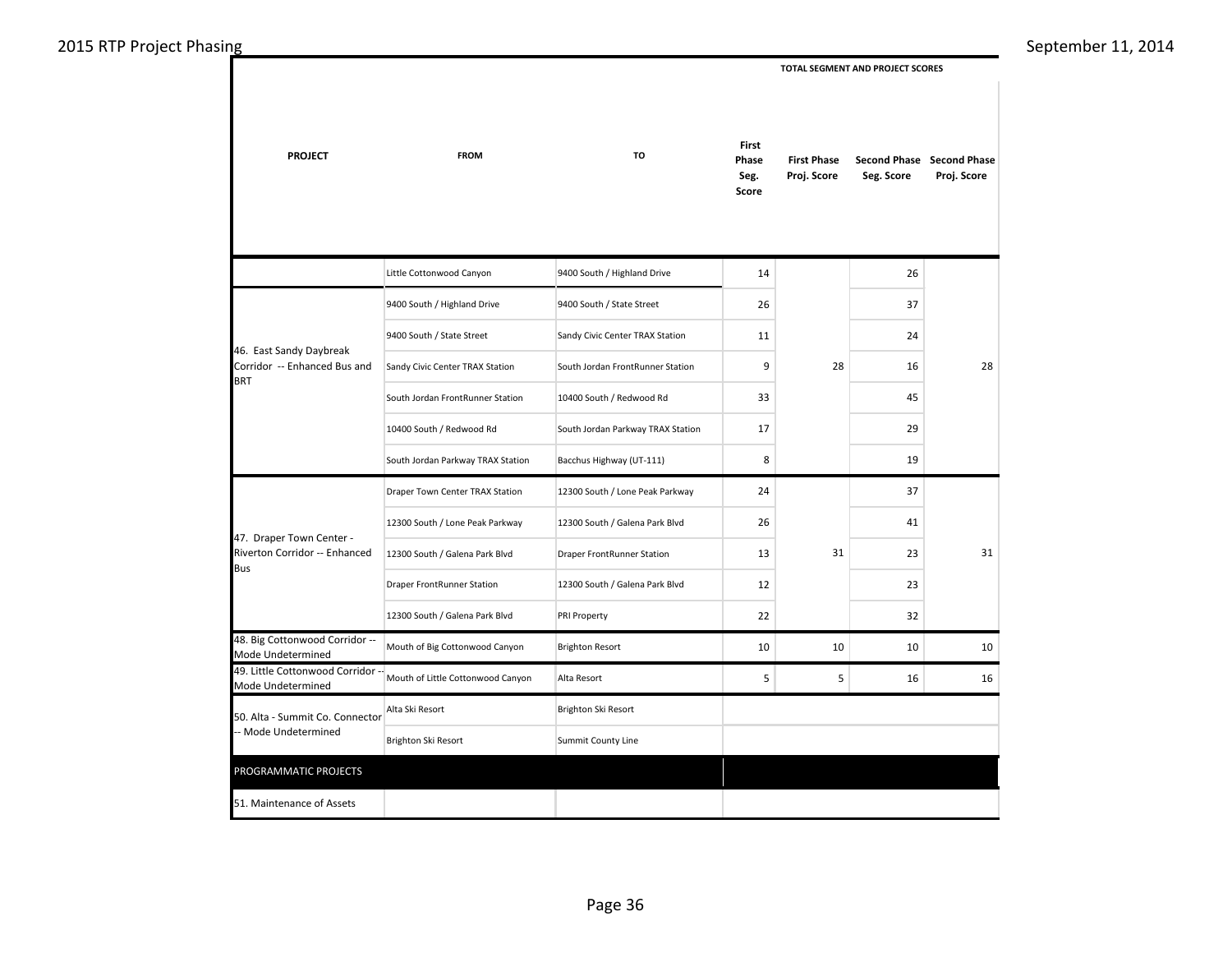| PROJECT | FROM | TO | First Phase Seg. Score | First Phase Proj. Score | Second Phase Seg. Score | Second Phase Proj. Score |
|---|---|---|---|---|---|---|
| | | | TOTAL SEGMENT AND PROJECT SCORES | | | |
| | Little Cottonwood Canyon | 9400 South / Highland Drive | 14 | | 26 | |
| 46. East Sandy Daybreak Corridor -- Enhanced Bus and BRT | 9400 South / Highland Drive | 9400 South / State Street | 26 | 28 | 37 | 28 |
| | 9400 South / State Street | Sandy Civic Center TRAX Station | 11 | | 24 | |
| | Sandy Civic Center TRAX Station | South Jordan FrontRunner Station | 9 | | 16 | |
| | South Jordan FrontRunner Station | 10400 South / Redwood Rd | 33 | | 45 | |
| | 10400 South / Redwood Rd | South Jordan Parkway TRAX Station | 17 | | 29 | |
| | South Jordan Parkway TRAX Station | Bacchus Highway (UT-111) | 8 | | 19 | |
| 47. Draper Town Center - Riverton Corridor -- Enhanced Bus | Draper Town Center TRAX Station | 12300 South / Lone Peak Parkway | 24 | 31 | 37 | 31 |
| | 12300 South / Lone Peak Parkway | 12300 South / Galena Park Blvd | 26 | | 41 | |
| | 12300 South / Galena Park Blvd | Draper FrontRunner Station | 13 | | 23 | |
| | Draper FrontRunner Station | 12300 South / Galena Park Blvd | 12 | | 23 | |
| | 12300 South / Galena Park Blvd | PRI Property | 22 | | 32 | |
| 48. Big Cottonwood Corridor -- Mode Undetermined | Mouth of Big Cottonwood Canyon | Brighton Resort | 10 | 10 | 10 | 10 |
| 49. Little Cottonwood Corridor -- Mode Undetermined | Mouth of Little Cottonwood Canyon | Alta Resort | 5 | 5 | 16 | 16 |
| 50. Alta - Summit Co. Connector -- Mode Undetermined | Alta Ski Resort | Brighton Ski Resort | | | | |
| | Brighton Ski Resort | Summit County Line | | | | |
| PROGRAMMATIC PROJECTS | | | | | | |
| 51. Maintenance of Assets | | | | | | |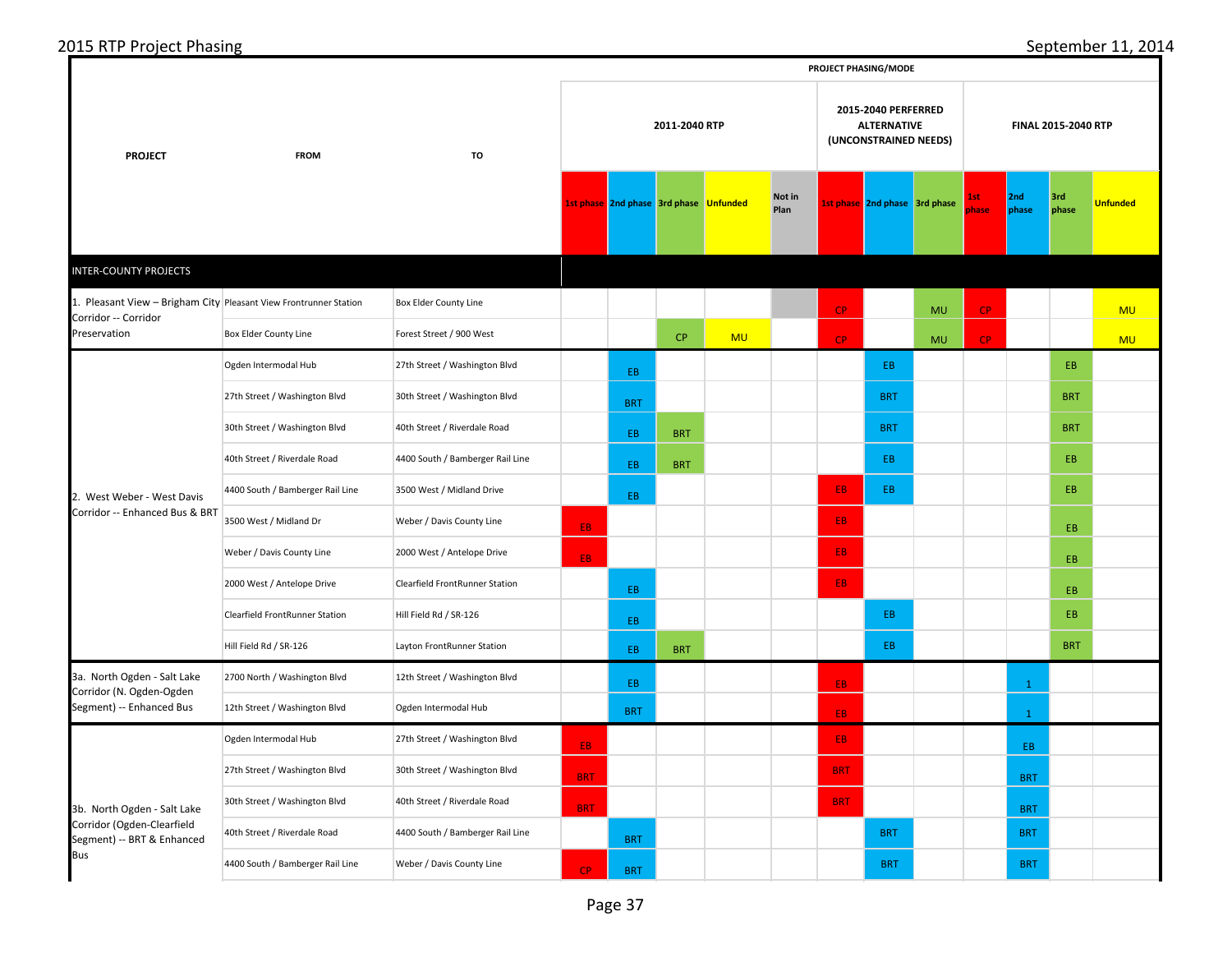## 2015 RTP Project Phasing

September 11, 2014

| PROJECT | FROM | TO | 2011-2040 RTP | | | | | 2015-2040 PERFERRED ALTERNATIVE (UNCONSTRAINED NEEDS) | | | FINAL 2015-2040 RTP | | | |
|---|---|---|---|---|---|---|---|---|---|---|---|---|---|---|
| | | | 1st phase | 2nd phase | 3rd phase | Unfunded | Not in Plan | 1st phase | 2nd phase | 3rd phase | 1st phase | 2nd phase | 3rd phase | Unfunded |
| **INTER-COUNTY PROJECTS** | | | | | | | | | | | | | | |
| 1. Pleasant View – Brigham City Corridor -- Corridor Preservation | Pleasant View Frontrunner Station | Box Elder County Line | | | | | | CP | | MU | CP | | | MU |
| | Box Elder County Line | Forest Street / 900 West | | | CP | MU | | CP | | MU | CP | | | MU |
| 2. West Weber - West Davis Corridor -- Enhanced Bus & BRT | Ogden Intermodal Hub | 27th Street / Washington Blvd | | EB | | | | | EB | | | | EB | |
| | 27th Street / Washington Blvd | 30th Street / Washington Blvd | | BRT | | | | | BRT | | | | BRT | |
| | 30th Street / Washington Blvd | 40th Street / Riverdale Road | | EB | BRT | | | | BRT | | | | BRT | |
| | 40th Street / Riverdale Road | 4400 South / Bamberger Rail Line | | EB | BRT | | | | EB | | | | EB | |
| | 4400 South / Bamberger Rail Line | 3500 West / Midland Drive | | EB | | | | EB | EB | | | | EB | |
| | 3500 West / Midland Dr | Weber / Davis County Line | EB | | | | | EB | | | | | EB | |
| | Weber / Davis County Line | 2000 West / Antelope Drive | EB | | | | | EB | | | | | EB | |
| | 2000 West / Antelope Drive | Clearfield FrontRunner Station | | EB | | | | EB | | | | | EB | |
| | Clearfield FrontRunner Station | Hill Field Rd / SR-126 | | EB | | | | | EB | | | | EB | |
| | Hill Field Rd / SR-126 | Layton FrontRunner Station | | EB | BRT | | | | EB | | | | BRT | |
| 3a. North Ogden - Salt Lake Corridor (N. Ogden-Ogden Segment) -- Enhanced Bus | 2700 North / Washington Blvd | 12th Street / Washington Blvd | | EB | | | | EB | | | | 1 | | |
| | 12th Street / Washington Blvd | Ogden Intermodal Hub | | BRT | | | | EB | | | | 1 | | |
| 3b. North Ogden - Salt Lake Corridor (Ogden-Clearfield Segment) -- BRT & Enhanced Bus | Ogden Intermodal Hub | 27th Street / Washington Blvd | EB | | | | | EB | | | | EB | | |
| | 27th Street / Washington Blvd | 30th Street / Washington Blvd | BRT | | | | | BRT | | | | BRT | | |
| | 30th Street / Washington Blvd | 40th Street / Riverdale Road | BRT | | | | | BRT | | | | BRT | | |
| | 40th Street / Riverdale Road | 4400 South / Bamberger Rail Line | | BRT | | | | | BRT | | | BRT | | |
| | 4400 South / Bamberger Rail Line | Weber / Davis County Line | CP | BRT | | | | | BRT | | | BRT | | |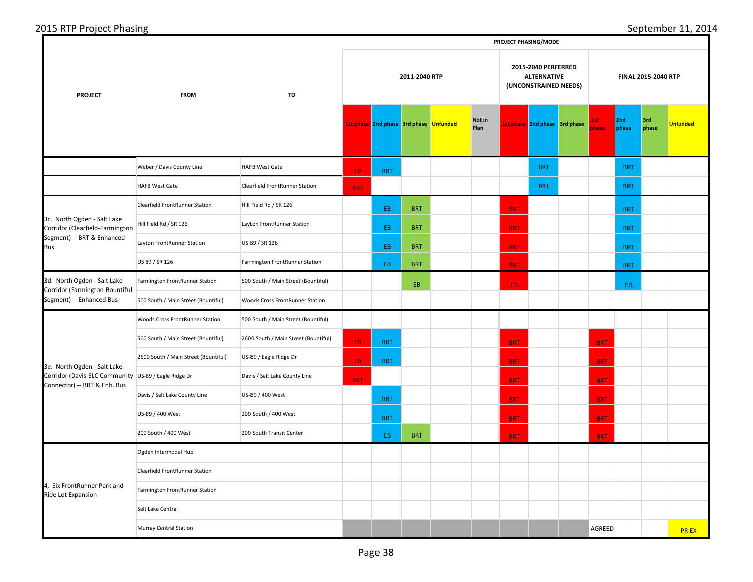# 2015 RTP Project Phasing

September 11, 2014

| PROJECT | FROM | TO | PROJECT PHASING/MODE | | | | | | | | | | | |
|---|---|---|---|---|---|---|---|---|---|---|---|---|---|---|
| | | | 2011-2040 RTP | | | | | 2015-2040 PERFERRED ALTERNATIVE (UNCONSTRAINED NEEDS) | | | FINAL 2015-2040 RTP | | | |
| | | | 1st phase | 2nd phase | 3rd phase | Unfunded | Not in Plan | 1st phase | 2nd phase | 3rd phase | 1st phase | 2nd phase | 3rd phase | Unfunded |
| | Weber / Davis County Line | HAFB West Gate | CP | BRT | | | | | BRT | | | BRT | | |
| | HAFB West Gate | Clearfield FrontRunner Station | BRT | | | | | | BRT | | | BRT | | |
| 3c. North Ogden - Salt Lake Corridor (Clearfield-Farmington Segment) -- BRT & Enhanced Bus | Clearfield FrontRunner Station | Hill Field Rd / SR 126 | | EB | BRT | | | BRT | | | | BRT | | |
| | Hill Field Rd / SR 126 | Layton FrontRunner Station | | EB | BRT | | | BRT | | | | BRT | | |
| | Layton FrontRunner Station | US 89 / SR 126 | | EB | BRT | | | BRT | | | | BRT | | |
| | US 89 / SR 126 | Farmington FrontRunner Station | | EB | BRT | | | BRT | | | | BRT | | |
| 3d. North Ogden - Salt Lake Corridor (Farmington-Bountiful Segment) -- Enhanced Bus | Farmington FrontRunner Station | 500 South / Main Street (Bountiful) | | | EB | | | EB | | | | EB | | |
| | 500 South / Main Street (Bountiful) | Woods Cross FrontRunner Station | | | | | | | | | | | | |
| 3e. North Ogden - Salt Lake Corridor (Davis-SLC Community Connector) -- BRT & Enh. Bus | Woods Cross FrontRunner Station | 500 South / Main Street (Bountiful) | | | | | | | | | | | | |
| | 500 South / Main Street (Bountiful) | 2600 South / Main Street (Bountiful) | EB | BRT | | | | BRT | | | BRT | | | |
| | 2600 South / Main Street (Bountiful) | US-89 / Eagle Ridge Dr | EB | BRT | | | | BRT | | | BRT | | | |
| | US-89 / Eagle Ridge Dr | Davis / Salt Lake County Line | BRT | | | | | BRT | | | BRT | | | |
| | Davis / Salt Lake County Line | US-89 / 400 West | | BRT | | | | BRT | | | BRT | | | |
| | US-89 / 400 West | 200 South / 400 West | | BRT | | | | BRT | | | BRT | | | |
| | 200 South / 400 West | 200 South Transit Center | | EB | BRT | | | BRT | | | BRT | | | |
| 4. Six FrontRunner Park and Ride Lot Expansion | Ogden Intermodal Hub | | | | | | | | | | | | | |
| | Clearfield FrontRunner Station | | | | | | | | | | | | | |
| | Farmington FrontRunner Station | | | | | | | | | | | | | |
| | Salt Lake Central | | | | | | | | | | | | | |
| | Murray Central Station | | | | | | | | | | AGREED | | | PR EX |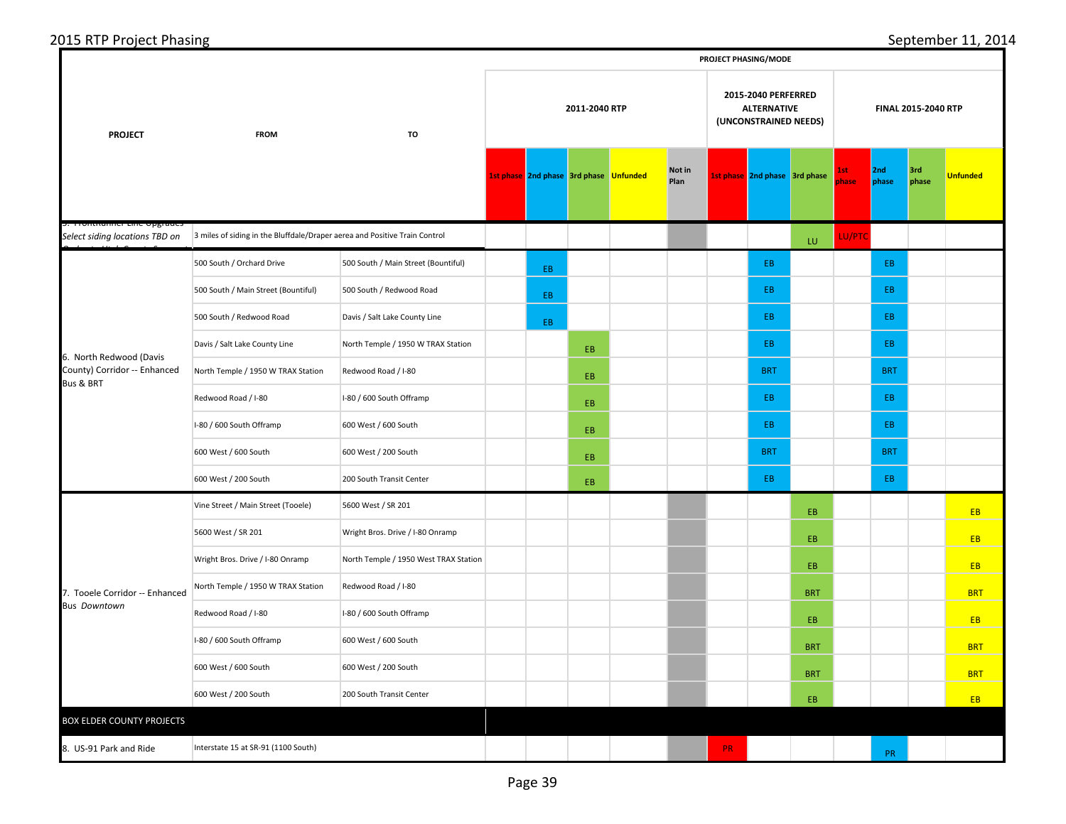2015 RTP Project Phasing

September 11, 2014

| PROJECT | FROM | TO | PROJECT PHASING/MODE | | | | | | | | | | | |
|---|---|---|---|---|---|---|---|---|---|---|---|---|---|---|
| | | | 2011-2040 RTP | | | | | 2015-2040 PERFERRED ALTERNATIVE (UNCONSTRAINED NEEDS) | | | FINAL 2015-2040 RTP | | | |
| | | | 1st phase | 2nd phase | 3rd phase | Unfunded | Not in Plan | 1st phase | 2nd phase | 3rd phase | 1st phase | 2nd phase | 3rd phase | Unfunded |
| 5. FrontRunner Line Upgrades *Select siding locations TBD on Cochrane High County S...* | 3 miles of siding in the Bluffdale/Draper aerea and Positive Train Control | | | | | | | | | LU | LU/PTC | | | |
| 6. North Redwood (Davis County) Corridor -- Enhanced Bus & BRT | 500 South / Orchard Drive | 500 South / Main Street (Bountiful) | | EB | | | | | EB | | | EB | | |
| | 500 South / Main Street (Bountiful) | 500 South / Redwood Road | | EB | | | | | EB | | | EB | | |
| | 500 South / Redwood Road | Davis / Salt Lake County Line | | EB | | | | | EB | | | EB | | |
| | Davis / Salt Lake County Line | North Temple / 1950 W TRAX Station | | | EB | | | | EB | | | EB | | |
| | North Temple / 1950 W TRAX Station | Redwood Road / I-80 | | | EB | | | | BRT | | | BRT | | |
| | Redwood Road / I-80 | I-80 / 600 South Offramp | | | EB | | | | EB | | | EB | | |
| | I-80 / 600 South Offramp | 600 West / 600 South | | | EB | | | | EB | | | EB | | |
| | 600 West / 600 South | 600 West / 200 South | | | EB | | | | BRT | | | BRT | | |
| | 600 West / 200 South | 200 South Transit Center | | | EB | | | | EB | | | EB | | |
| 7. Tooele Corridor -- Enhanced Bus *Downtown* | Vine Street / Main Street (Tooele) | 5600 West / SR 201 | | | | | | | | EB | | | | EB |
| | 5600 West / SR 201 | Wright Bros. Drive / I-80 Onramp | | | | | | | | EB | | | | EB |
| | Wright Bros. Drive / I-80 Onramp | North Temple / 1950 West TRAX Station | | | | | | | | EB | | | | EB |
| | North Temple / 1950 W TRAX Station | Redwood Road / I-80 | | | | | | | | BRT | | | | BRT |
| | Redwood Road / I-80 | I-80 / 600 South Offramp | | | | | | | | EB | | | | EB |
| | I-80 / 600 South Offramp | 600 West / 600 South | | | | | | | | BRT | | | | BRT |
| | 600 West / 600 South | 600 West / 200 South | | | | | | | | BRT | | | | BRT |
| | 600 West / 200 South | 200 South Transit Center | | | | | | | | EB | | | | EB |
| BOX ELDER COUNTY PROJECTS | | | | | | | | | | | | | | |
| 8. US-91 Park and Ride | Interstate 15 at SR-91 (1100 South) | | | | | | | PR | | | | PR | | |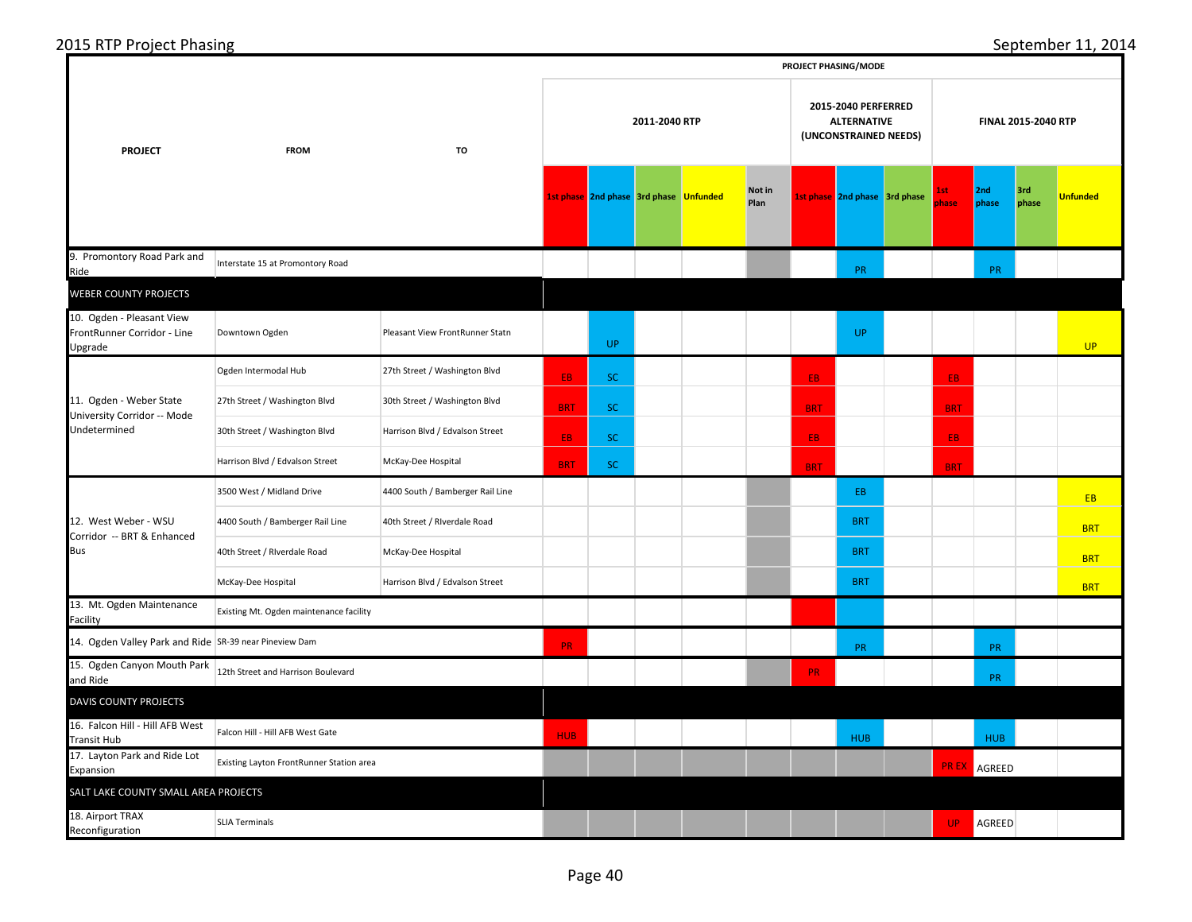2015 RTP Project Phasing

September 11, 2014

| PROJECT | FROM | TO | 2011-2040 RTP | | | | | 2015-2040 PERFERRED ALTERNATIVE (UNCONSTRAINED NEEDS) | | | FINAL 2015-2040 RTP | | | |
|---|---|---|---|---|---|---|---|---|---|---|---|---|---|---|
| | | | 1st phase | 2nd phase | 3rd phase | Unfunded | Not in Plan | 1st phase | 2nd phase | 3rd phase | 1st phase | 2nd phase | 3rd phase | Unfunded |
| 9. Promontory Road Park and Ride | Interstate 15 at Promontory Road | | | | | | | | PR | | | PR | | |
| **WEBER COUNTY PROJECTS** | | | | | | | | | | | | | | |
| 10. Ogden - Pleasant View FrontRunner Corridor - Line Upgrade | Downtown Ogden | Pleasant View FrontRunner Statn | | UP | | | | | UP | | | | | UP |
| 11. Ogden - Weber State University Corridor -- Mode Undetermined | Ogden Intermodal Hub | 27th Street / Washington Blvd | EB | SC | | | | EB | | | EB | | | |
| | 27th Street / Washington Blvd | 30th Street / Washington Blvd | BRT | SC | | | | BRT | | | BRT | | | |
| | 30th Street / Washington Blvd | Harrison Blvd / Edvalson Street | EB | SC | | | | EB | | | EB | | | |
| | Harrison Blvd / Edvalson Street | McKay-Dee Hospital | BRT | SC | | | | BRT | | | BRT | | | |
| 12. West Weber - WSU Corridor -- BRT & Enhanced Bus | 3500 West / Midland Drive | 4400 South / Bamberger Rail Line | | | | | | | EB | | | | | EB |
| | 4400 South / Bamberger Rail Line | 40th Street / RIverdale Road | | | | | | | BRT | | | | | BRT |
| | 40th Street / RIverdale Road | McKay-Dee Hospital | | | | | | | BRT | | | | | BRT |
| | McKay-Dee Hospital | Harrison Blvd / Edvalson Street | | | | | | | BRT | | | | | BRT |
| 13. Mt. Ogden Maintenance Facility | Existing Mt. Ogden maintenance facility | | | | | | | | | | | | | |
| 14. Ogden Valley Park and Ride | SR-39 near Pineview Dam | | PR | | | | | | PR | | | PR | | |
| 15. Ogden Canyon Mouth Park and Ride | 12th Street and Harrison Boulevard | | | | | | | PR | | | | PR | | |
| **DAVIS COUNTY PROJECTS** | | | | | | | | | | | | | | |
| 16. Falcon Hill - Hill AFB West Transit Hub | Falcon Hill - Hill AFB West Gate | | HUB | | | | | | HUB | | | HUB | | |
| 17. Layton Park and Ride Lot Expansion | Existing Layton FrontRunner Station area | | | | | | | | | | PR EX | AGREED | | |
| **SALT LAKE COUNTY SMALL AREA PROJECTS** | | | | | | | | | | | | | | |
| 18. Airport TRAX Reconfiguration | SLIA Terminals | | | | | | | | | | UP | AGREED | | |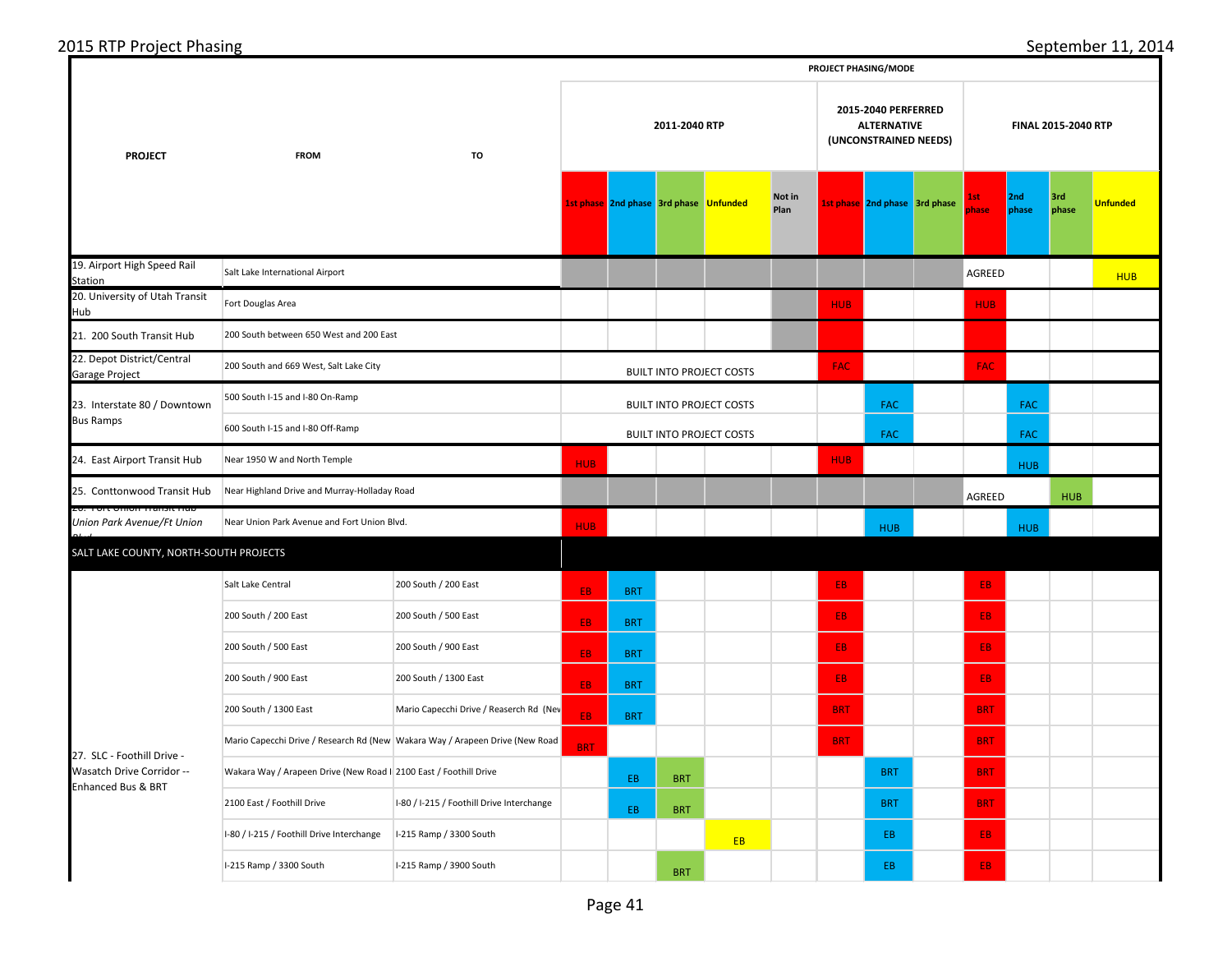# 2015 RTP Project Phasing

September 11, 2014

| PROJECT | FROM | TO | PROJECT PHASING/MODE | | | | | | | | | | | |
|---|---|---|---|---|---|---|---|---|---|---|---|---|---|---|
| | | | 2011-2040 RTP | | | | | 2015-2040 PERFERRED ALTERNATIVE (UNCONSTRAINED NEEDS) | | | FINAL 2015-2040 RTP | | | |
| | | | 1st phase | 2nd phase | 3rd phase | Unfunded | Not in Plan | 1st phase | 2nd phase | 3rd phase | 1st phase | 2nd phase | 3rd phase | Unfunded |
| 19. Airport High Speed Rail Station | Salt Lake International Airport | | | | | | | | | | AGREED | | | HUB |
| 20. University of Utah Transit Hub | Fort Douglas Area | | | | | | | HUB | | | HUB | | | |
| 21. 200 South Transit Hub | 200 South between 650 West and 200 East | | | | | | | | | | | | | |
| 22. Depot District/Central Garage Project | 200 South and 669 West, Salt Lake City | | BUILT INTO PROJECT COSTS | | | | | FAC | | | FAC | | | |
| 23. Interstate 80 / Downtown Bus Ramps | 500 South I-15 and I-80 On-Ramp | | BUILT INTO PROJECT COSTS | | | | | | FAC | | | FAC | | |
| | 600 South I-15 and I-80 Off-Ramp | | BUILT INTO PROJECT COSTS | | | | | | FAC | | | FAC | | |
| 24. East Airport Transit Hub | Near 1950 W and North Temple | | HUB | | | | | HUB | | | | HUB | | |
| 25. Conttonwood Transit Hub | Near Highland Drive and Murray-Holladay Road | | | | | | | | | | AGREED | | HUB | |
| 26. Fort Union Transit Hub *Union Park Avenue/Ft Union Blvd* | Near Union Park Avenue and Fort Union Blvd. | | HUB | | | | | | HUB | | | HUB | | |
| SALT LAKE COUNTY, NORTH-SOUTH PROJECTS | | | | | | | | | | | | | | |
| 27. SLC - Foothill Drive - Wasatch Drive Corridor -- Enhanced Bus & BRT | Salt Lake Central | 200 South / 200 East | EB | BRT | | | | EB | | | EB | | | |
| | 200 South / 200 East | 200 South / 500 East | EB | BRT | | | | EB | | | EB | | | |
| | 200 South / 500 East | 200 South / 900 East | EB | BRT | | | | EB | | | EB | | | |
| | 200 South / 900 East | 200 South / 1300 East | EB | BRT | | | | EB | | | EB | | | |
| | 200 South / 1300 East | Mario Capecchi Drive / Reaserch Rd (Nev | EB | BRT | | | | BRT | | | BRT | | | |
| | Mario Capecchi Drive / Research Rd (New | Wakara Way / Arapeen Drive (New Road | BRT | | | | | BRT | | | BRT | | | |
| | Wakara Way / Arapeen Drive (New Road I | 2100 East / Foothill Drive | | EB | BRT | | | | BRT | | BRT | | | |
| | 2100 East / Foothill Drive | I-80 / I-215 / Foothill Drive Interchange | | EB | BRT | | | | BRT | | BRT | | | |
| | I-80 / I-215 / Foothill Drive Interchange | I-215 Ramp / 3300 South | | | | EB | | | EB | | EB | | | |
| | I-215 Ramp / 3300 South | I-215 Ramp / 3900 South | | | BRT | | | | EB | | EB | | | |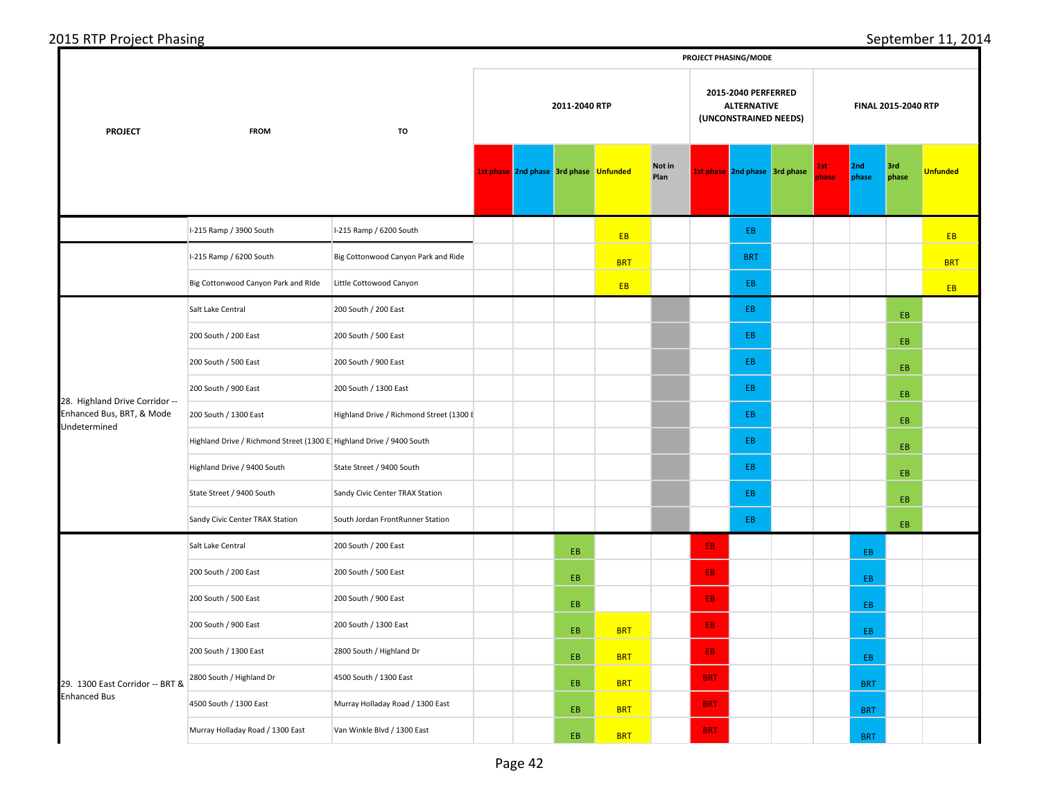| PROJECT | FROM | TO | PROJECT PHASING/MODE | | | | | | | | | | | |
|---|---|---|---|---|---|---|---|---|---|---|---|---|---|---|
| | | | 2011-2040 RTP | | | | | 2015-2040 PERFERRED ALTERNATIVE (UNCONSTRAINED NEEDS) | | | FINAL 2015-2040 RTP | | | |
| | | | 1st phase | 2nd phase | 3rd phase | Unfunded | Not in Plan | 1st phase | 2nd phase | 3rd phase | 1st phase | 2nd phase | 3rd phase | Unfunded |
| | I-215 Ramp / 3900 South | I-215 Ramp / 6200 South | | | | EB | | | EB | | | | | EB |
| | I-215 Ramp / 6200 South | Big Cottonwood Canyon Park and Ride | | | | BRT | | | BRT | | | | | BRT |
| | Big Cottonwood Canyon Park and RIde | Little Cottowood Canyon | | | | EB | | | EB | | | | | EB |
| 28. Highland Drive Corridor -- Enhanced Bus, BRT, & Mode Undetermined | Salt Lake Central | 200 South / 200 East | | | | | | | EB | | | | EB | |
| | 200 South / 200 East | 200 South / 500 East | | | | | | | EB | | | | EB | |
| | 200 South / 500 East | 200 South / 900 East | | | | | | | EB | | | | EB | |
| | 200 South / 900 East | 200 South / 1300 East | | | | | | | EB | | | | EB | |
| | 200 South / 1300 East | Highland Drive / Richmond Street (1300 E | | | | | | | EB | | | | EB | |
| | Highland Drive / Richmond Street (1300 E) | Highland Drive / 9400 South | | | | | | | EB | | | | EB | |
| | Highland Drive / 9400 South | State Street / 9400 South | | | | | | | EB | | | | EB | |
| | State Street / 9400 South | Sandy Civic Center TRAX Station | | | | | | | EB | | | | EB | |
| | Sandy Civic Center TRAX Station | South Jordan FrontRunner Station | | | | | | | EB | | | | EB | |
| 29. 1300 East Corridor -- BRT & Enhanced Bus | Salt Lake Central | 200 South / 200 East | | | EB | | | EB | | | | EB | | |
| | 200 South / 200 East | 200 South / 500 East | | | EB | | | EB | | | | EB | | |
| | 200 South / 500 East | 200 South / 900 East | | | EB | | | EB | | | | EB | | |
| | 200 South / 900 East | 200 South / 1300 East | | | EB | BRT | | EB | | | | EB | | |
| | 200 South / 1300 East | 2800 South / Highland Dr | | | EB | BRT | | EB | | | | EB | | |
| | 2800 South / Highland Dr | 4500 South / 1300 East | | | EB | BRT | | BRT | | | | BRT | | |
| | 4500 South / 1300 East | Murray Holladay Road / 1300 East | | | EB | BRT | | BRT | | | | BRT | | |
| | Murray Holladay Road / 1300 East | Van Winkle Blvd / 1300 East | | | EB | BRT | | BRT | | | | BRT | | |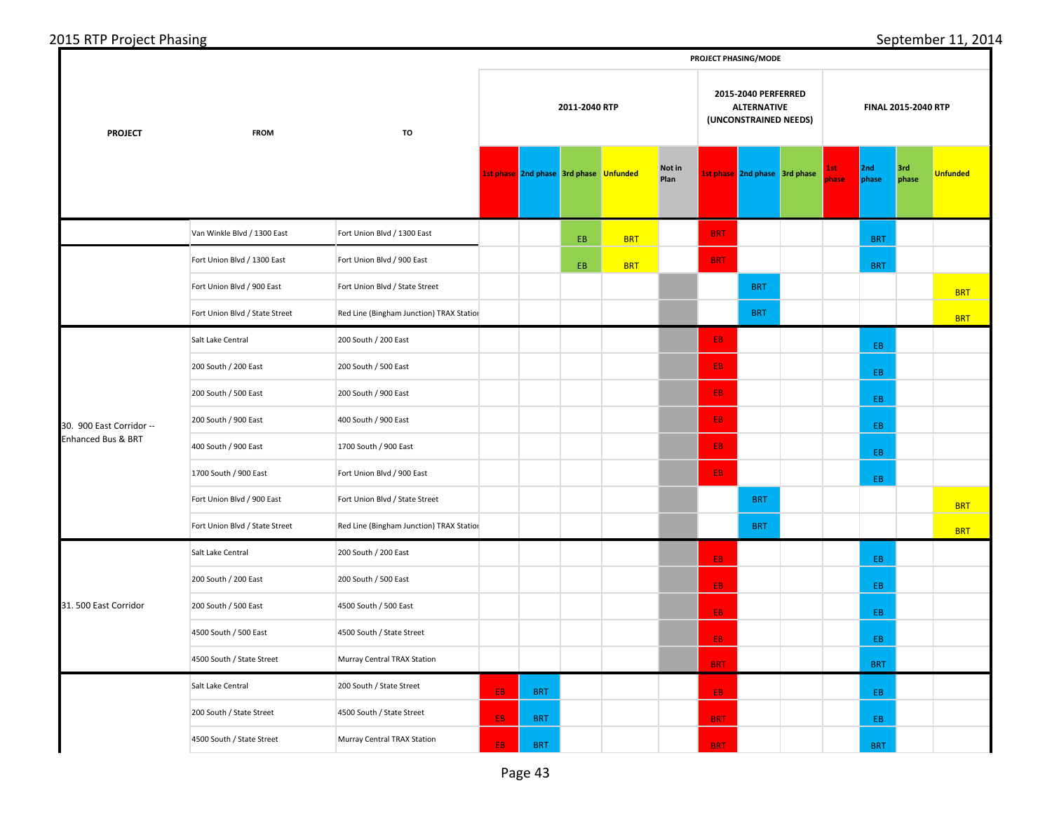# 2015 RTP Project Phasing

September 11, 2014

| PROJECT | FROM | TO | PROJECT PHASING/MODE | | | | | | | | | | | |
|---|---|---|---|---|---|---|---|---|---|---|---|---|---|---|
| | | | 2011-2040 RTP | | | | | 2015-2040 PERFERRED ALTERNATIVE (UNCONSTRAINED NEEDS) | | | FINAL 2015-2040 RTP | | | |
| | | | 1st phase | 2nd phase | 3rd phase | Unfunded | Not in Plan | 1st phase | 2nd phase | 3rd phase | 1st phase | 2nd phase | 3rd phase | Unfunded |
| | Van Winkle Blvd / 1300 East | Fort Union Blvd / 1300 East | | | EB | BRT | | BRT | | | | BRT | | |
| | Fort Union Blvd / 1300 East | Fort Union Blvd / 900 East | | | EB | BRT | | BRT | | | | BRT | | |
| | Fort Union Blvd / 900 East | Fort Union Blvd / State Street | | | | | | | BRT | | | | | BRT |
| | Fort Union Blvd / State Street | Red Line (Bingham Junction) TRAX Station | | | | | | | BRT | | | | | BRT |
| 30. 900 East Corridor -- Enhanced Bus & BRT | Salt Lake Central | 200 South / 200 East | | | | | | EB | | | | EB | | |
| | 200 South / 200 East | 200 South / 500 East | | | | | | EB | | | | EB | | |
| | 200 South / 500 East | 200 South / 900 East | | | | | | EB | | | | EB | | |
| | 200 South / 900 East | 400 South / 900 East | | | | | | EB | | | | EB | | |
| | 400 South / 900 East | 1700 South / 900 East | | | | | | EB | | | | EB | | |
| | 1700 South / 900 East | Fort Union Blvd / 900 East | | | | | | EB | | | | EB | | |
| | Fort Union Blvd / 900 East | Fort Union Blvd / State Street | | | | | | | BRT | | | | | BRT |
| | Fort Union Blvd / State Street | Red Line (Bingham Junction) TRAX Station | | | | | | | BRT | | | | | BRT |
| 31. 500 East Corridor | Salt Lake Central | 200 South / 200 East | | | | | | EB | | | | EB | | |
| | 200 South / 200 East | 200 South / 500 East | | | | | | EB | | | | EB | | |
| | 200 South / 500 East | 4500 South / 500 East | | | | | | EB | | | | EB | | |
| | 4500 South / 500 East | 4500 South / State Street | | | | | | EB | | | | EB | | |
| | 4500 South / State Street | Murray Central TRAX Station | | | | | | BRT | | | | BRT | | |
| | Salt Lake Central | 200 South / State Street | EB | BRT | | | | EB | | | | EB | | |
| | 200 South / State Street | 4500 South / State Street | EB | BRT | | | | BRT | | | | EB | | |
| | 4500 South / State Street | Murray Central TRAX Station | EB | BRT | | | | BRT | | | | BRT | | |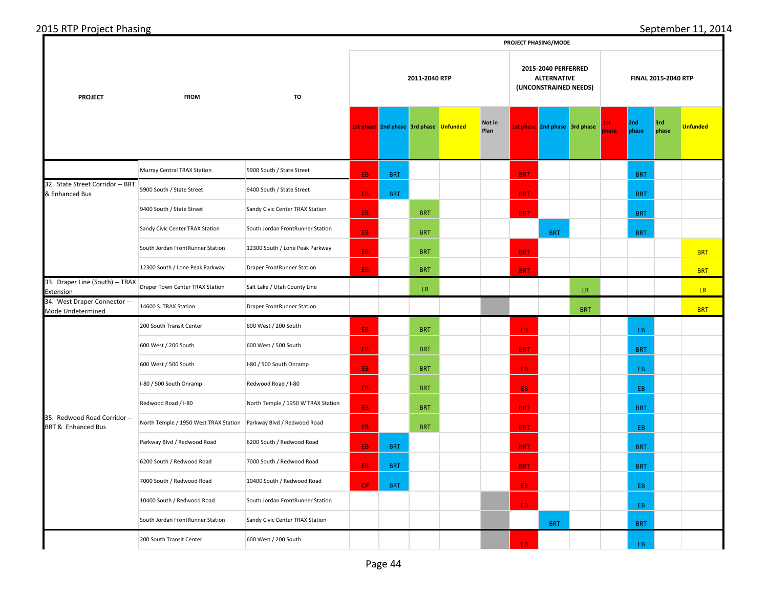# 2015 RTP Project Phasing

September 11, 2014

| PROJECT | FROM | TO | PROJECT PHASING/MODE | | | | | | | | | | | |
|---|---|---|---|---|---|---|---|---|---|---|---|---|---|---|
| | | | 2011-2040 RTP | | | | | 2015-2040 PERFERRED ALTERNATIVE (UNCONSTRAINED NEEDS) | | | FINAL 2015-2040 RTP | | | |
| | | | 1st phase | 2nd phase | 3rd phase | Unfunded | Not in Plan | 1st phase | 2nd phase | 3rd phase | 1st phase | 2nd phase | 3rd phase | Unfunded |
| 32. State Street Corridor -- BRT & Enhanced Bus | Murray Central TRAX Station | 5900 South / State Street | EB | BRT | | | | BRT | | | | BRT | | |
| | 5900 South / State Street | 9400 South / State Street | EB | BRT | | | | BRT | | | | BRT | | |
| | 9400 South / State Street | Sandy Civic Center TRAX Station | EB | | BRT | | | BRT | | | | BRT | | |
| | Sandy Civic Center TRAX Station | South Jordan FrontRunner Station | EB | | BRT | | | | BRT | | | BRT | | |
| | South Jordan FrontRunner Station | 12300 South / Lone Peak Parkway | EB | | BRT | | | BRT | | | | | | BRT |
| | 12300 South / Lone Peak Parkway | Draper FrontRunner Station | EB | | BRT | | | BRT | | | | | | BRT |
| 33. Draper Line (South) -- TRAX Extension | Draper Town Center TRAX Station | Salt Lake / Utah County Line | | | LR | | | | | LR | | | | LR |
| 34. West Draper Connector -- Mode Undetermined | 14600 S. TRAX Station | Draper FrontRunner Station | | | | | ■ | | | BRT | | | | BRT |
| 35. Redwood Road Corridor -- BRT & Enhanced Bus | 200 South Transit Center | 600 West / 200 South | EB | | BRT | | | EB | | | | EB | | |
| | 600 West / 200 South | 600 West / 500 South | EB | | BRT | | | BRT | | | | BRT | | |
| | 600 West / 500 South | I-80 / 500 South Onramp | EB | | BRT | | | EB | | | | EB | | |
| | I-80 / 500 South Onramp | Redwood Road / I-80 | EB | | BRT | | | EB | | | | EB | | |
| | Redwood Road / I-80 | North Temple / 1950 W TRAX Station | EB | | BRT | | | BRT | | | | BRT | | |
| | North Temple / 1950 West TRAX Station | Parkway Blvd / Redwood Road | EB | | BRT | | | BRT | | | | EB | | |
| | Parkway Blvd / Redwood Road | 6200 South / Redwood Road | EB | BRT | | | | BRT | | | | BRT | | |
| | 6200 South / Redwood Road | 7000 South / Redwood Road | EB | BRT | | | | BRT | | | | BRT | | |
| | 7000 South / Redwood Road | 10400 South / Redwood Road | CP | BRT | | | | EB | | | | EB | | |
| | 10400 South / Redwood Road | South Jordan FrontRunner Station | | | | | ■ | EB | | | | EB | | |
| | South Jordan FrontRunner Station | Sandy Civic Center TRAX Station | | | | | ■ | | BRT | | | BRT | | |
| | 200 South Transit Center | 600 West / 200 South | | | | | ■ | EB | | | | EB | | |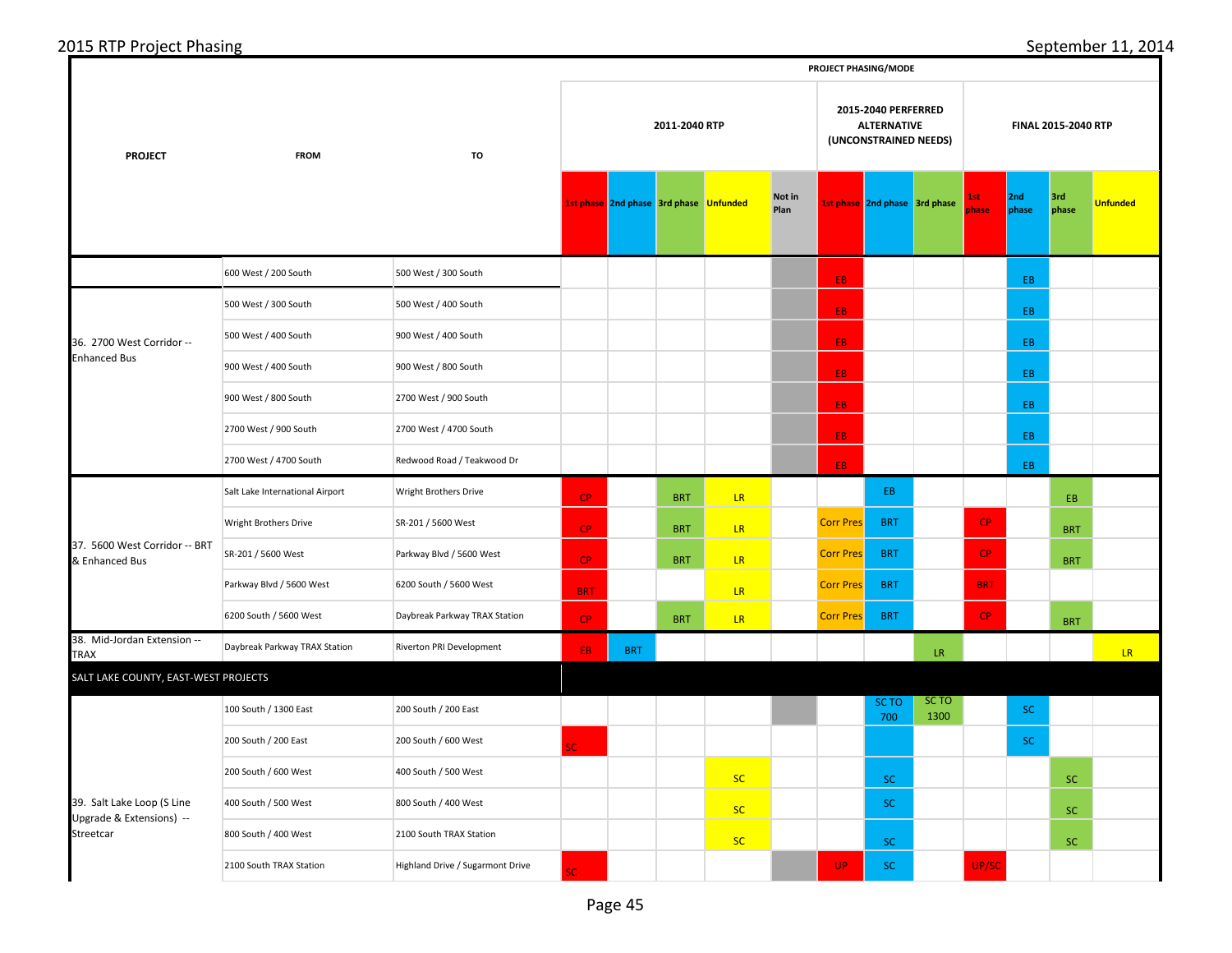## 2015 RTP Project Phasing

September 11, 2014

| PROJECT | FROM | TO | 2011-2040 RTP | | | | | 2015-2040 PERFERRED ALTERNATIVE (UNCONSTRAINED NEEDS) | | | FINAL 2015-2040 RTP | | | |
|---|---|---|---|---|---|---|---|---|---|---|---|---|---|---|
| | | | 1st phase | 2nd phase | 3rd phase | Unfunded | Not in Plan | 1st phase | 2nd phase | 3rd phase | 1st phase | 2nd phase | 3rd phase | Unfunded |
| | 600 West / 200 South | 500 West / 300 South | | | | | | EB | | | | EB | | |
| 36. 2700 West Corridor -- Enhanced Bus | 500 West / 300 South | 500 West / 400 South | | | | | | EB | | | | EB | | |
| | 500 West / 400 South | 900 West / 400 South | | | | | | EB | | | | EB | | |
| | 900 West / 400 South | 900 West / 800 South | | | | | | EB | | | | EB | | |
| | 900 West / 800 South | 2700 West / 900 South | | | | | | EB | | | | EB | | |
| | 2700 West / 900 South | 2700 West / 4700 South | | | | | | EB | | | | EB | | |
| | 2700 West / 4700 South | Redwood Road / Teakwood Dr | | | | | | EB | | | | EB | | |
| 37. 5600 West Corridor -- BRT & Enhanced Bus | Salt Lake International Airport | Wright Brothers Drive | CP | | BRT | LR | | | EB | | | | EB | |
| | Wright Brothers Drive | SR-201 / 5600 West | CP | | BRT | LR | | Corr Pres | BRT | | CP | | BRT | |
| | SR-201 / 5600 West | Parkway Blvd / 5600 West | CP | | BRT | LR | | Corr Pres | BRT | | CP | | BRT | |
| | Parkway Blvd / 5600 West | 6200 South / 5600 West | BRT | | | LR | | Corr Pres | BRT | | BRT | | | |
| | 6200 South / 5600 West | Daybreak Parkway TRAX Station | CP | | BRT | LR | | Corr Pres | BRT | | CP | | BRT | |
| 38. Mid-Jordan Extension -- TRAX | Daybreak Parkway TRAX Station | Riverton PRI Development | EB | BRT | | | | | | LR | | | | LR |
| **SALT LAKE COUNTY, EAST-WEST PROJECTS** | | | | | | | | | | | | | | |
| 39. Salt Lake Loop (S Line Upgrade & Extensions) -- Streetcar | 100 South / 1300 East | 200 South / 200 East | | | | | | | SC TO 700 | SC TO 1300 | | SC | | |
| | 200 South / 200 East | 200 South / 600 West | SC | | | | | | | | | SC | | |
| | 200 South / 600 West | 400 South / 500 West | | | | SC | | | SC | | | | SC | |
| | 400 South / 500 West | 800 South / 400 West | | | | SC | | | SC | | | | SC | |
| | 800 South / 400 West | 2100 South TRAX Station | | | | SC | | | SC | | | | SC | |
| | 2100 South TRAX Station | Highland Drive / Sugarmont Drive | SC | | | | | UP | SC | | UP/SC | | | |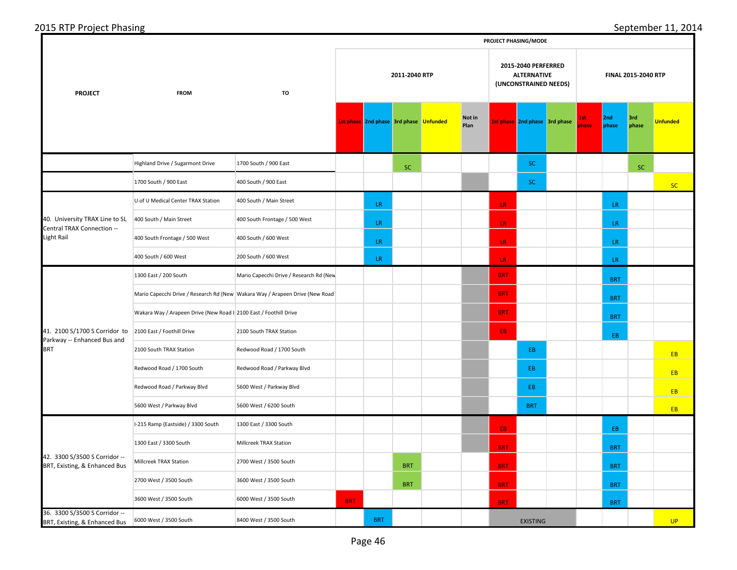# 2015 RTP Project Phasing

September 11, 2014

| PROJECT | FROM | TO | 2011-2040 RTP | | | | | 2015-2040 PERFERRED ALTERNATIVE (UNCONSTRAINED NEEDS) | | | FINAL 2015-2040 RTP | | | |
|---|---|---|---|---|---|---|---|---|---|---|---|---|---|---|
| | | | 1st phase | 2nd phase | 3rd phase | Unfunded | Not in Plan | 1st phase | 2nd phase | 3rd phase | 1st phase | 2nd phase | 3rd phase | Unfunded |
| | Highland Drive / Sugarmont Drive | 1700 South / 900 East | | | SC | | | | SC | | | | SC | |
| | 1700 South / 900 East | 400 South / 900 East | | | | | | | SC | | | | | SC |
| 40. University TRAX Line to SL Central TRAX Connection -- Light Rail | U of U Medical Center TRAX Station | 400 South / Main Street | | LR | | | | LR | | | | LR | | |
| | 400 South / Main Street | 400 South Frontage / 500 West | | LR | | | | LR | | | | LR | | |
| | 400 South Frontage / 500 West | 400 South / 600 West | | LR | | | | LR | | | | LR | | |
| | 400 South / 600 West | 200 South / 600 West | | LR | | | | LR | | | | LR | | |
| 41. 2100 S/1700 S Corridor to Parkway -- Enhanced Bus and BRT | 1300 East / 200 South | Mario Capecchi Drive / Research Rd (New | | | | | | BRT | | | | BRT | | |
| | Mario Capecchi Drive / Research Rd (New | Wakara Way / Arapeen Drive (New Road | | | | | | BRT | | | | BRT | | |
| | Wakara Way / Arapeen Drive (New Road I | 2100 East / Foothill Drive | | | | | | BRT | | | | BRT | | |
| | 2100 East / Foothill Drive | 2100 South TRAX Station | | | | | | EB | | | | EB | | |
| | 2100 South TRAX Station | Redwood Road / 1700 South | | | | | | | EB | | | | | EB |
| | Redwood Road / 1700 South | Redwood Road / Parkway Blvd | | | | | | | EB | | | | | EB |
| | Redwood Road / Parkway Blvd | 5600 West / Parkway Blvd | | | | | | | EB | | | | | EB |
| | 5600 West / Parkway Blvd | 5600 West / 6200 South | | | | | | | BRT | | | | | EB |
| 42. 3300 S/3500 S Corridor -- BRT, Existing, & Enhanced Bus | I-215 Ramp (Eastside) / 3300 South | 1300 East / 3300 South | | | | | | EB | | | | EB | | |
| | 1300 East / 3300 South | Millcreek TRAX Station | | | | | | BRT | | | | BRT | | |
| | Millcreek TRAX Station | 2700 West / 3500 South | | | BRT | | | BRT | | | | BRT | | |
| | 2700 West / 3500 South | 3600 West / 3500 South | | | BRT | | | BRT | | | | BRT | | |
| | 3600 West / 3500 South | 6000 West / 3500 South | BRT | | | | | BRT | | | | BRT | | |
| 36. 3300 S/3500 S Corridor -- BRT, Existing, & Enhanced Bus | 6000 West / 3500 South | 8400 West / 3500 South | | BRT | | | | EXISTING | | | | | | UP |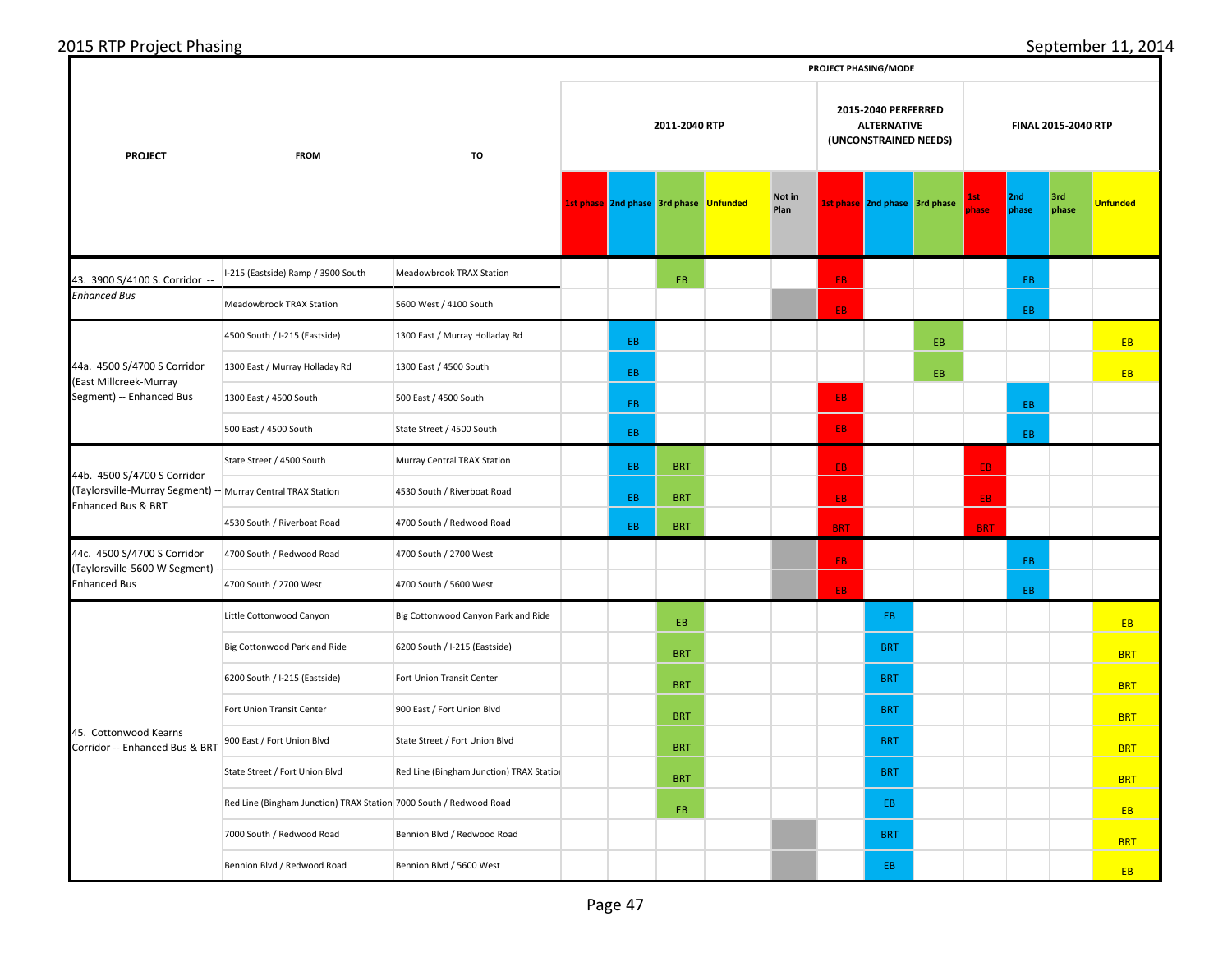2015 RTP Project Phasing

September 11, 2014

| PROJECT | FROM | TO | PROJECT PHASING/MODE | | | | | | | | | | | |
|---|---|---|---|---|---|---|---|---|---|---|---|---|---|---|
| | | | 2011-2040 RTP | | | | | 2015-2040 PERFERRED ALTERNATIVE (UNCONSTRAINED NEEDS) | | | FINAL 2015-2040 RTP | | | |
| | | | 1st phase | 2nd phase | 3rd phase | Unfunded | Not in Plan | 1st phase | 2nd phase | 3rd phase | 1st phase | 2nd phase | 3rd phase | Unfunded |
| 43. 3900 S/4100 S. Corridor -- *Enhanced Bus* | I-215 (Eastside) Ramp / 3900 South | Meadowbrook TRAX Station | | | EB | | | EB | | | | EB | | |
| | Meadowbrook TRAX Station | 5600 West / 4100 South | | | | | | EB | | | | EB | | |
| 44a. 4500 S/4700 S Corridor (East Millcreek-Murray Segment) -- Enhanced Bus | 4500 South / I-215 (Eastside) | 1300 East / Murray Holladay Rd | | EB | | | | | | EB | | | | EB |
| | 1300 East / Murray Holladay Rd | 1300 East / 4500 South | | EB | | | | | | EB | | | | EB |
| | 1300 East / 4500 South | 500 East / 4500 South | | EB | | | | EB | | | | EB | | |
| | 500 East / 4500 South | State Street / 4500 South | | EB | | | | EB | | | | EB | | |
| 44b. 4500 S/4700 S Corridor (Taylorsville-Murray Segment) -- Enhanced Bus & BRT | State Street / 4500 South | Murray Central TRAX Station | | EB | BRT | | | EB | | | EB | | | |
| | Murray Central TRAX Station | 4530 South / Riverboat Road | | EB | BRT | | | EB | | | EB | | | |
| | 4530 South / Riverboat Road | 4700 South / Redwood Road | | EB | BRT | | | BRT | | | BRT | | | |
| 44c. 4500 S/4700 S Corridor (Taylorsville-5600 W Segment) -- Enhanced Bus | 4700 South / Redwood Road | 4700 South / 2700 West | | | | | | EB | | | | EB | | |
| | 4700 South / 2700 West | 4700 South / 5600 West | | | | | | EB | | | | EB | | |
| 45. Cottonwood Kearns Corridor -- Enhanced Bus & BRT | Little Cottonwood Canyon | Big Cottonwood Canyon Park and Ride | | | EB | | | | EB | | | | | EB |
| | Big Cottonwood Park and Ride | 6200 South / I-215 (Eastside) | | | BRT | | | | BRT | | | | | BRT |
| | 6200 South / I-215 (Eastside) | Fort Union Transit Center | | | BRT | | | | BRT | | | | | BRT |
| | Fort Union Transit Center | 900 East / Fort Union Blvd | | | BRT | | | | BRT | | | | | BRT |
| | 900 East / Fort Union Blvd | State Street / Fort Union Blvd | | | BRT | | | | BRT | | | | | BRT |
| | State Street / Fort Union Blvd | Red Line (Bingham Junction) TRAX Station | | | BRT | | | | BRT | | | | | BRT |
| | Red Line (Bingham Junction) TRAX Station | 7000 South / Redwood Road | | | EB | | | | EB | | | | | EB |
| | 7000 South / Redwood Road | Bennion Blvd / Redwood Road | | | | | | | BRT | | | | | BRT |
| | Bennion Blvd / Redwood Road | Bennion Blvd / 5600 West | | | | | | | EB | | | | | EB |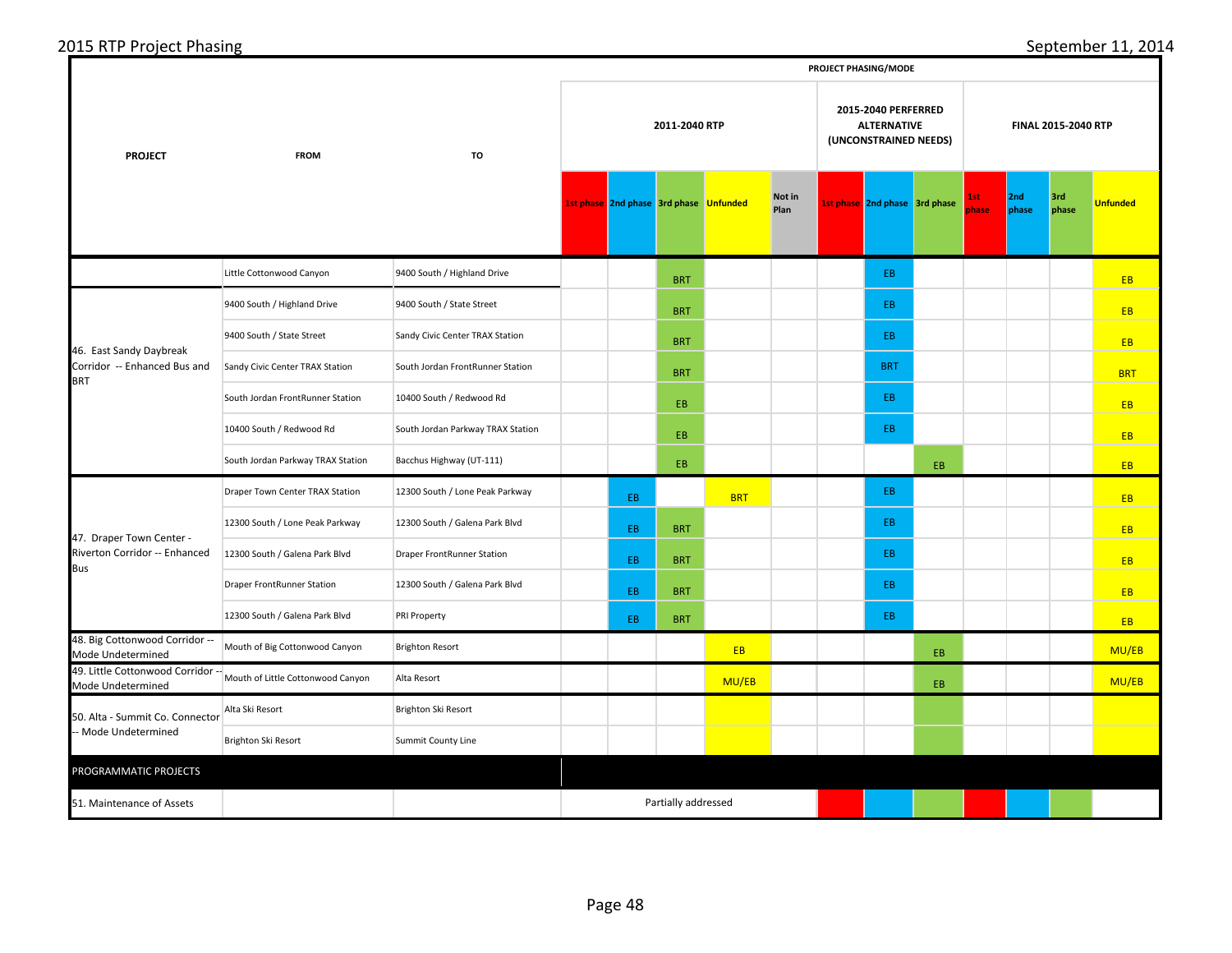## 2015 RTP Project Phasing

September 11, 2014

| PROJECT | FROM | TO | 2011-2040 RTP | | | | | 2015-2040 PERFERRED ALTERNATIVE (UNCONSTRAINED NEEDS) | | | FINAL 2015-2040 RTP | | | |
|---|---|---|---|---|---|---|---|---|---|---|---|---|---|---|
| | | | 1st phase | 2nd phase | 3rd phase | Unfunded | Not in Plan | 1st phase | 2nd phase | 3rd phase | 1st phase | 2nd phase | 3rd phase | Unfunded |
| | Little Cottonwood Canyon | 9400 South / Highland Drive | | | BRT | | | | EB | | | | | EB |
| 46. East Sandy Daybreak Corridor -- Enhanced Bus and BRT | 9400 South / Highland Drive | 9400 South / State Street | | | BRT | | | | EB | | | | | EB |
| | 9400 South / State Street | Sandy Civic Center TRAX Station | | | BRT | | | | EB | | | | | EB |
| | Sandy Civic Center TRAX Station | South Jordan FrontRunner Station | | | BRT | | | | BRT | | | | | BRT |
| | South Jordan FrontRunner Station | 10400 South / Redwood Rd | | | EB | | | | EB | | | | | EB |
| | 10400 South / Redwood Rd | South Jordan Parkway TRAX Station | | | EB | | | | EB | | | | | EB |
| | South Jordan Parkway TRAX Station | Bacchus Highway (UT-111) | | | EB | | | | | EB | | | | EB |
| 47. Draper Town Center - Riverton Corridor -- Enhanced Bus | Draper Town Center TRAX Station | 12300 South / Lone Peak Parkway | | EB | | BRT | | | EB | | | | | EB |
| | 12300 South / Lone Peak Parkway | 12300 South / Galena Park Blvd | | EB | BRT | | | | EB | | | | | EB |
| | 12300 South / Galena Park Blvd | Draper FrontRunner Station | | EB | BRT | | | | EB | | | | | EB |
| | Draper FrontRunner Station | 12300 South / Galena Park Blvd | | EB | BRT | | | | EB | | | | | EB |
| | 12300 South / Galena Park Blvd | PRI Property | | EB | BRT | | | | EB | | | | | EB |
| 48. Big Cottonwood Corridor -- Mode Undetermined | Mouth of Big Cottonwood Canyon | Brighton Resort | | | | EB | | | | EB | | | | MU/EB |
| 49. Little Cottonwood Corridor -- Mode Undetermined | Mouth of Little Cottonwood Canyon | Alta Resort | | | | MU/EB | | | | EB | | | | MU/EB |
| 50. Alta - Summit Co. Connector -- Mode Undetermined | Alta Ski Resort | Brighton Ski Resort | | | | | | | | | | | | |
| | Brighton Ski Resort | Summit County Line | | | | | | | | | | | | |
| PROGRAMMATIC PROJECTS | | | | | | | | | | | | | | |
| 51. Maintenance of Assets | | | Partially addressed | | | | | | | | | | | |